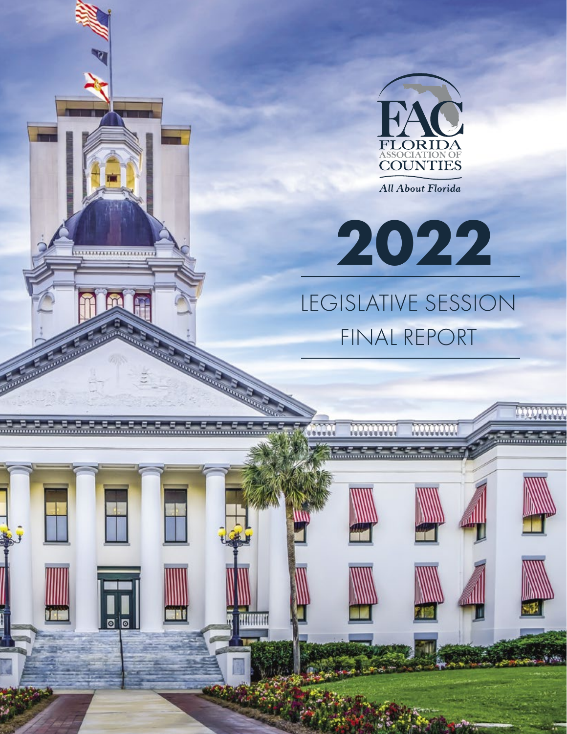FAC

FLORIDA ASSOCIATION OF COUNTIES

*All About Florida*

# 2022

## LEGISLATIVE SESSION FINAL REPORT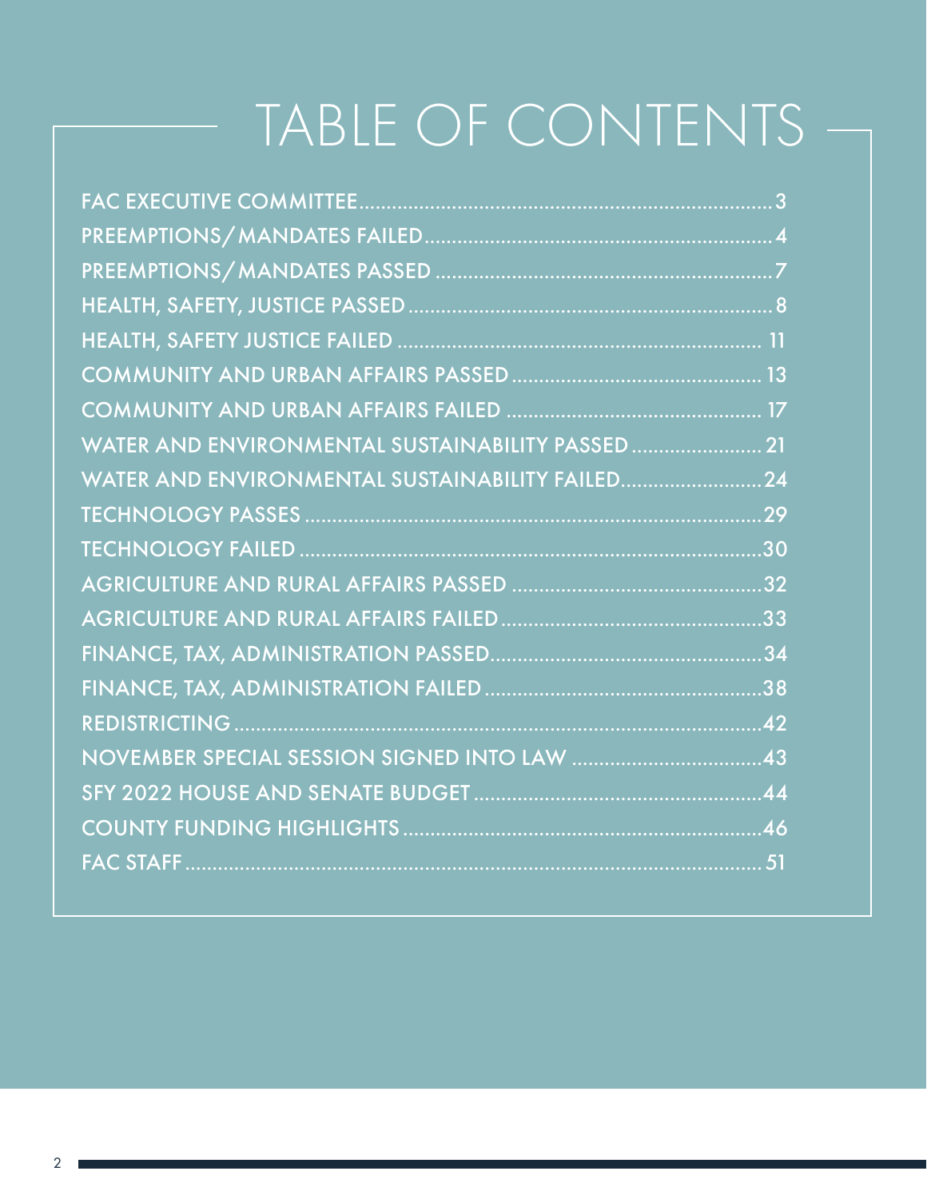# TABLE OF CONTENTS

- FAC EXECUTIVE COMMITTEE ... 3
- PREEMPTIONS/MANDATES FAILED ... 4
- PREEMPTIONS/MANDATES PASSED ... 7
- HEALTH, SAFETY, JUSTICE PASSED ... 8
- HEALTH, SAFETY JUSTICE FAILED ... 11
- COMMUNITY AND URBAN AFFAIRS PASSED ... 13
- COMMUNITY AND URBAN AFFAIRS FAILED ... 17
- WATER AND ENVIRONMENTAL SUSTAINABILITY PASSED ... 21
- WATER AND ENVIRONMENTAL SUSTAINABILITY FAILED ... 24
- TECHNOLOGY PASSES ... 29
- TECHNOLOGY FAILED ... 30
- AGRICULTURE AND RURAL AFFAIRS PASSED ... 32
- AGRICULTURE AND RURAL AFFAIRS FAILED ... 33
- FINANCE, TAX, ADMINISTRATION PASSED ... 34
- FINANCE, TAX, ADMINISTRATION FAILED ... 38
- REDISTRICTING ... 42
- NOVEMBER SPECIAL SESSION SIGNED INTO LAW ... 43
- SFY 2022 HOUSE AND SENATE BUDGET ... 44
- COUNTY FUNDING HIGHLIGHTS ... 46
- FAC STAFF ... 51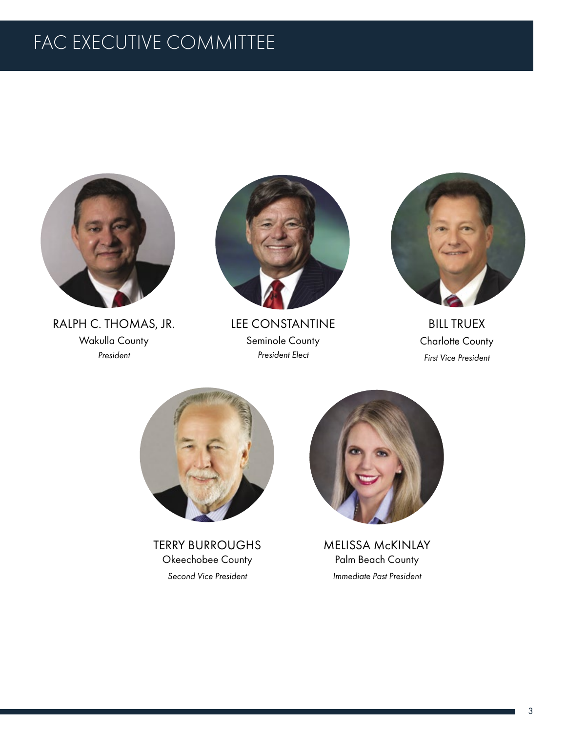# FAC EXECUTIVE COMMITTEE

RALPH C. THOMAS, JR.
Wakulla County
*President*

LEE CONSTANTINE
Seminole County
*President Elect*

BILL TRUEX
Charlotte County
*First Vice President*

TERRY BURROUGHS
Okeechobee County
*Second Vice President*

MELISSA McKINLAY
Palm Beach County
*Immediate Past President*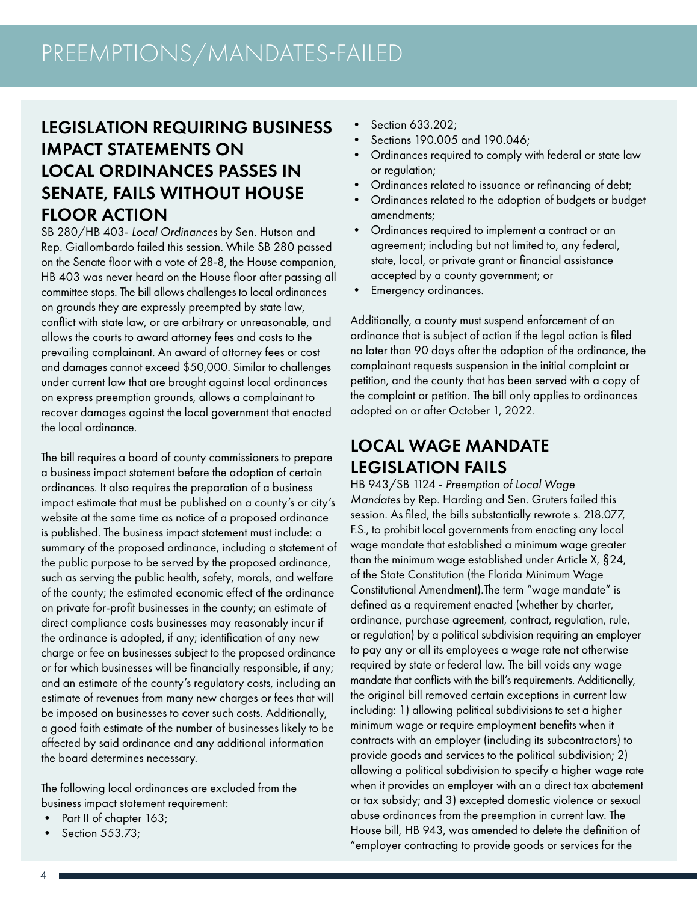# PREEMPTIONS/MANDATES-FAILED

## LEGISLATION REQUIRING BUSINESS IMPACT STATEMENTS ON LOCAL ORDINANCES PASSES IN SENATE, FAILS WITHOUT HOUSE FLOOR ACTION

SB 280/HB 403- *Local Ordinances* by Sen. Hutson and Rep. Giallombardo failed this session. While SB 280 passed on the Senate floor with a vote of 28-8, the House companion, HB 403 was never heard on the House floor after passing all committee stops. The bill allows challenges to local ordinances on grounds they are expressly preempted by state law, conflict with state law, or are arbitrary or unreasonable, and allows the courts to award attorney fees and costs to the prevailing complainant. An award of attorney fees or cost and damages cannot exceed $50,000. Similar to challenges under current law that are brought against local ordinances on express preemption grounds, allows a complainant to recover damages against the local government that enacted the local ordinance.

The bill requires a board of county commissioners to prepare a business impact statement before the adoption of certain ordinances. It also requires the preparation of a business impact estimate that must be published on a county's or city's website at the same time as notice of a proposed ordinance is published. The business impact statement must include: a summary of the proposed ordinance, including a statement of the public purpose to be served by the proposed ordinance, such as serving the public health, safety, morals, and welfare of the county; the estimated economic effect of the ordinance on private for-profit businesses in the county; an estimate of direct compliance costs businesses may reasonably incur if the ordinance is adopted, if any; identification of any new charge or fee on businesses subject to the proposed ordinance or for which businesses will be financially responsible, if any; and an estimate of the county's regulatory costs, including an estimate of revenues from many new charges or fees that will be imposed on businesses to cover such costs. Additionally, a good faith estimate of the number of businesses likely to be affected by said ordinance and any additional information the board determines necessary.

The following local ordinances are excluded from the business impact statement requirement:

- Part II of chapter 163;
- Section 553.73;
- Section 633.202;
- Sections 190.005 and 190.046;
- Ordinances required to comply with federal or state law or regulation;
- Ordinances related to issuance or refinancing of debt;
- Ordinances related to the adoption of budgets or budget amendments;
- Ordinances required to implement a contract or an agreement; including but not limited to, any federal, state, local, or private grant or financial assistance accepted by a county government; or
- Emergency ordinances.

Additionally, a county must suspend enforcement of an ordinance that is subject of action if the legal action is filed no later than 90 days after the adoption of the ordinance, the complainant requests suspension in the initial complaint or petition, and the county that has been served with a copy of the complaint or petition. The bill only applies to ordinances adopted on or after October 1, 2022.

## LOCAL WAGE MANDATE LEGISLATION FAILS

HB 943/SB 1124 - *Preemption of Local Wage Mandates* by Rep. Harding and Sen. Gruters failed this session. As filed, the bills substantially rewrote s. 218.077, F.S., to prohibit local governments from enacting any local wage mandate that established a minimum wage greater than the minimum wage established under Article X, §24, of the State Constitution (the Florida Minimum Wage Constitutional Amendment).The term "wage mandate" is defined as a requirement enacted (whether by charter, ordinance, purchase agreement, contract, regulation, rule, or regulation) by a political subdivision requiring an employer to pay any or all its employees a wage rate not otherwise required by state or federal law. The bill voids any wage mandate that conflicts with the bill's requirements. Additionally, the original bill removed certain exceptions in current law including: 1) allowing political subdivisions to set a higher minimum wage or require employment benefits when it contracts with an employer (including its subcontractors) to provide goods and services to the political subdivision; 2) allowing a political subdivision to specify a higher wage rate when it provides an employer with an a direct tax abatement or tax subsidy; and 3) excepted domestic violence or sexual abuse ordinances from the preemption in current law. The House bill, HB 943, was amended to delete the definition of "employer contracting to provide goods or services for the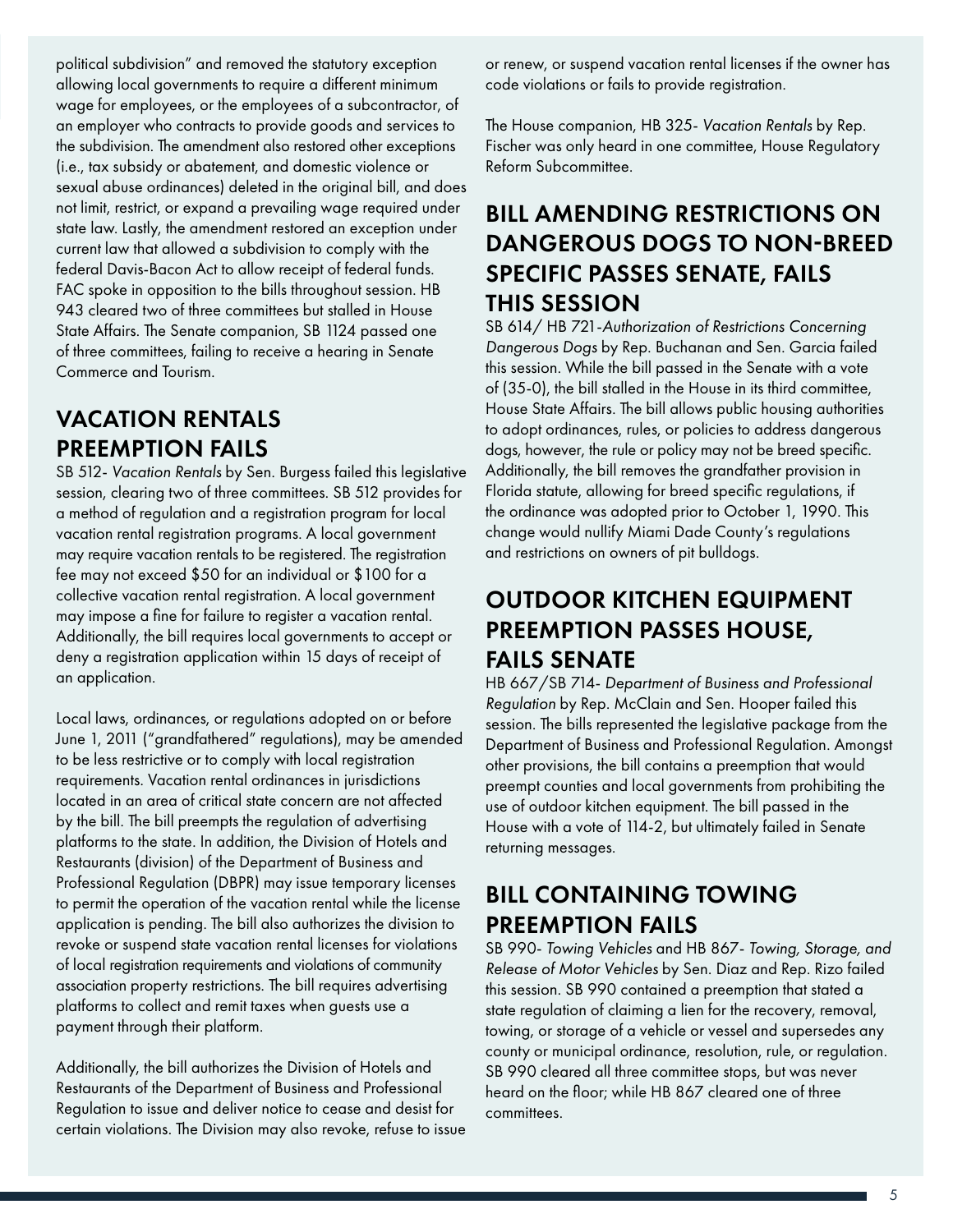political subdivision" and removed the statutory exception allowing local governments to require a different minimum wage for employees, or the employees of a subcontractor, of an employer who contracts to provide goods and services to the subdivision. The amendment also restored other exceptions (i.e., tax subsidy or abatement, and domestic violence or sexual abuse ordinances) deleted in the original bill, and does not limit, restrict, or expand a prevailing wage required under state law. Lastly, the amendment restored an exception under current law that allowed a subdivision to comply with the federal Davis-Bacon Act to allow receipt of federal funds. FAC spoke in opposition to the bills throughout session. HB 943 cleared two of three committees but stalled in House State Affairs. The Senate companion, SB 1124 passed one of three committees, failing to receive a hearing in Senate Commerce and Tourism.

## VACATION RENTALS PREEMPTION FAILS

SB 512- *Vacation Rentals* by Sen. Burgess failed this legislative session, clearing two of three committees. SB 512 provides for a method of regulation and a registration program for local vacation rental registration programs. A local government may require vacation rentals to be registered. The registration fee may not exceed $50 for an individual or $100 for a collective vacation rental registration. A local government may impose a fine for failure to register a vacation rental. Additionally, the bill requires local governments to accept or deny a registration application within 15 days of receipt of an application.

Local laws, ordinances, or regulations adopted on or before June 1, 2011 ("grandfathered" regulations), may be amended to be less restrictive or to comply with local registration requirements. Vacation rental ordinances in jurisdictions located in an area of critical state concern are not affected by the bill. The bill preempts the regulation of advertising platforms to the state. In addition, the Division of Hotels and Restaurants (division) of the Department of Business and Professional Regulation (DBPR) may issue temporary licenses to permit the operation of the vacation rental while the license application is pending. The bill also authorizes the division to revoke or suspend state vacation rental licenses for violations of local registration requirements and violations of community association property restrictions. The bill requires advertising platforms to collect and remit taxes when guests use a payment through their platform.

Additionally, the bill authorizes the Division of Hotels and Restaurants of the Department of Business and Professional Regulation to issue and deliver notice to cease and desist for certain violations. The Division may also revoke, refuse to issue or renew, or suspend vacation rental licenses if the owner has code violations or fails to provide registration.

The House companion, HB 325- *Vacation Rentals* by Rep. Fischer was only heard in one committee, House Regulatory Reform Subcommittee.

## BILL AMENDING RESTRICTIONS ON DANGEROUS DOGS TO NON-BREED SPECIFIC PASSES SENATE, FAILS THIS SESSION

SB 614/ HB 721-*Authorization of Restrictions Concerning Dangerous Dogs* by Rep. Buchanan and Sen. Garcia failed this session. While the bill passed in the Senate with a vote of (35-0), the bill stalled in the House in its third committee, House State Affairs. The bill allows public housing authorities to adopt ordinances, rules, or policies to address dangerous dogs, however, the rule or policy may not be breed specific. Additionally, the bill removes the grandfather provision in Florida statute, allowing for breed specific regulations, if the ordinance was adopted prior to October 1, 1990. This change would nullify Miami Dade County's regulations and restrictions on owners of pit bulldogs.

## OUTDOOR KITCHEN EQUIPMENT PREEMPTION PASSES HOUSE, FAILS SENATE

HB 667/SB 714- *Department of Business and Professional Regulation* by Rep. McClain and Sen. Hooper failed this session. The bills represented the legislative package from the Department of Business and Professional Regulation. Amongst other provisions, the bill contains a preemption that would preempt counties and local governments from prohibiting the use of outdoor kitchen equipment. The bill passed in the House with a vote of 114-2, but ultimately failed in Senate returning messages.

## BILL CONTAINING TOWING PREEMPTION FAILS

SB 990- *Towing Vehicles* and HB 867- *Towing, Storage, and Release of Motor Vehicles* by Sen. Diaz and Rep. Rizo failed this session. SB 990 contained a preemption that stated a state regulation of claiming a lien for the recovery, removal, towing, or storage of a vehicle or vessel and supersedes any county or municipal ordinance, resolution, rule, or regulation. SB 990 cleared all three committee stops, but was never heard on the floor; while HB 867 cleared one of three committees.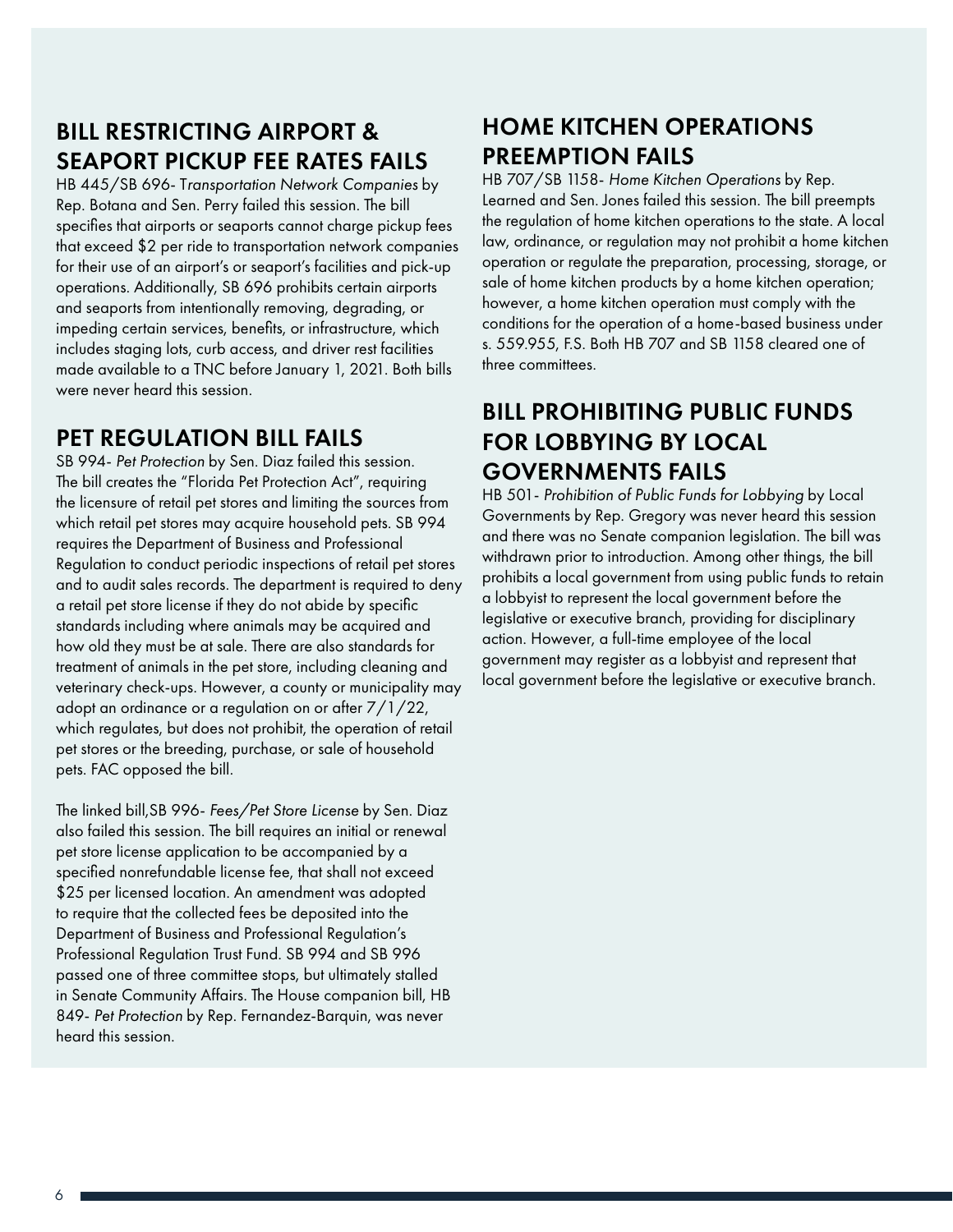## BILL RESTRICTING AIRPORT & SEAPORT PICKUP FEE RATES FAILS

HB 445/SB 696- T*ransportation Network Companies* by Rep. Botana and Sen. Perry failed this session. The bill specifies that airports or seaports cannot charge pickup fees that exceed $2 per ride to transportation network companies for their use of an airport's or seaport's facilities and pick-up operations. Additionally, SB 696 prohibits certain airports and seaports from intentionally removing, degrading, or impeding certain services, benefits, or infrastructure, which includes staging lots, curb access, and driver rest facilities made available to a TNC before January 1, 2021. Both bills were never heard this session.

## PET REGULATION BILL FAILS

SB 994- *Pet Protection* by Sen. Diaz failed this session. The bill creates the "Florida Pet Protection Act", requiring the licensure of retail pet stores and limiting the sources from which retail pet stores may acquire household pets. SB 994 requires the Department of Business and Professional Regulation to conduct periodic inspections of retail pet stores and to audit sales records. The department is required to deny a retail pet store license if they do not abide by specific standards including where animals may be acquired and how old they must be at sale. There are also standards for treatment of animals in the pet store, including cleaning and veterinary check-ups. However, a county or municipality may adopt an ordinance or a regulation on or after 7/1/22, which regulates, but does not prohibit, the operation of retail pet stores or the breeding, purchase, or sale of household pets. FAC opposed the bill.

The linked bill,SB 996- *Fees/Pet Store License* by Sen. Diaz also failed this session. The bill requires an initial or renewal pet store license application to be accompanied by a specified nonrefundable license fee, that shall not exceed $25 per licensed location. An amendment was adopted to require that the collected fees be deposited into the Department of Business and Professional Regulation's Professional Regulation Trust Fund. SB 994 and SB 996 passed one of three committee stops, but ultimately stalled in Senate Community Affairs. The House companion bill, HB 849- *Pet Protection* by Rep. Fernandez-Barquin, was never heard this session.

## HOME KITCHEN OPERATIONS PREEMPTION FAILS

HB 707/SB 1158- *Home Kitchen Operations* by Rep. Learned and Sen. Jones failed this session. The bill preempts the regulation of home kitchen operations to the state. A local law, ordinance, or regulation may not prohibit a home kitchen operation or regulate the preparation, processing, storage, or sale of home kitchen products by a home kitchen operation; however, a home kitchen operation must comply with the conditions for the operation of a home-based business under s. 559.955, F.S. Both HB 707 and SB 1158 cleared one of three committees.

## BILL PROHIBITING PUBLIC FUNDS FOR LOBBYING BY LOCAL GOVERNMENTS FAILS

HB 501- *Prohibition of Public Funds for Lobbying* by Local Governments by Rep. Gregory was never heard this session and there was no Senate companion legislation. The bill was withdrawn prior to introduction. Among other things, the bill prohibits a local government from using public funds to retain a lobbyist to represent the local government before the legislative or executive branch, providing for disciplinary action. However, a full-time employee of the local government may register as a lobbyist and represent that local government before the legislative or executive branch.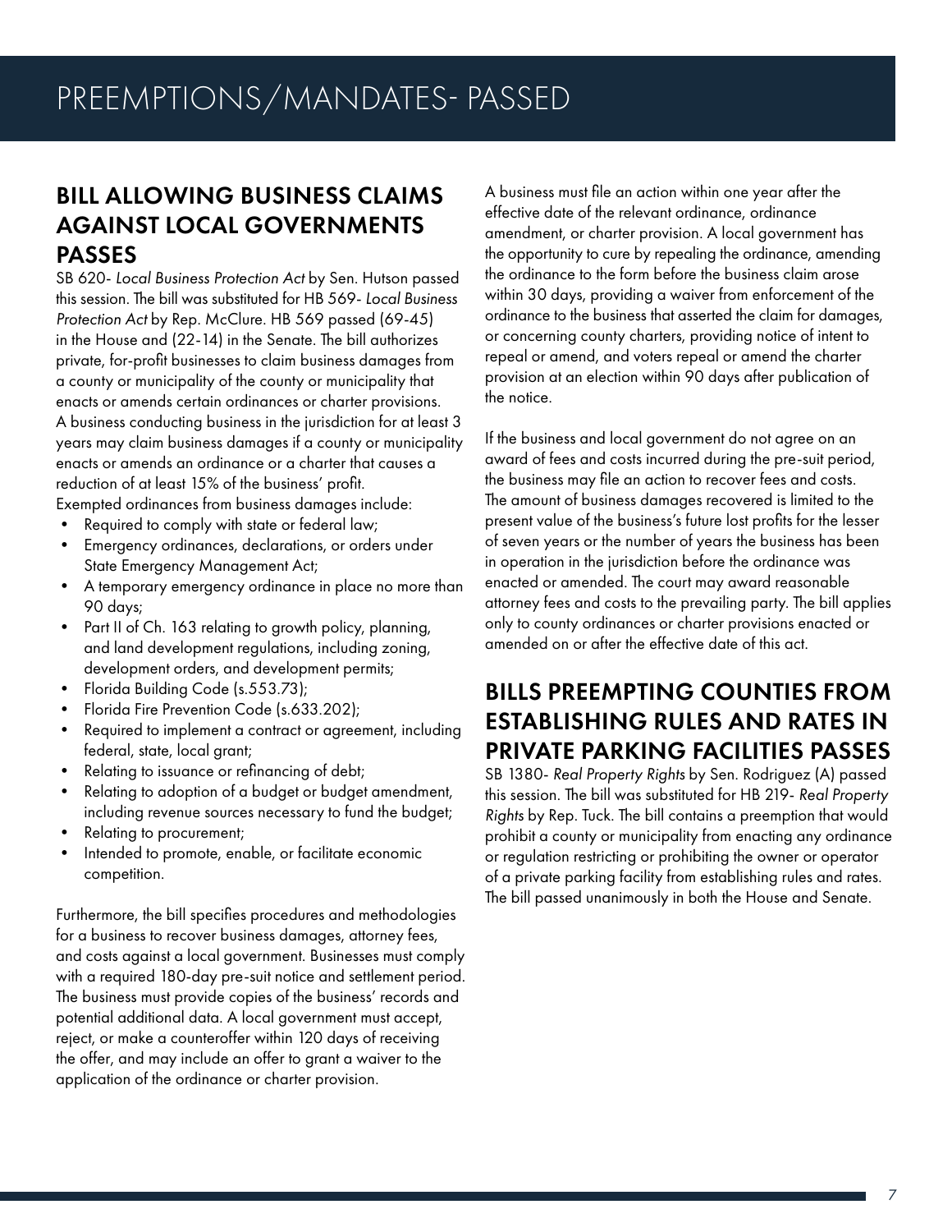# PREEMPTIONS/MANDATES- PASSED

## BILL ALLOWING BUSINESS CLAIMS AGAINST LOCAL GOVERNMENTS PASSES

SB 620- *Local Business Protection Act* by Sen. Hutson passed this session. The bill was substituted for HB 569- *Local Business Protection Act* by Rep. McClure. HB 569 passed (69-45) in the House and (22-14) in the Senate. The bill authorizes private, for-profit businesses to claim business damages from a county or municipality of the county or municipality that enacts or amends certain ordinances or charter provisions. A business conducting business in the jurisdiction for at least 3 years may claim business damages if a county or municipality enacts or amends an ordinance or a charter that causes a reduction of at least 15% of the business' profit. Exempted ordinances from business damages include:

- Required to comply with state or federal law;
- Emergency ordinances, declarations, or orders under State Emergency Management Act;
- A temporary emergency ordinance in place no more than 90 days;
- Part II of Ch. 163 relating to growth policy, planning, and land development regulations, including zoning, development orders, and development permits;
- Florida Building Code (s.553.73);
- Florida Fire Prevention Code (s.633.202);
- Required to implement a contract or agreement, including federal, state, local grant;
- Relating to issuance or refinancing of debt;
- Relating to adoption of a budget or budget amendment, including revenue sources necessary to fund the budget;
- Relating to procurement;
- Intended to promote, enable, or facilitate economic competition.

Furthermore, the bill specifies procedures and methodologies for a business to recover business damages, attorney fees, and costs against a local government. Businesses must comply with a required 180-day pre-suit notice and settlement period. The business must provide copies of the business' records and potential additional data. A local government must accept, reject, or make a counteroffer within 120 days of receiving the offer, and may include an offer to grant a waiver to the application of the ordinance or charter provision.

A business must file an action within one year after the effective date of the relevant ordinance, ordinance amendment, or charter provision. A local government has the opportunity to cure by repealing the ordinance, amending the ordinance to the form before the business claim arose within 30 days, providing a waiver from enforcement of the ordinance to the business that asserted the claim for damages, or concerning county charters, providing notice of intent to repeal or amend, and voters repeal or amend the charter provision at an election within 90 days after publication of the notice.

If the business and local government do not agree on an award of fees and costs incurred during the pre-suit period, the business may file an action to recover fees and costs. The amount of business damages recovered is limited to the present value of the business's future lost profits for the lesser of seven years or the number of years the business has been in operation in the jurisdiction before the ordinance was enacted or amended. The court may award reasonable attorney fees and costs to the prevailing party. The bill applies only to county ordinances or charter provisions enacted or amended on or after the effective date of this act.

## BILLS PREEMPTING COUNTIES FROM ESTABLISHING RULES AND RATES IN PRIVATE PARKING FACILITIES PASSES

SB 1380- *Real Property Rights* by Sen. Rodriguez (A) passed this session. The bill was substituted for HB 219- *Real Property Rights* by Rep. Tuck. The bill contains a preemption that would prohibit a county or municipality from enacting any ordinance or regulation restricting or prohibiting the owner or operator of a private parking facility from establishing rules and rates. The bill passed unanimously in both the House and Senate.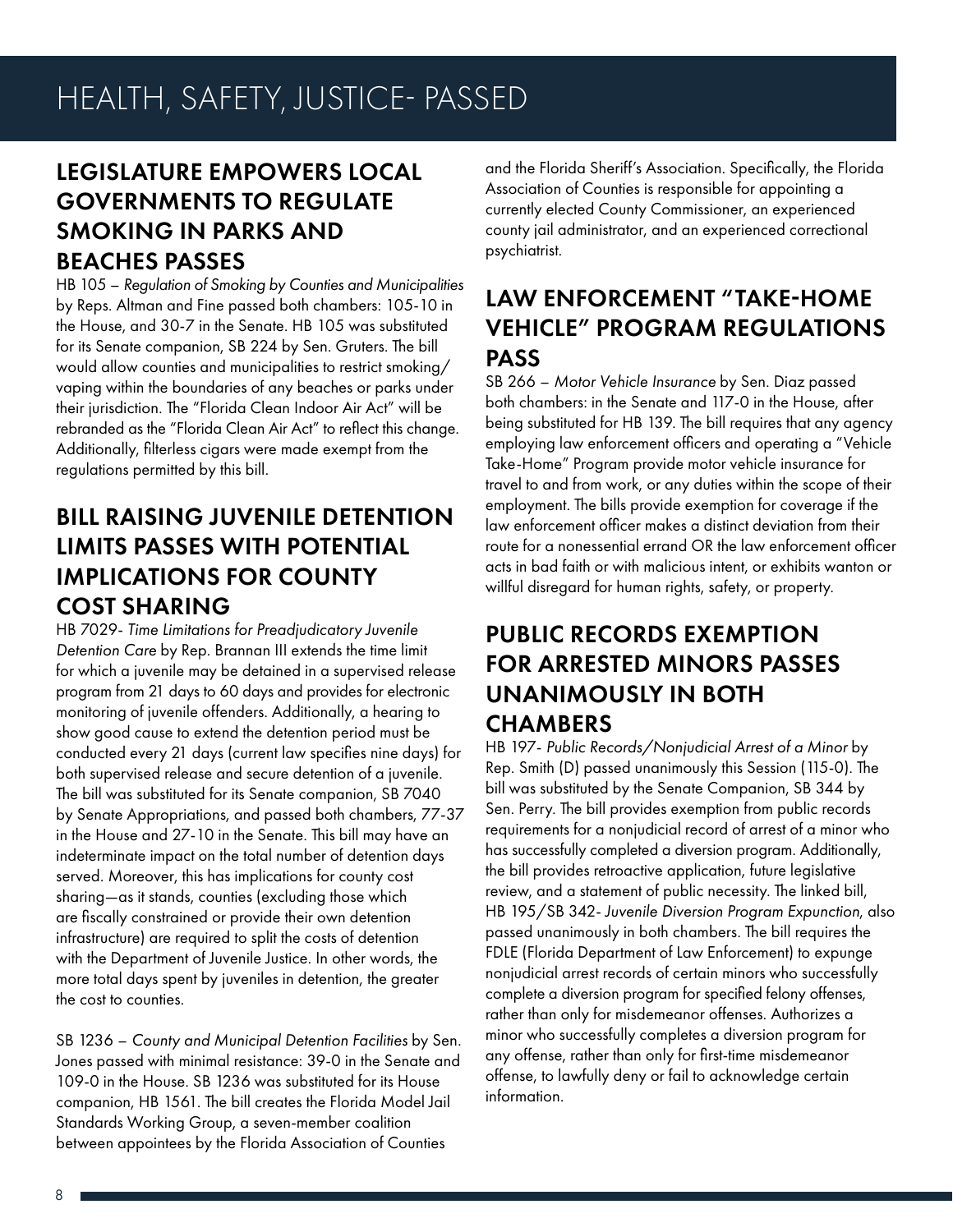# HEALTH, SAFETY, JUSTICE- PASSED

## LEGISLATURE EMPOWERS LOCAL GOVERNMENTS TO REGULATE SMOKING IN PARKS AND BEACHES PASSES

HB 105 – *Regulation of Smoking by Counties and Municipalities* by Reps. Altman and Fine passed both chambers: 105-10 in the House, and 30-7 in the Senate. HB 105 was substituted for its Senate companion, SB 224 by Sen. Gruters. The bill would allow counties and municipalities to restrict smoking/vaping within the boundaries of any beaches or parks under their jurisdiction. The "Florida Clean Indoor Air Act" will be rebranded as the "Florida Clean Air Act" to reflect this change. Additionally, filterless cigars were made exempt from the regulations permitted by this bill.

## BILL RAISING JUVENILE DETENTION LIMITS PASSES WITH POTENTIAL IMPLICATIONS FOR COUNTY COST SHARING

HB 7029- *Time Limitations for Preadjudicatory Juvenile Detention Care* by Rep. Brannan III extends the time limit for which a juvenile may be detained in a supervised release program from 21 days to 60 days and provides for electronic monitoring of juvenile offenders. Additionally, a hearing to show good cause to extend the detention period must be conducted every 21 days (current law specifies nine days) for both supervised release and secure detention of a juvenile. The bill was substituted for its Senate companion, SB 7040 by Senate Appropriations, and passed both chambers, 77-37 in the House and 27-10 in the Senate. This bill may have an indeterminate impact on the total number of detention days served. Moreover, this has implications for county cost sharing—as it stands, counties (excluding those which are fiscally constrained or provide their own detention infrastructure) are required to split the costs of detention with the Department of Juvenile Justice. In other words, the more total days spent by juveniles in detention, the greater the cost to counties.

SB 1236 – *County and Municipal Detention Facilities* by Sen. Jones passed with minimal resistance: 39-0 in the Senate and 109-0 in the House. SB 1236 was substituted for its House companion, HB 1561. The bill creates the Florida Model Jail Standards Working Group, a seven-member coalition between appointees by the Florida Association of Counties and the Florida Sheriff's Association. Specifically, the Florida Association of Counties is responsible for appointing a currently elected County Commissioner, an experienced county jail administrator, and an experienced correctional psychiatrist.

## LAW ENFORCEMENT "TAKE-HOME VEHICLE" PROGRAM REGULATIONS PASS

SB 266 – *Motor Vehicle Insurance* by Sen. Diaz passed both chambers: in the Senate and 117-0 in the House, after being substituted for HB 139. The bill requires that any agency employing law enforcement officers and operating a "Vehicle Take-Home" Program provide motor vehicle insurance for travel to and from work, or any duties within the scope of their employment. The bills provide exemption for coverage if the law enforcement officer makes a distinct deviation from their route for a nonessential errand OR the law enforcement officer acts in bad faith or with malicious intent, or exhibits wanton or willful disregard for human rights, safety, or property.

## PUBLIC RECORDS EXEMPTION FOR ARRESTED MINORS PASSES UNANIMOUSLY IN BOTH CHAMBERS

HB 197- *Public Records/Nonjudicial Arrest of a Minor* by Rep. Smith (D) passed unanimously this Session (115-0). The bill was substituted by the Senate Companion, SB 344 by Sen. Perry. The bill provides exemption from public records requirements for a nonjudicial record of arrest of a minor who has successfully completed a diversion program. Additionally, the bill provides retroactive application, future legislative review, and a statement of public necessity. The linked bill, HB 195/SB 342- *Juvenile Diversion Program Expunction*, also passed unanimously in both chambers. The bill requires the FDLE (Florida Department of Law Enforcement) to expunge nonjudicial arrest records of certain minors who successfully complete a diversion program for specified felony offenses, rather than only for misdemeanor offenses. Authorizes a minor who successfully completes a diversion program for any offense, rather than only for first-time misdemeanor offense, to lawfully deny or fail to acknowledge certain information.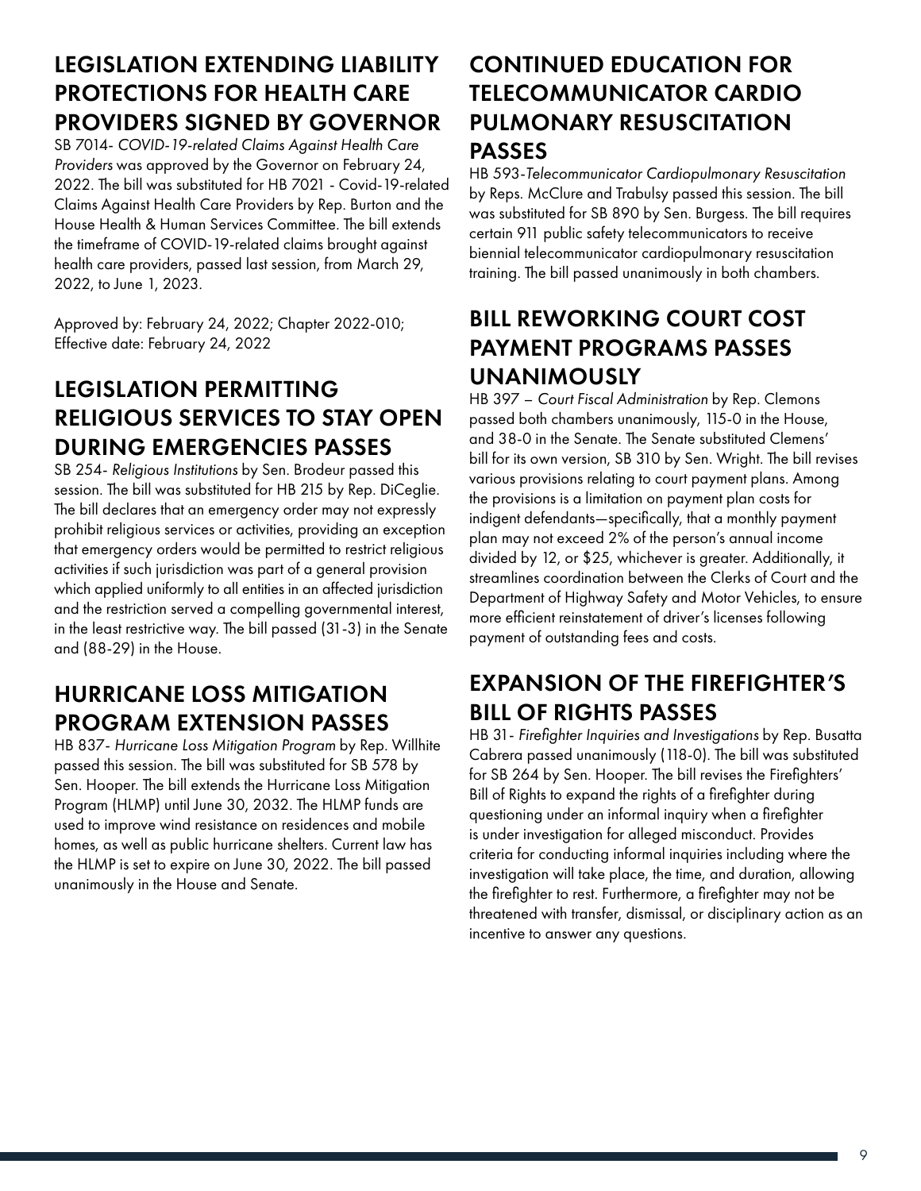## LEGISLATION EXTENDING LIABILITY PROTECTIONS FOR HEALTH CARE PROVIDERS SIGNED BY GOVERNOR

SB 7014- *COVID-19-related Claims Against Health Care Providers* was approved by the Governor on February 24, 2022. The bill was substituted for HB 7021 - Covid-19-related Claims Against Health Care Providers by Rep. Burton and the House Health & Human Services Committee. The bill extends the timeframe of COVID-19-related claims brought against health care providers, passed last session, from March 29, 2022, to June 1, 2023.

Approved by: February 24, 2022; Chapter 2022-010; Effective date: February 24, 2022

## LEGISLATION PERMITTING RELIGIOUS SERVICES TO STAY OPEN DURING EMERGENCIES PASSES

SB 254- *Religious Institutions* by Sen. Brodeur passed this session. The bill was substituted for HB 215 by Rep. DiCeglie. The bill declares that an emergency order may not expressly prohibit religious services or activities, providing an exception that emergency orders would be permitted to restrict religious activities if such jurisdiction was part of a general provision which applied uniformly to all entities in an affected jurisdiction and the restriction served a compelling governmental interest, in the least restrictive way. The bill passed (31-3) in the Senate and (88-29) in the House.

## HURRICANE LOSS MITIGATION PROGRAM EXTENSION PASSES

HB 837- *Hurricane Loss Mitigation Program* by Rep. Willhite passed this session. The bill was substituted for SB 578 by Sen. Hooper. The bill extends the Hurricane Loss Mitigation Program (HLMP) until June 30, 2032. The HLMP funds are used to improve wind resistance on residences and mobile homes, as well as public hurricane shelters. Current law has the HLMP is set to expire on June 30, 2022. The bill passed unanimously in the House and Senate.

## CONTINUED EDUCATION FOR TELECOMMUNICATOR CARDIO PULMONARY RESUSCITATION PASSES

HB 593-*Telecommunicator Cardiopulmonary Resuscitation* by Reps. McClure and Trabulsy passed this session. The bill was substituted for SB 890 by Sen. Burgess. The bill requires certain 911 public safety telecommunicators to receive biennial telecommunicator cardiopulmonary resuscitation training. The bill passed unanimously in both chambers.

## BILL REWORKING COURT COST PAYMENT PROGRAMS PASSES UNANIMOUSLY

HB 397 – *Court Fiscal Administration* by Rep. Clemons passed both chambers unanimously, 115-0 in the House, and 38-0 in the Senate. The Senate substituted Clemens' bill for its own version, SB 310 by Sen. Wright. The bill revises various provisions relating to court payment plans. Among the provisions is a limitation on payment plan costs for indigent defendants—specifically, that a monthly payment plan may not exceed 2% of the person's annual income divided by 12, or $25, whichever is greater. Additionally, it streamlines coordination between the Clerks of Court and the Department of Highway Safety and Motor Vehicles, to ensure more efficient reinstatement of driver's licenses following payment of outstanding fees and costs.

## EXPANSION OF THE FIREFIGHTER'S BILL OF RIGHTS PASSES

HB 31- *Firefighter Inquiries and Investigations* by Rep. Busatta Cabrera passed unanimously (118-0). The bill was substituted for SB 264 by Sen. Hooper. The bill revises the Firefighters' Bill of Rights to expand the rights of a firefighter during questioning under an informal inquiry when a firefighter is under investigation for alleged misconduct. Provides criteria for conducting informal inquiries including where the investigation will take place, the time, and duration, allowing the firefighter to rest. Furthermore, a firefighter may not be threatened with transfer, dismissal, or disciplinary action as an incentive to answer any questions.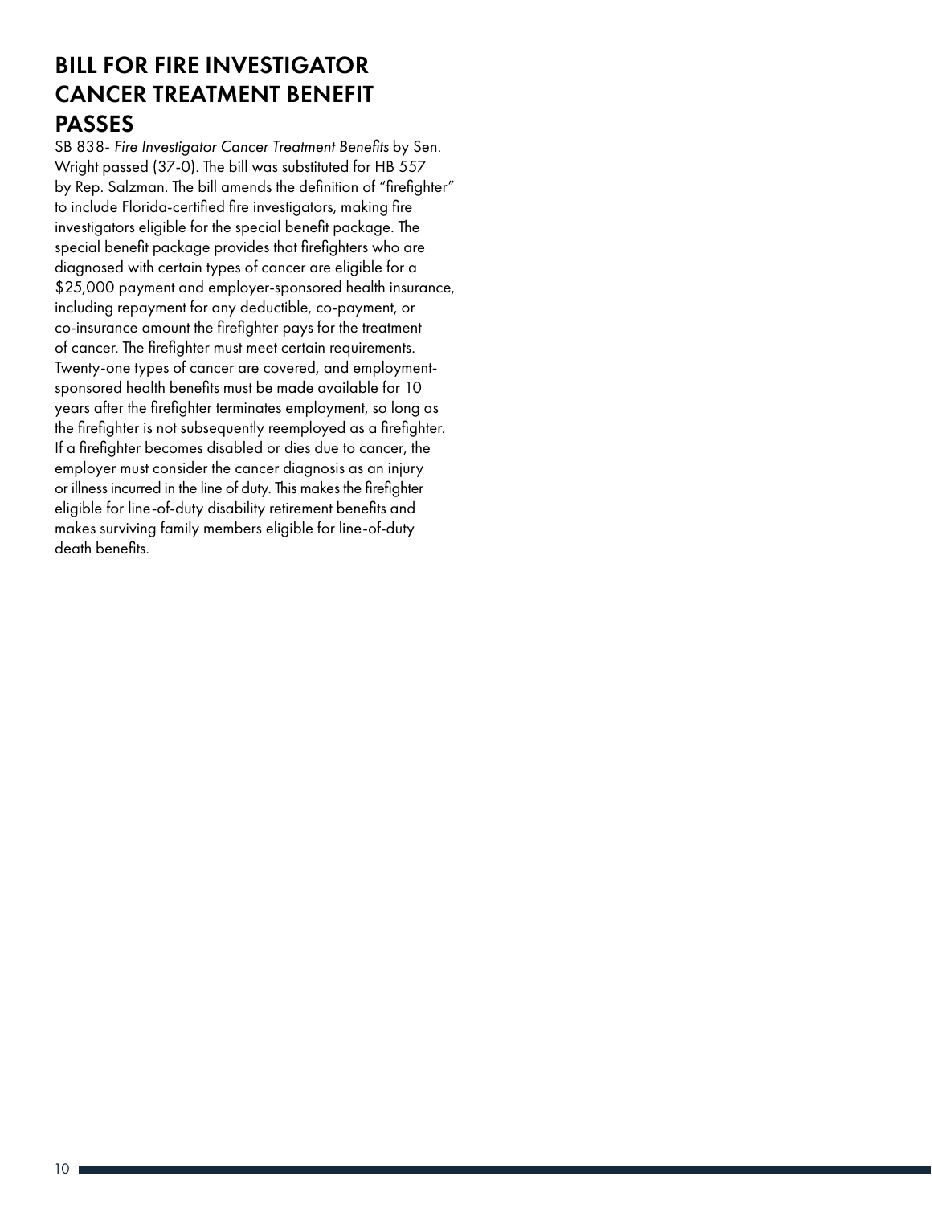## BILL FOR FIRE INVESTIGATOR CANCER TREATMENT BENEFIT PASSES

SB 838- *Fire Investigator Cancer Treatment Benefits* by Sen. Wright passed (37-0). The bill was substituted for HB 557 by Rep. Salzman. The bill amends the definition of "firefighter" to include Florida-certified fire investigators, making fire investigators eligible for the special benefit package. The special benefit package provides that firefighters who are diagnosed with certain types of cancer are eligible for a $25,000 payment and employer-sponsored health insurance, including repayment for any deductible, co-payment, or co-insurance amount the firefighter pays for the treatment of cancer. The firefighter must meet certain requirements. Twenty-one types of cancer are covered, and employment-sponsored health benefits must be made available for 10 years after the firefighter terminates employment, so long as the firefighter is not subsequently reemployed as a firefighter. If a firefighter becomes disabled or dies due to cancer, the employer must consider the cancer diagnosis as an injury or illness incurred in the line of duty. This makes the firefighter eligible for line-of-duty disability retirement benefits and makes surviving family members eligible for line-of-duty death benefits.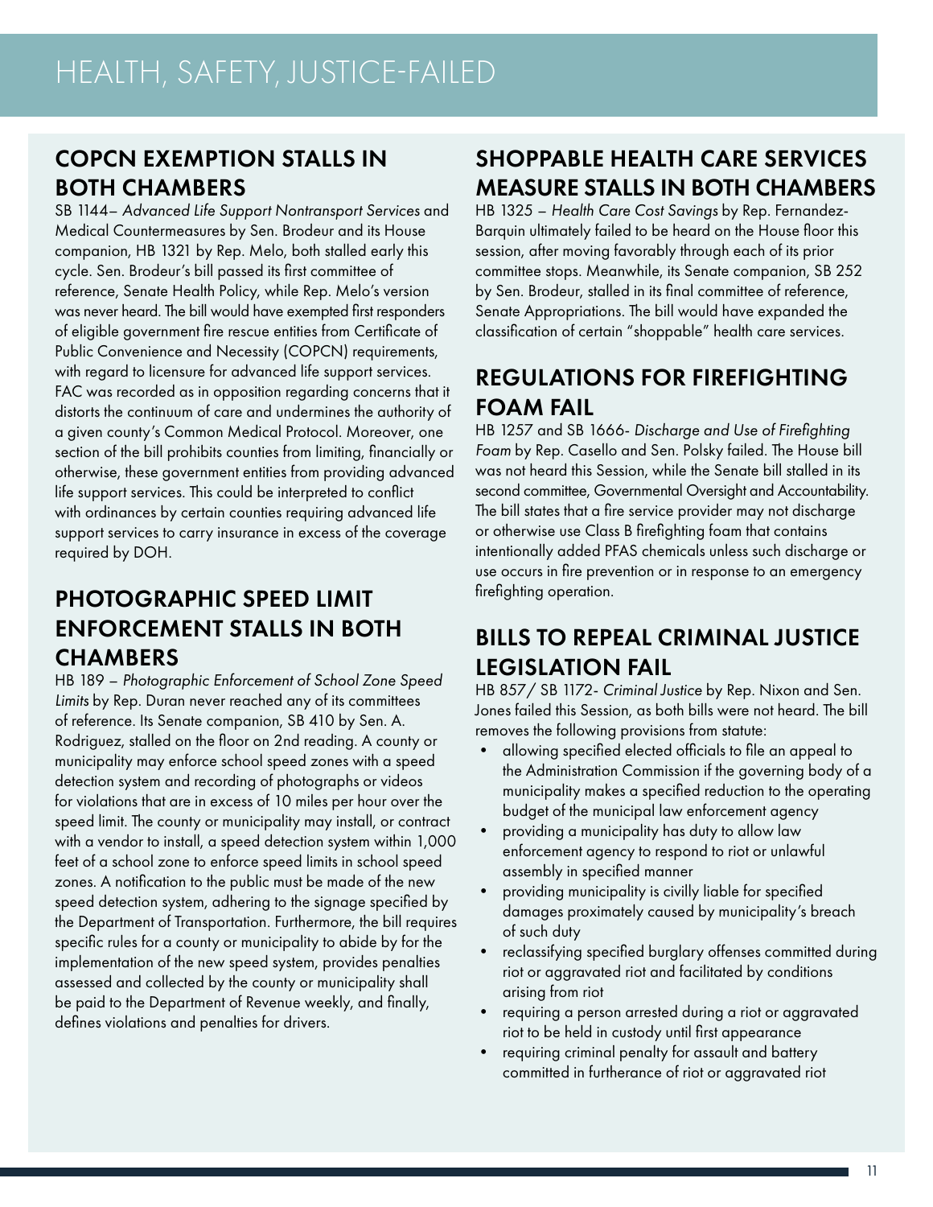# HEALTH, SAFETY, JUSTICE-FAILED

## COPCN EXEMPTION STALLS IN BOTH CHAMBERS

SB 1144– *Advanced Life Support Nontransport Services* and Medical Countermeasures by Sen. Brodeur and its House companion, HB 1321 by Rep. Melo, both stalled early this cycle. Sen. Brodeur's bill passed its first committee of reference, Senate Health Policy, while Rep. Melo's version was never heard. The bill would have exempted first responders of eligible government fire rescue entities from Certificate of Public Convenience and Necessity (COPCN) requirements, with regard to licensure for advanced life support services. FAC was recorded as in opposition regarding concerns that it distorts the continuum of care and undermines the authority of a given county's Common Medical Protocol. Moreover, one section of the bill prohibits counties from limiting, financially or otherwise, these government entities from providing advanced life support services. This could be interpreted to conflict with ordinances by certain counties requiring advanced life support services to carry insurance in excess of the coverage required by DOH.

## PHOTOGRAPHIC SPEED LIMIT ENFORCEMENT STALLS IN BOTH CHAMBERS

HB 189 – *Photographic Enforcement of School Zone Speed Limits* by Rep. Duran never reached any of its committees of reference. Its Senate companion, SB 410 by Sen. A. Rodriguez, stalled on the floor on 2nd reading. A county or municipality may enforce school speed zones with a speed detection system and recording of photographs or videos for violations that are in excess of 10 miles per hour over the speed limit. The county or municipality may install, or contract with a vendor to install, a speed detection system within 1,000 feet of a school zone to enforce speed limits in school speed zones. A notification to the public must be made of the new speed detection system, adhering to the signage specified by the Department of Transportation. Furthermore, the bill requires specific rules for a county or municipality to abide by for the implementation of the new speed system, provides penalties assessed and collected by the county or municipality shall be paid to the Department of Revenue weekly, and finally, defines violations and penalties for drivers.

## SHOPPABLE HEALTH CARE SERVICES MEASURE STALLS IN BOTH CHAMBERS

HB 1325 – *Health Care Cost Savings* by Rep. Fernandez-Barquin ultimately failed to be heard on the House floor this session, after moving favorably through each of its prior committee stops. Meanwhile, its Senate companion, SB 252 by Sen. Brodeur, stalled in its final committee of reference, Senate Appropriations. The bill would have expanded the classification of certain "shoppable" health care services.

## REGULATIONS FOR FIREFIGHTING FOAM FAIL

HB 1257 and SB 1666- *Discharge and Use of Firefighting Foam* by Rep. Casello and Sen. Polsky failed. The House bill was not heard this Session, while the Senate bill stalled in its second committee, Governmental Oversight and Accountability. The bill states that a fire service provider may not discharge or otherwise use Class B firefighting foam that contains intentionally added PFAS chemicals unless such discharge or use occurs in fire prevention or in response to an emergency firefighting operation.

## BILLS TO REPEAL CRIMINAL JUSTICE LEGISLATION FAIL

HB 857/ SB 1172- *Criminal Justice* by Rep. Nixon and Sen. Jones failed this Session, as both bills were not heard. The bill removes the following provisions from statute:

- allowing specified elected officials to file an appeal to the Administration Commission if the governing body of a municipality makes a specified reduction to the operating budget of the municipal law enforcement agency
- providing a municipality has duty to allow law enforcement agency to respond to riot or unlawful assembly in specified manner
- providing municipality is civilly liable for specified damages proximately caused by municipality's breach of such duty
- reclassifying specified burglary offenses committed during riot or aggravated riot and facilitated by conditions arising from riot
- requiring a person arrested during a riot or aggravated riot to be held in custody until first appearance
- requiring criminal penalty for assault and battery committed in furtherance of riot or aggravated riot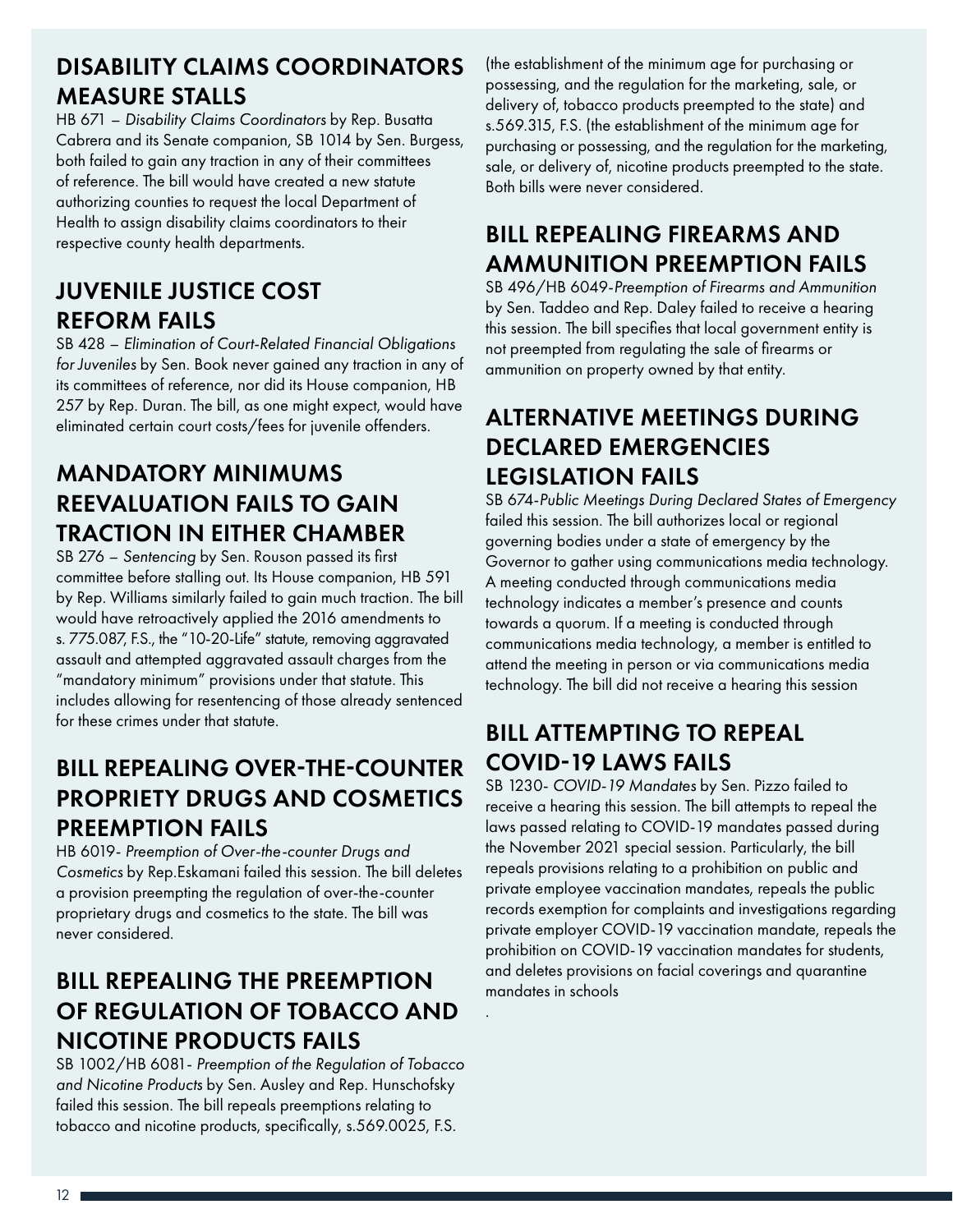## DISABILITY CLAIMS COORDINATORS MEASURE STALLS

HB 671 – *Disability Claims Coordinators* by Rep. Busatta Cabrera and its Senate companion, SB 1014 by Sen. Burgess, both failed to gain any traction in any of their committees of reference. The bill would have created a new statute authorizing counties to request the local Department of Health to assign disability claims coordinators to their respective county health departments.

## JUVENILE JUSTICE COST REFORM FAILS

SB 428 – *Elimination of Court-Related Financial Obligations for Juveniles* by Sen. Book never gained any traction in any of its committees of reference, nor did its House companion, HB 257 by Rep. Duran. The bill, as one might expect, would have eliminated certain court costs/fees for juvenile offenders.

## MANDATORY MINIMUMS REEVALUATION FAILS TO GAIN TRACTION IN EITHER CHAMBER

SB 276 – *Sentencing* by Sen. Rouson passed its first committee before stalling out. Its House companion, HB 591 by Rep. Williams similarly failed to gain much traction. The bill would have retroactively applied the 2016 amendments to s. 775.087, F.S., the "10-20-Life" statute, removing aggravated assault and attempted aggravated assault charges from the "mandatory minimum" provisions under that statute. This includes allowing for resentencing of those already sentenced for these crimes under that statute.

## BILL REPEALING OVER-THE-COUNTER PROPRIETY DRUGS AND COSMETICS PREEMPTION FAILS

HB 6019- *Preemption of Over-the-counter Drugs and Cosmetics* by Rep.Eskamani failed this session. The bill deletes a provision preempting the regulation of over-the-counter proprietary drugs and cosmetics to the state. The bill was never considered.

## BILL REPEALING THE PREEMPTION OF REGULATION OF TOBACCO AND NICOTINE PRODUCTS FAILS

SB 1002/HB 6081- *Preemption of the Regulation of Tobacco and Nicotine Products* by Sen. Ausley and Rep. Hunschofsky failed this session. The bill repeals preemptions relating to tobacco and nicotine products, specifically, s.569.0025, F.S. (the establishment of the minimum age for purchasing or possessing, and the regulation for the marketing, sale, or delivery of, tobacco products preempted to the state) and s.569.315, F.S. (the establishment of the minimum age for purchasing or possessing, and the regulation for the marketing, sale, or delivery of, nicotine products preempted to the state. Both bills were never considered.

## BILL REPEALING FIREARMS AND AMMUNITION PREEMPTION FAILS

SB 496/HB 6049-*Preemption of Firearms and Ammunition* by Sen. Taddeo and Rep. Daley failed to receive a hearing this session. The bill specifies that local government entity is not preempted from regulating the sale of firearms or ammunition on property owned by that entity.

## ALTERNATIVE MEETINGS DURING DECLARED EMERGENCIES LEGISLATION FAILS

SB 674-*Public Meetings During Declared States of Emergency* failed this session. The bill authorizes local or regional governing bodies under a state of emergency by the Governor to gather using communications media technology. A meeting conducted through communications media technology indicates a member's presence and counts towards a quorum. If a meeting is conducted through communications media technology, a member is entitled to attend the meeting in person or via communications media technology. The bill did not receive a hearing this session

## BILL ATTEMPTING TO REPEAL COVID-19 LAWS FAILS

SB 1230- *COVID-19 Mandates* by Sen. Pizzo failed to receive a hearing this session. The bill attempts to repeal the laws passed relating to COVID-19 mandates passed during the November 2021 special session. Particularly, the bill repeals provisions relating to a prohibition on public and private employee vaccination mandates, repeals the public records exemption for complaints and investigations regarding private employer COVID-19 vaccination mandate, repeals the prohibition on COVID-19 vaccination mandates for students, and deletes provisions on facial coverings and quarantine mandates in schools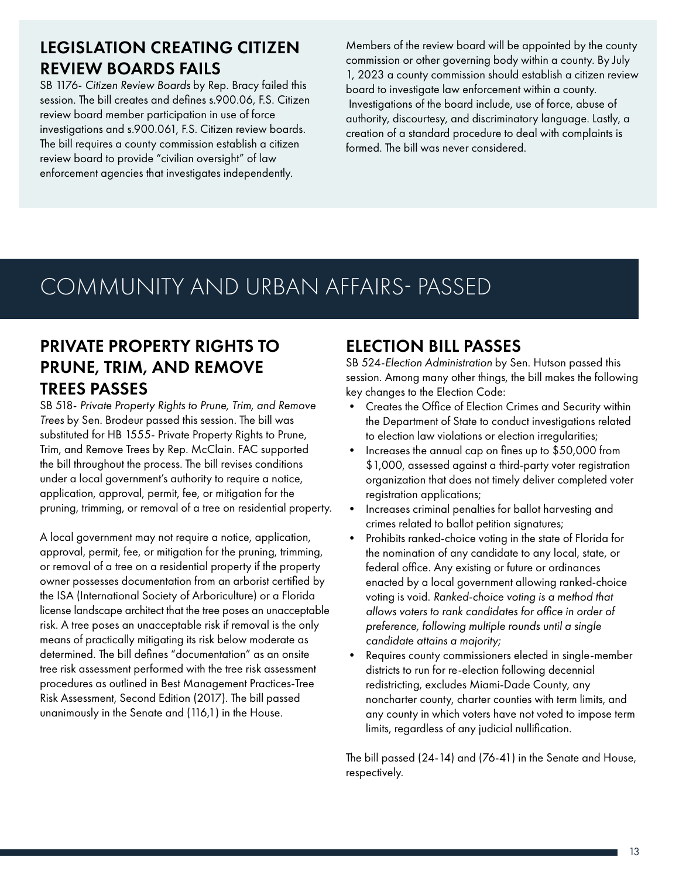## LEGISLATION CREATING CITIZEN REVIEW BOARDS FAILS

SB 1176- *Citizen Review Boards* by Rep. Bracy failed this session. The bill creates and defines s.900.06, F.S. Citizen review board member participation in use of force investigations and s.900.061, F.S. Citizen review boards. The bill requires a county commission establish a citizen review board to provide "civilian oversight" of law enforcement agencies that investigates independently.

Members of the review board will be appointed by the county commission or other governing body within a county. By July 1, 2023 a county commission should establish a citizen review board to investigate law enforcement within a county. Investigations of the board include, use of force, abuse of authority, discourtesy, and discriminatory language. Lastly, a creation of a standard procedure to deal with complaints is formed. The bill was never considered.

# COMMUNITY AND URBAN AFFAIRS- PASSED

## PRIVATE PROPERTY RIGHTS TO PRUNE, TRIM, AND REMOVE TREES PASSES

SB 518- *Private Property Rights to Prune, Trim, and Remove Trees* by Sen. Brodeur passed this session. The bill was substituted for HB 1555- Private Property Rights to Prune, Trim, and Remove Trees by Rep. McClain. FAC supported the bill throughout the process. The bill revises conditions under a local government's authority to require a notice, application, approval, permit, fee, or mitigation for the pruning, trimming, or removal of a tree on residential property.

A local government may not require a notice, application, approval, permit, fee, or mitigation for the pruning, trimming, or removal of a tree on a residential property if the property owner possesses documentation from an arborist certified by the ISA (International Society of Arboriculture) or a Florida license landscape architect that the tree poses an unacceptable risk. A tree poses an unacceptable risk if removal is the only means of practically mitigating its risk below moderate as determined. The bill defines "documentation" as an onsite tree risk assessment performed with the tree risk assessment procedures as outlined in Best Management Practices-Tree Risk Assessment, Second Edition (2017). The bill passed unanimously in the Senate and (116,1) in the House.

## ELECTION BILL PASSES

SB 524-*Election Administration* by Sen. Hutson passed this session. Among many other things, the bill makes the following key changes to the Election Code:

- Creates the Office of Election Crimes and Security within the Department of State to conduct investigations related to election law violations or election irregularities;
- Increases the annual cap on fines up to $50,000 from $1,000, assessed against a third-party voter registration organization that does not timely deliver completed voter registration applications;
- Increases criminal penalties for ballot harvesting and crimes related to ballot petition signatures;
- Prohibits ranked-choice voting in the state of Florida for the nomination of any candidate to any local, state, or federal office. Any existing or future or ordinances enacted by a local government allowing ranked-choice voting is void. *Ranked-choice voting is a method that allows voters to rank candidates for office in order of preference, following multiple rounds until a single candidate attains a majority;*
- Requires county commissioners elected in single-member districts to run for re-election following decennial redistricting, excludes Miami-Dade County, any noncharter county, charter counties with term limits, and any county in which voters have not voted to impose term limits, regardless of any judicial nullification.

The bill passed (24-14) and (76-41) in the Senate and House, respectively.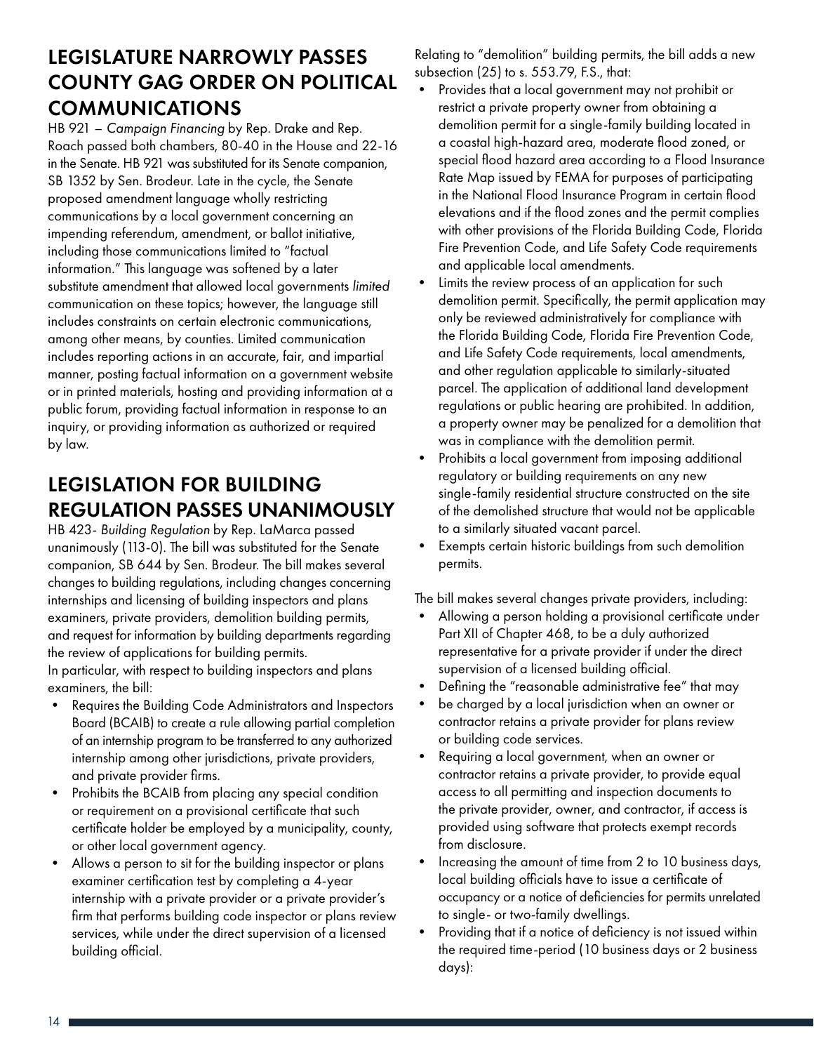## LEGISLATURE NARROWLY PASSES COUNTY GAG ORDER ON POLITICAL COMMUNICATIONS

HB 921 – *Campaign Financing* by Rep. Drake and Rep. Roach passed both chambers, 80-40 in the House and 22-16 in the Senate. HB 921 was substituted for its Senate companion, SB 1352 by Sen. Brodeur. Late in the cycle, the Senate proposed amendment language wholly restricting communications by a local government concerning an impending referendum, amendment, or ballot initiative, including those communications limited to "factual information." This language was softened by a later substitute amendment that allowed local governments *limited* communication on these topics; however, the language still includes constraints on certain electronic communications, among other means, by counties. Limited communication includes reporting actions in an accurate, fair, and impartial manner, posting factual information on a government website or in printed materials, hosting and providing information at a public forum, providing factual information in response to an inquiry, or providing information as authorized or required by law.

## LEGISLATION FOR BUILDING REGULATION PASSES UNANIMOUSLY

HB 423- *Building Regulation* by Rep. LaMarca passed unanimously (113-0). The bill was substituted for the Senate companion, SB 644 by Sen. Brodeur. The bill makes several changes to building regulations, including changes concerning internships and licensing of building inspectors and plans examiners, private providers, demolition building permits, and request for information by building departments regarding the review of applications for building permits.
In particular, with respect to building inspectors and plans examiners, the bill:

- Requires the Building Code Administrators and Inspectors Board (BCAIB) to create a rule allowing partial completion of an internship program to be transferred to any authorized internship among other jurisdictions, private providers, and private provider firms.
- Prohibits the BCAIB from placing any special condition or requirement on a provisional certificate that such certificate holder be employed by a municipality, county, or other local government agency.
- Allows a person to sit for the building inspector or plans examiner certification test by completing a 4-year internship with a private provider or a private provider's firm that performs building code inspector or plans review services, while under the direct supervision of a licensed building official.

Relating to "demolition" building permits, the bill adds a new subsection (25) to s. 553.79, F.S., that:

- Provides that a local government may not prohibit or restrict a private property owner from obtaining a demolition permit for a single-family building located in a coastal high-hazard area, moderate flood zoned, or special flood hazard area according to a Flood Insurance Rate Map issued by FEMA for purposes of participating in the National Flood Insurance Program in certain flood elevations and if the flood zones and the permit complies with other provisions of the Florida Building Code, Florida Fire Prevention Code, and Life Safety Code requirements and applicable local amendments.
- Limits the review process of an application for such demolition permit. Specifically, the permit application may only be reviewed administratively for compliance with the Florida Building Code, Florida Fire Prevention Code, and Life Safety Code requirements, local amendments, and other regulation applicable to similarly-situated parcel. The application of additional land development regulations or public hearing are prohibited. In addition, a property owner may be penalized for a demolition that was in compliance with the demolition permit.
- Prohibits a local government from imposing additional regulatory or building requirements on any new single-family residential structure constructed on the site of the demolished structure that would not be applicable to a similarly situated vacant parcel.
- Exempts certain historic buildings from such demolition permits.

The bill makes several changes private providers, including:

- Allowing a person holding a provisional certificate under Part XII of Chapter 468, to be a duly authorized representative for a private provider if under the direct supervision of a licensed building official.
- Defining the "reasonable administrative fee" that may
- be charged by a local jurisdiction when an owner or contractor retains a private provider for plans review or building code services.
- Requiring a local government, when an owner or contractor retains a private provider, to provide equal access to all permitting and inspection documents to the private provider, owner, and contractor, if access is provided using software that protects exempt records from disclosure.
- Increasing the amount of time from 2 to 10 business days, local building officials have to issue a certificate of occupancy or a notice of deficiencies for permits unrelated to single- or two-family dwellings.
- Providing that if a notice of deficiency is not issued within the required time-period (10 business days or 2 business days):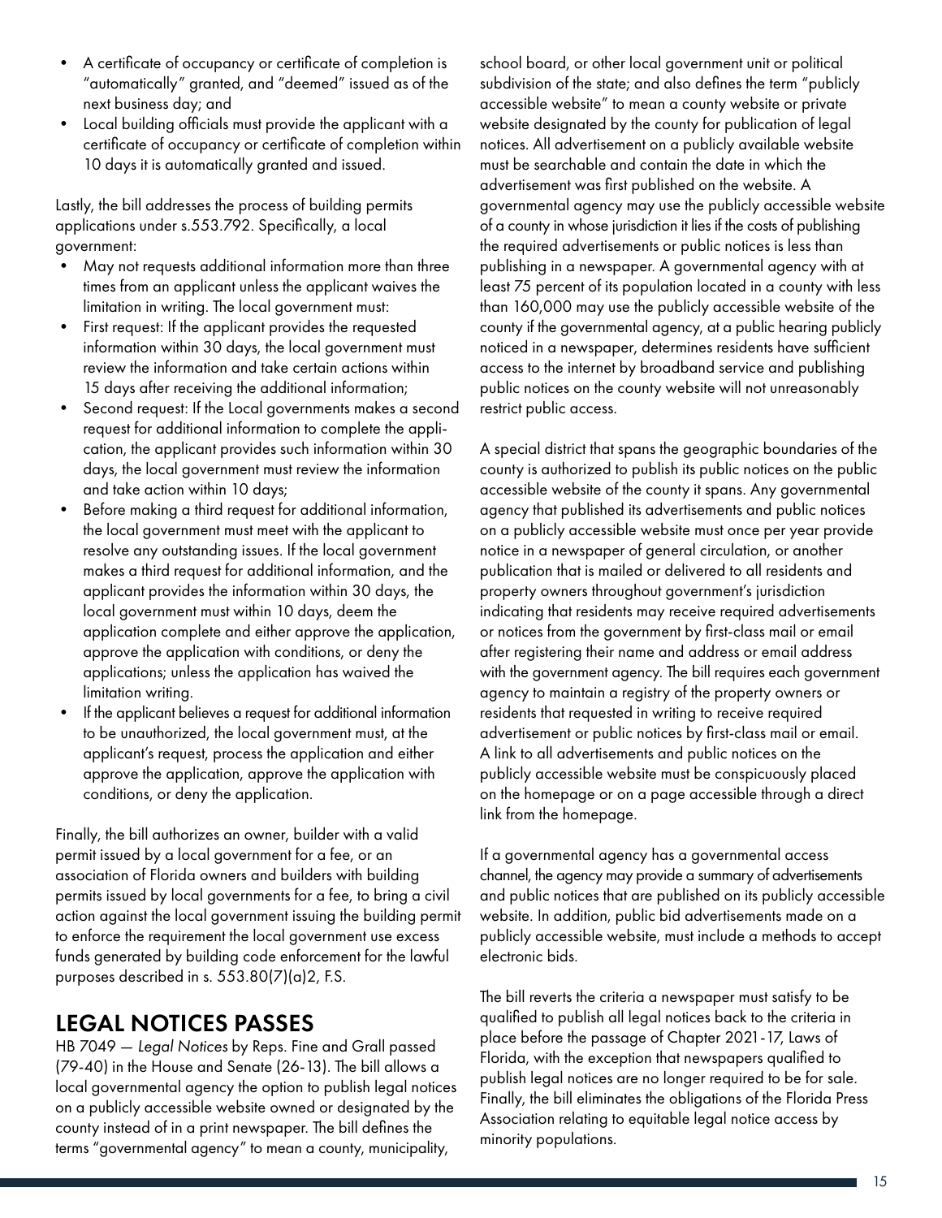- A certificate of occupancy or certificate of completion is "automatically" granted, and "deemed" issued as of the next business day; and
- Local building officials must provide the applicant with a certificate of occupancy or certificate of completion within 10 days it is automatically granted and issued.

Lastly, the bill addresses the process of building permits applications under s.553.792. Specifically, a local government:

- May not requests additional information more than three times from an applicant unless the applicant waives the limitation in writing. The local government must:
- First request: If the applicant provides the requested information within 30 days, the local government must review the information and take certain actions within 15 days after receiving the additional information;
- Second request: If the Local governments makes a second request for additional information to complete the application, the applicant provides such information within 30 days, the local government must review the information and take action within 10 days;
- Before making a third request for additional information, the local government must meet with the applicant to resolve any outstanding issues. If the local government makes a third request for additional information, and the applicant provides the information within 30 days, the local government must within 10 days, deem the application complete and either approve the application, approve the application with conditions, or deny the applications; unless the application has waived the limitation writing.
- If the applicant believes a request for additional information to be unauthorized, the local government must, at the applicant's request, process the application and either approve the application, approve the application with conditions, or deny the application.

Finally, the bill authorizes an owner, builder with a valid permit issued by a local government for a fee, or an association of Florida owners and builders with building permits issued by local governments for a fee, to bring a civil action against the local government issuing the building permit to enforce the requirement the local government use excess funds generated by building code enforcement for the lawful purposes described in s. 553.80(7)(a)2, F.S.

## LEGAL NOTICES PASSES

HB 7049 — *Legal Notices* by Reps. Fine and Grall passed (79-40) in the House and Senate (26-13). The bill allows a local governmental agency the option to publish legal notices on a publicly accessible website owned or designated by the county instead of in a print newspaper. The bill defines the terms "governmental agency" to mean a county, municipality, school board, or other local government unit or political subdivision of the state; and also defines the term "publicly accessible website" to mean a county website or private website designated by the county for publication of legal notices. All advertisement on a publicly available website must be searchable and contain the date in which the advertisement was first published on the website. A governmental agency may use the publicly accessible website of a county in whose jurisdiction it lies if the costs of publishing the required advertisements or public notices is less than publishing in a newspaper. A governmental agency with at least 75 percent of its population located in a county with less than 160,000 may use the publicly accessible website of the county if the governmental agency, at a public hearing publicly noticed in a newspaper, determines residents have sufficient access to the internet by broadband service and publishing public notices on the county website will not unreasonably restrict public access.

A special district that spans the geographic boundaries of the county is authorized to publish its public notices on the public accessible website of the county it spans. Any governmental agency that published its advertisements and public notices on a publicly accessible website must once per year provide notice in a newspaper of general circulation, or another publication that is mailed or delivered to all residents and property owners throughout government's jurisdiction indicating that residents may receive required advertisements or notices from the government by first-class mail or email after registering their name and address or email address with the government agency. The bill requires each government agency to maintain a registry of the property owners or residents that requested in writing to receive required advertisement or public notices by first-class mail or email. A link to all advertisements and public notices on the publicly accessible website must be conspicuously placed on the homepage or on a page accessible through a direct link from the homepage.

If a governmental agency has a governmental access channel, the agency may provide a summary of advertisements and public notices that are published on its publicly accessible website. In addition, public bid advertisements made on a publicly accessible website, must include a methods to accept electronic bids.

The bill reverts the criteria a newspaper must satisfy to be qualified to publish all legal notices back to the criteria in place before the passage of Chapter 2021-17, Laws of Florida, with the exception that newspapers qualified to publish legal notices are no longer required to be for sale. Finally, the bill eliminates the obligations of the Florida Press Association relating to equitable legal notice access by minority populations.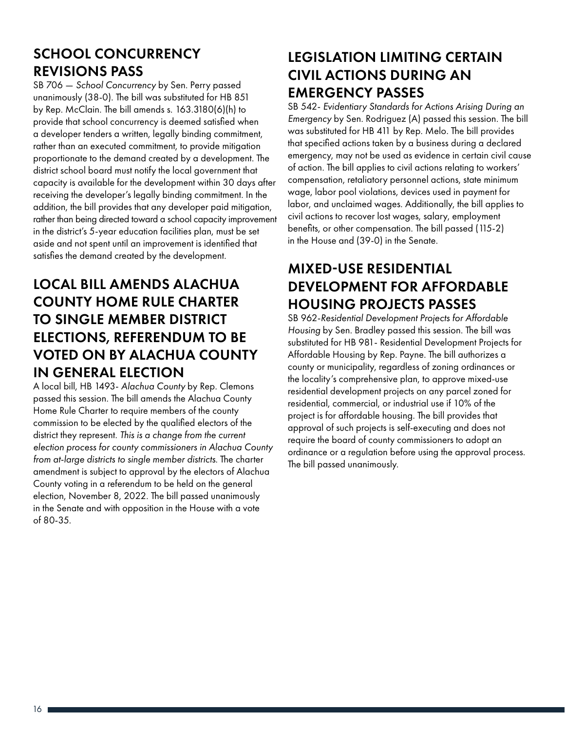## SCHOOL CONCURRENCY REVISIONS PASS

SB 706 — *School Concurrency* by Sen. Perry passed unanimously (38-0). The bill was substituted for HB 851 by Rep. McClain. The bill amends s. 163.3180(6)(h) to provide that school concurrency is deemed satisfied when a developer tenders a written, legally binding commitment, rather than an executed commitment, to provide mitigation proportionate to the demand created by a development. The district school board must notify the local government that capacity is available for the development within 30 days after receiving the developer's legally binding commitment. In the addition, the bill provides that any developer paid mitigation, rather than being directed toward a school capacity improvement in the district's 5-year education facilities plan, must be set aside and not spent until an improvement is identified that satisfies the demand created by the development.

## LOCAL BILL AMENDS ALACHUA COUNTY HOME RULE CHARTER TO SINGLE MEMBER DISTRICT ELECTIONS, REFERENDUM TO BE VOTED ON BY ALACHUA COUNTY IN GENERAL ELECTION

A local bill, HB 1493- *Alachua County* by Rep. Clemons passed this session. The bill amends the Alachua County Home Rule Charter to require members of the county commission to be elected by the qualified electors of the district they represent. *This is a change from the current election process for county commissioners in Alachua County from at-large districts to single member districts.* The charter amendment is subject to approval by the electors of Alachua County voting in a referendum to be held on the general election, November 8, 2022. The bill passed unanimously in the Senate and with opposition in the House with a vote of 80-35.

## LEGISLATION LIMITING CERTAIN CIVIL ACTIONS DURING AN EMERGENCY PASSES

SB 542- *Evidentiary Standards for Actions Arising During an Emergency* by Sen. Rodriguez (A) passed this session. The bill was substituted for HB 411 by Rep. Melo. The bill provides that specified actions taken by a business during a declared emergency, may not be used as evidence in certain civil cause of action. The bill applies to civil actions relating to workers' compensation, retaliatory personnel actions, state minimum wage, labor pool violations, devices used in payment for labor, and unclaimed wages. Additionally, the bill applies to civil actions to recover lost wages, salary, employment benefits, or other compensation. The bill passed (115-2) in the House and (39-0) in the Senate.

## MIXED-USE RESIDENTIAL DEVELOPMENT FOR AFFORDABLE HOUSING PROJECTS PASSES

SB 962-*Residential Development Projects for Affordable Housing* by Sen. Bradley passed this session. The bill was substituted for HB 981- Residential Development Projects for Affordable Housing by Rep. Payne. The bill authorizes a county or municipality, regardless of zoning ordinances or the locality's comprehensive plan, to approve mixed-use residential development projects on any parcel zoned for residential, commercial, or industrial use if 10% of the project is for affordable housing. The bill provides that approval of such projects is self-executing and does not require the board of county commissioners to adopt an ordinance or a regulation before using the approval process. The bill passed unanimously.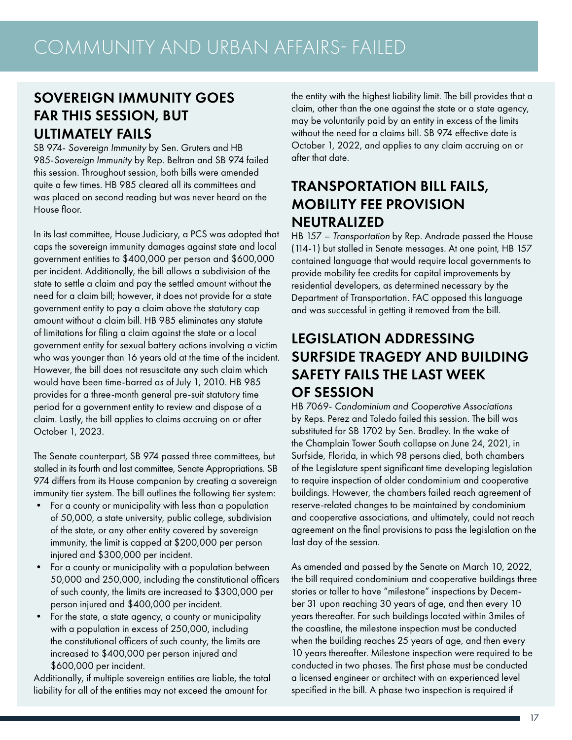# COMMUNITY AND URBAN AFFAIRS- FAILED

## SOVEREIGN IMMUNITY GOES FAR THIS SESSION, BUT ULTIMATELY FAILS

SB 974- *Sovereign Immunity* by Sen. Gruters and HB 985-*Sovereign Immunity* by Rep. Beltran and SB 974 failed this session. Throughout session, both bills were amended quite a few times. HB 985 cleared all its committees and was placed on second reading but was never heard on the House floor.

In its last committee, House Judiciary, a PCS was adopted that caps the sovereign immunity damages against state and local government entities to $400,000 per person and $600,000 per incident. Additionally, the bill allows a subdivision of the state to settle a claim and pay the settled amount without the need for a claim bill; however, it does not provide for a state government entity to pay a claim above the statutory cap amount without a claim bill. HB 985 eliminates any statute of limitations for filing a claim against the state or a local government entity for sexual battery actions involving a victim who was younger than 16 years old at the time of the incident. However, the bill does not resuscitate any such claim which would have been time-barred as of July 1, 2010. HB 985 provides for a three-month general pre-suit statutory time period for a government entity to review and dispose of a claim. Lastly, the bill applies to claims accruing on or after October 1, 2023.

The Senate counterpart, SB 974 passed three committees, but stalled in its fourth and last committee, Senate Appropriations. SB 974 differs from its House companion by creating a sovereign immunity tier system. The bill outlines the following tier system:

- For a county or municipality with less than a population of 50,000, a state university, public college, subdivision of the state, or any other entity covered by sovereign immunity, the limit is capped at $200,000 per person injured and $300,000 per incident.
- For a county or municipality with a population between 50,000 and 250,000, including the constitutional officers of such county, the limits are increased to $300,000 per person injured and $400,000 per incident.
- For the state, a state agency, a county or municipality with a population in excess of 250,000, including the constitutional officers of such county, the limits are increased to $400,000 per person injured and $600,000 per incident.

Additionally, if multiple sovereign entities are liable, the total liability for all of the entities may not exceed the amount for the entity with the highest liability limit. The bill provides that a claim, other than the one against the state or a state agency, may be voluntarily paid by an entity in excess of the limits without the need for a claims bill. SB 974 effective date is October 1, 2022, and applies to any claim accruing on or after that date.

## TRANSPORTATION BILL FAILS, MOBILITY FEE PROVISION NEUTRALIZED

HB 157 – *Transportation* by Rep. Andrade passed the House (114-1) but stalled in Senate messages. At one point, HB 157 contained language that would require local governments to provide mobility fee credits for capital improvements by residential developers, as determined necessary by the Department of Transportation. FAC opposed this language and was successful in getting it removed from the bill.

## LEGISLATION ADDRESSING SURFSIDE TRAGEDY AND BUILDING SAFETY FAILS THE LAST WEEK OF SESSION

HB 7069- *Condominium and Cooperative Associations* by Reps. Perez and Toledo failed this session. The bill was substituted for SB 1702 by Sen. Bradley. In the wake of the Champlain Tower South collapse on June 24, 2021, in Surfside, Florida, in which 98 persons died, both chambers of the Legislature spent significant time developing legislation to require inspection of older condominium and cooperative buildings. However, the chambers failed reach agreement of reserve-related changes to be maintained by condominium and cooperative associations, and ultimately, could not reach agreement on the final provisions to pass the legislation on the last day of the session.

As amended and passed by the Senate on March 10, 2022, the bill required condominium and cooperative buildings three stories or taller to have "milestone" inspections by December 31 upon reaching 30 years of age, and then every 10 years thereafter. For such buildings located within 3miles of the coastline, the milestone inspection must be conducted when the building reaches 25 years of age, and then every 10 years thereafter. Milestone inspection were required to be conducted in two phases. The first phase must be conducted a licensed engineer or architect with an experienced level specified in the bill. A phase two inspection is required if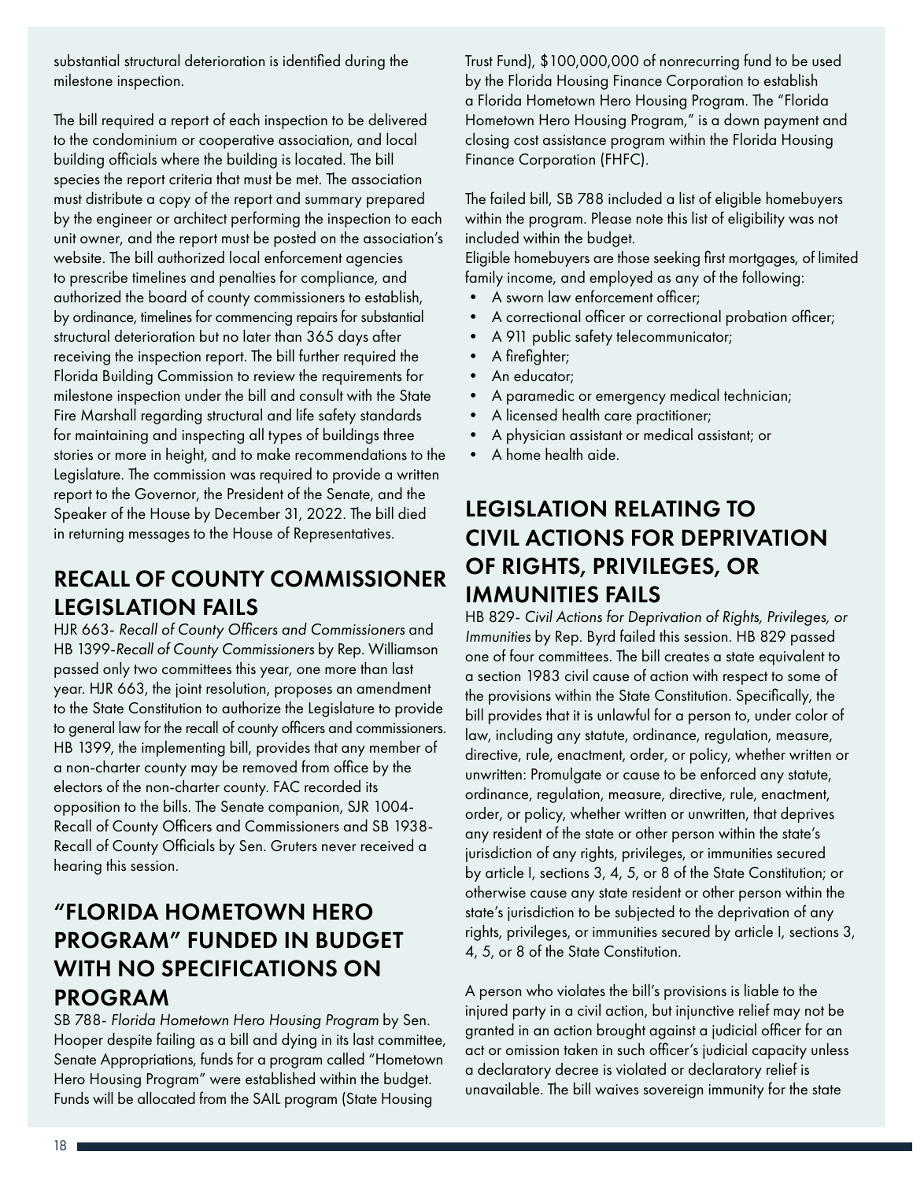substantial structural deterioration is identified during the milestone inspection.

The bill required a report of each inspection to be delivered to the condominium or cooperative association, and local building officials where the building is located. The bill species the report criteria that must be met. The association must distribute a copy of the report and summary prepared by the engineer or architect performing the inspection to each unit owner, and the report must be posted on the association's website. The bill authorized local enforcement agencies to prescribe timelines and penalties for compliance, and authorized the board of county commissioners to establish, by ordinance, timelines for commencing repairs for substantial structural deterioration but no later than 365 days after receiving the inspection report. The bill further required the Florida Building Commission to review the requirements for milestone inspection under the bill and consult with the State Fire Marshall regarding structural and life safety standards for maintaining and inspecting all types of buildings three stories or more in height, and to make recommendations to the Legislature. The commission was required to provide a written report to the Governor, the President of the Senate, and the Speaker of the House by December 31, 2022. The bill died in returning messages to the House of Representatives.

## RECALL OF COUNTY COMMISSIONER LEGISLATION FAILS

HJR 663- *Recall of County Officers and Commissioners* and HB 1399-*Recall of County Commissioners* by Rep. Williamson passed only two committees this year, one more than last year. HJR 663, the joint resolution, proposes an amendment to the State Constitution to authorize the Legislature to provide to general law for the recall of county officers and commissioners. HB 1399, the implementing bill, provides that any member of a non-charter county may be removed from office by the electors of the non-charter county. FAC recorded its opposition to the bills. The Senate companion, SJR 1004-Recall of County Officers and Commissioners and SB 1938-Recall of County Officials by Sen. Gruters never received a hearing this session.

## "FLORIDA HOMETOWN HERO PROGRAM" FUNDED IN BUDGET WITH NO SPECIFICATIONS ON PROGRAM

SB 788- *Florida Hometown Hero Housing Program* by Sen. Hooper despite failing as a bill and dying in its last committee, Senate Appropriations, funds for a program called "Hometown Hero Housing Program" were established within the budget. Funds will be allocated from the SAIL program (State Housing Trust Fund), $100,000,000 of nonrecurring fund to be used by the Florida Housing Finance Corporation to establish a Florida Hometown Hero Housing Program. The "Florida Hometown Hero Housing Program," is a down payment and closing cost assistance program within the Florida Housing Finance Corporation (FHFC).

The failed bill, SB 788 included a list of eligible homebuyers within the program. Please note this list of eligibility was not included within the budget.

Eligible homebuyers are those seeking first mortgages, of limited family income, and employed as any of the following:

- A sworn law enforcement officer;
- A correctional officer or correctional probation officer;
- A 911 public safety telecommunicator;
- A firefighter;
- An educator;
- A paramedic or emergency medical technician;
- A licensed health care practitioner;
- A physician assistant or medical assistant; or
- A home health aide.

## LEGISLATION RELATING TO CIVIL ACTIONS FOR DEPRIVATION OF RIGHTS, PRIVILEGES, OR IMMUNITIES FAILS

HB 829- *Civil Actions for Deprivation of Rights, Privileges, or Immunities* by Rep. Byrd failed this session. HB 829 passed one of four committees. The bill creates a state equivalent to a section 1983 civil cause of action with respect to some of the provisions within the State Constitution. Specifically, the bill provides that it is unlawful for a person to, under color of law, including any statute, ordinance, regulation, measure, directive, rule, enactment, order, or policy, whether written or unwritten: Promulgate or cause to be enforced any statute, ordinance, regulation, measure, directive, rule, enactment, order, or policy, whether written or unwritten, that deprives any resident of the state or other person within the state's jurisdiction of any rights, privileges, or immunities secured by article I, sections 3, 4, 5, or 8 of the State Constitution; or otherwise cause any state resident or other person within the state's jurisdiction to be subjected to the deprivation of any rights, privileges, or immunities secured by article I, sections 3, 4, 5, or 8 of the State Constitution.

A person who violates the bill's provisions is liable to the injured party in a civil action, but injunctive relief may not be granted in an action brought against a judicial officer for an act or omission taken in such officer's judicial capacity unless a declaratory decree is violated or declaratory relief is unavailable. The bill waives sovereign immunity for the state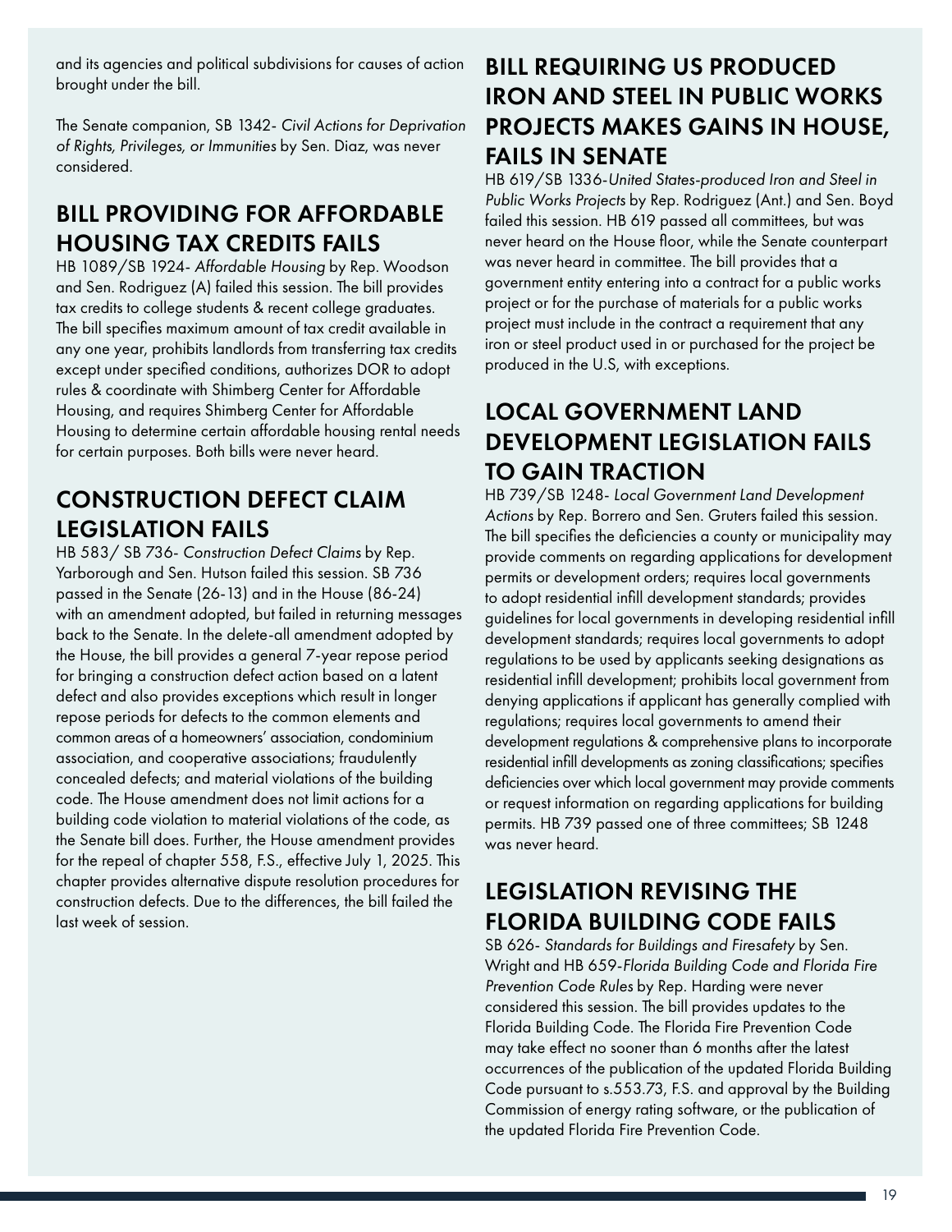and its agencies and political subdivisions for causes of action brought under the bill.

The Senate companion, SB 1342- *Civil Actions for Deprivation of Rights, Privileges, or Immunities* by Sen. Diaz, was never considered.

## BILL PROVIDING FOR AFFORDABLE HOUSING TAX CREDITS FAILS

HB 1089/SB 1924- *Affordable Housing* by Rep. Woodson and Sen. Rodriguez (A) failed this session. The bill provides tax credits to college students & recent college graduates. The bill specifies maximum amount of tax credit available in any one year, prohibits landlords from transferring tax credits except under specified conditions, authorizes DOR to adopt rules & coordinate with Shimberg Center for Affordable Housing, and requires Shimberg Center for Affordable Housing to determine certain affordable housing rental needs for certain purposes. Both bills were never heard.

## CONSTRUCTION DEFECT CLAIM LEGISLATION FAILS

HB 583/ SB 736- *Construction Defect Claims* by Rep. Yarborough and Sen. Hutson failed this session. SB 736 passed in the Senate (26-13) and in the House (86-24) with an amendment adopted, but failed in returning messages back to the Senate. In the delete-all amendment adopted by the House, the bill provides a general 7-year repose period for bringing a construction defect action based on a latent defect and also provides exceptions which result in longer repose periods for defects to the common elements and common areas of a homeowners' association, condominium association, and cooperative associations; fraudulently concealed defects; and material violations of the building code. The House amendment does not limit actions for a building code violation to material violations of the code, as the Senate bill does. Further, the House amendment provides for the repeal of chapter 558, F.S., effective July 1, 2025. This chapter provides alternative dispute resolution procedures for construction defects. Due to the differences, the bill failed the last week of session.

## BILL REQUIRING US PRODUCED IRON AND STEEL IN PUBLIC WORKS PROJECTS MAKES GAINS IN HOUSE, FAILS IN SENATE

HB 619/SB 1336-*United States-produced Iron and Steel in Public Works Projects* by Rep. Rodriguez (Ant.) and Sen. Boyd failed this session. HB 619 passed all committees, but was never heard on the House floor, while the Senate counterpart was never heard in committee. The bill provides that a government entity entering into a contract for a public works project or for the purchase of materials for a public works project must include in the contract a requirement that any iron or steel product used in or purchased for the project be produced in the U.S, with exceptions.

## LOCAL GOVERNMENT LAND DEVELOPMENT LEGISLATION FAILS TO GAIN TRACTION

HB 739/SB 1248- *Local Government Land Development Actions* by Rep. Borrero and Sen. Gruters failed this session. The bill specifies the deficiencies a county or municipality may provide comments on regarding applications for development permits or development orders; requires local governments to adopt residential infill development standards; provides guidelines for local governments in developing residential infill development standards; requires local governments to adopt regulations to be used by applicants seeking designations as residential infill development; prohibits local government from denying applications if applicant has generally complied with regulations; requires local governments to amend their development regulations & comprehensive plans to incorporate residential infill developments as zoning classifications; specifies deficiencies over which local government may provide comments or request information on regarding applications for building permits. HB 739 passed one of three committees; SB 1248 was never heard.

## LEGISLATION REVISING THE FLORIDA BUILDING CODE FAILS

SB 626- *Standards for Buildings and Firesafety* by Sen. Wright and HB 659-*Florida Building Code and Florida Fire Prevention Code Rules* by Rep. Harding were never considered this session. The bill provides updates to the Florida Building Code. The Florida Fire Prevention Code may take effect no sooner than 6 months after the latest occurrences of the publication of the updated Florida Building Code pursuant to s.553.73, F.S. and approval by the Building Commission of energy rating software, or the publication of the updated Florida Fire Prevention Code.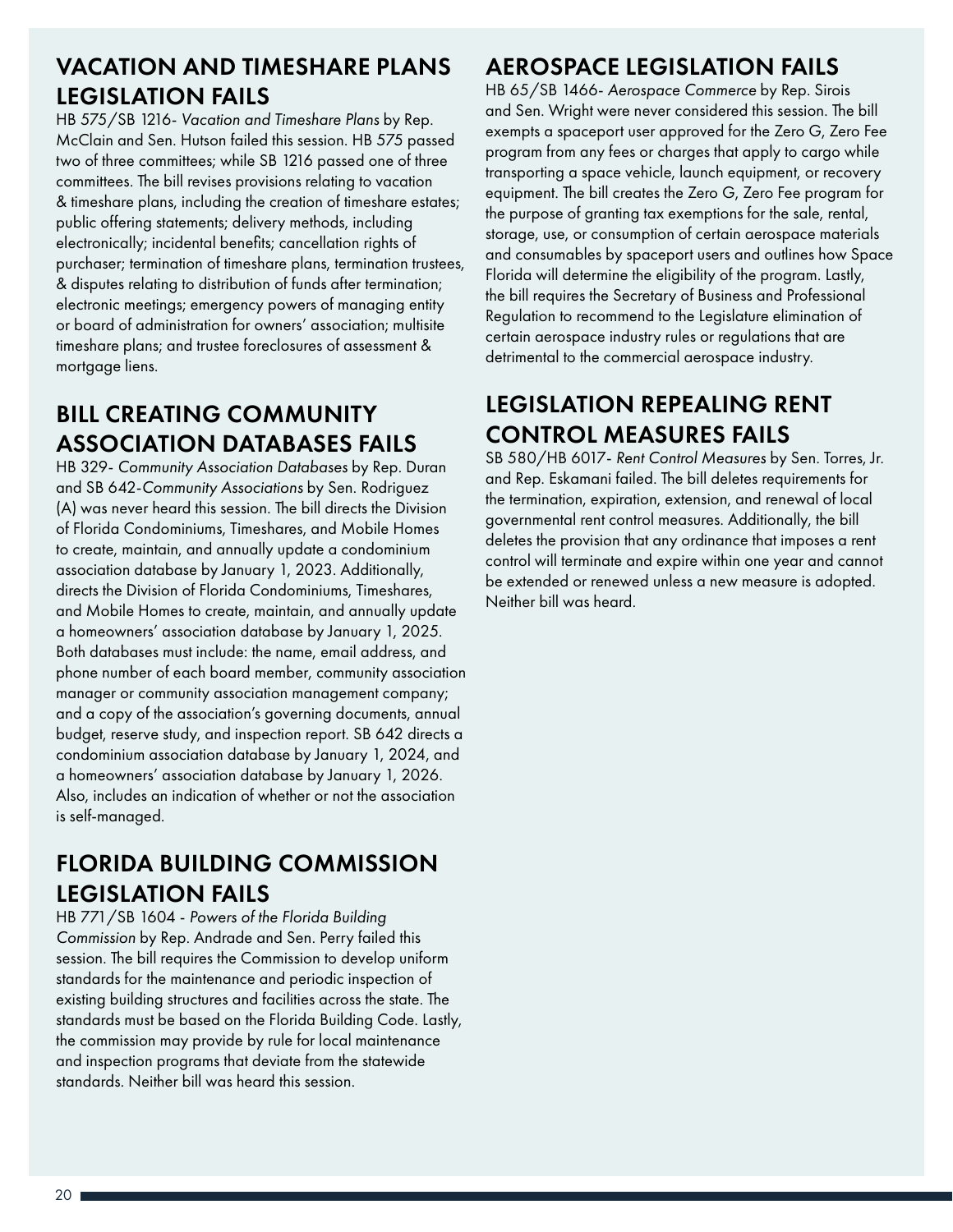## VACATION AND TIMESHARE PLANS LEGISLATION FAILS

HB 575/SB 1216- *Vacation and Timeshare Plans* by Rep. McClain and Sen. Hutson failed this session. HB 575 passed two of three committees; while SB 1216 passed one of three committees. The bill revises provisions relating to vacation & timeshare plans, including the creation of timeshare estates; public offering statements; delivery methods, including electronically; incidental benefits; cancellation rights of purchaser; termination of timeshare plans, termination trustees, & disputes relating to distribution of funds after termination; electronic meetings; emergency powers of managing entity or board of administration for owners' association; multisite timeshare plans; and trustee foreclosures of assessment & mortgage liens.

## BILL CREATING COMMUNITY ASSOCIATION DATABASES FAILS

HB 329- *Community Association Databases* by Rep. Duran and SB 642-*Community Associations* by Sen. Rodriguez (A) was never heard this session. The bill directs the Division of Florida Condominiums, Timeshares, and Mobile Homes to create, maintain, and annually update a condominium association database by January 1, 2023. Additionally, directs the Division of Florida Condominiums, Timeshares, and Mobile Homes to create, maintain, and annually update a homeowners' association database by January 1, 2025. Both databases must include: the name, email address, and phone number of each board member, community association manager or community association management company; and a copy of the association's governing documents, annual budget, reserve study, and inspection report. SB 642 directs a condominium association database by January 1, 2024, and a homeowners' association database by January 1, 2026. Also, includes an indication of whether or not the association is self-managed.

## FLORIDA BUILDING COMMISSION LEGISLATION FAILS

HB 771/SB 1604 - *Powers of the Florida Building Commission* by Rep. Andrade and Sen. Perry failed this session. The bill requires the Commission to develop uniform standards for the maintenance and periodic inspection of existing building structures and facilities across the state. The standards must be based on the Florida Building Code. Lastly, the commission may provide by rule for local maintenance and inspection programs that deviate from the statewide standards. Neither bill was heard this session.

## AEROSPACE LEGISLATION FAILS

HB 65/SB 1466- *Aerospace Commerce* by Rep. Sirois and Sen. Wright were never considered this session. The bill exempts a spaceport user approved for the Zero G, Zero Fee program from any fees or charges that apply to cargo while transporting a space vehicle, launch equipment, or recovery equipment. The bill creates the Zero G, Zero Fee program for the purpose of granting tax exemptions for the sale, rental, storage, use, or consumption of certain aerospace materials and consumables by spaceport users and outlines how Space Florida will determine the eligibility of the program. Lastly, the bill requires the Secretary of Business and Professional Regulation to recommend to the Legislature elimination of certain aerospace industry rules or regulations that are detrimental to the commercial aerospace industry.

## LEGISLATION REPEALING RENT CONTROL MEASURES FAILS

SB 580/HB 6017- *Rent Control Measures* by Sen. Torres, Jr. and Rep. Eskamani failed. The bill deletes requirements for the termination, expiration, extension, and renewal of local governmental rent control measures. Additionally, the bill deletes the provision that any ordinance that imposes a rent control will terminate and expire within one year and cannot be extended or renewed unless a new measure is adopted. Neither bill was heard.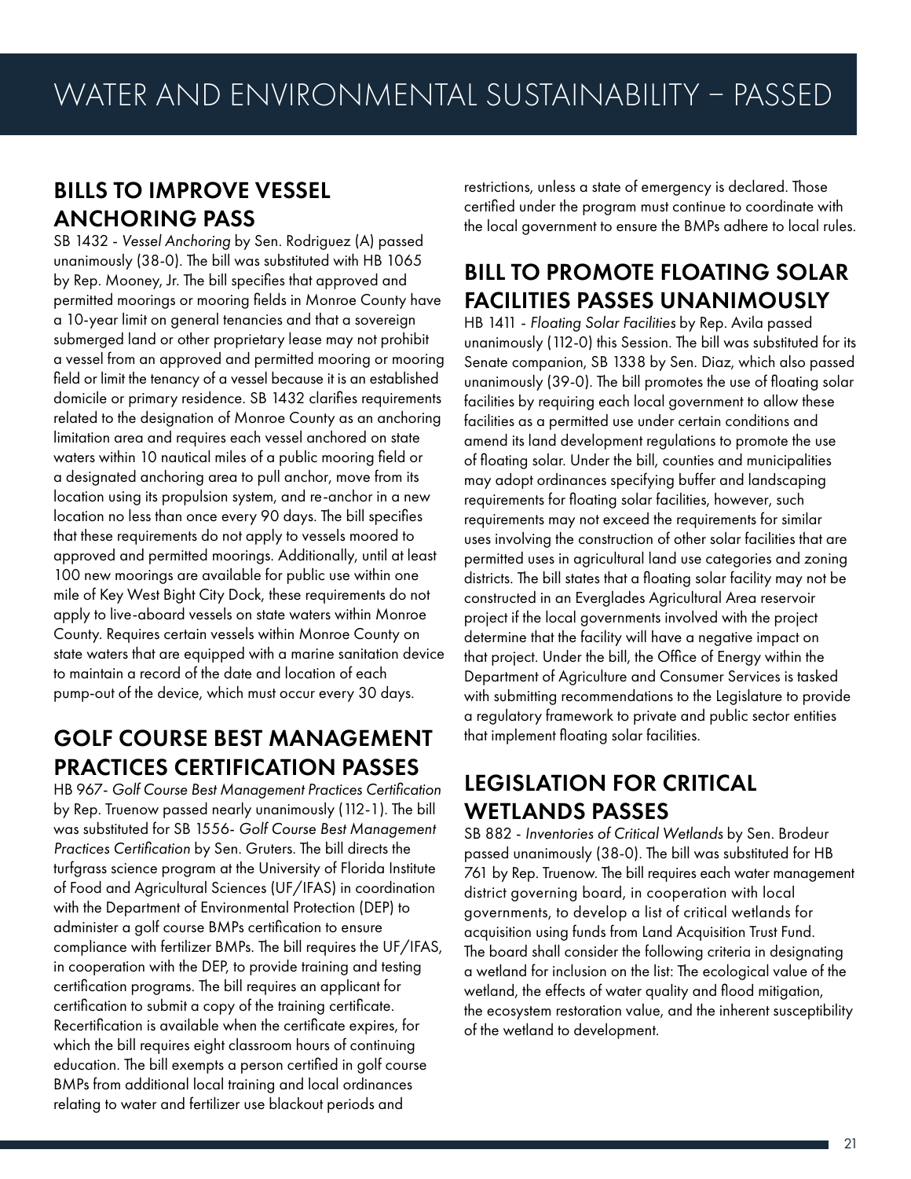# WATER AND ENVIRONMENTAL SUSTAINABILITY – PASSED

## BILLS TO IMPROVE VESSEL ANCHORING PASS

SB 1432 - *Vessel Anchoring* by Sen. Rodriguez (A) passed unanimously (38-0). The bill was substituted with HB 1065 by Rep. Mooney, Jr. The bill specifies that approved and permitted moorings or mooring fields in Monroe County have a 10-year limit on general tenancies and that a sovereign submerged land or other proprietary lease may not prohibit a vessel from an approved and permitted mooring or mooring field or limit the tenancy of a vessel because it is an established domicile or primary residence. SB 1432 clarifies requirements related to the designation of Monroe County as an anchoring limitation area and requires each vessel anchored on state waters within 10 nautical miles of a public mooring field or a designated anchoring area to pull anchor, move from its location using its propulsion system, and re-anchor in a new location no less than once every 90 days. The bill specifies that these requirements do not apply to vessels moored to approved and permitted moorings. Additionally, until at least 100 new moorings are available for public use within one mile of Key West Bight City Dock, these requirements do not apply to live-aboard vessels on state waters within Monroe County. Requires certain vessels within Monroe County on state waters that are equipped with a marine sanitation device to maintain a record of the date and location of each pump-out of the device, which must occur every 30 days.

## GOLF COURSE BEST MANAGEMENT PRACTICES CERTIFICATION PASSES

HB 967- *Golf Course Best Management Practices Certification* by Rep. Truenow passed nearly unanimously (112-1). The bill was substituted for SB 1556- *Golf Course Best Management Practices Certification* by Sen. Gruters. The bill directs the turfgrass science program at the University of Florida Institute of Food and Agricultural Sciences (UF/IFAS) in coordination with the Department of Environmental Protection (DEP) to administer a golf course BMPs certification to ensure compliance with fertilizer BMPs. The bill requires the UF/IFAS, in cooperation with the DEP, to provide training and testing certification programs. The bill requires an applicant for certification to submit a copy of the training certificate. Recertification is available when the certificate expires, for which the bill requires eight classroom hours of continuing education. The bill exempts a person certified in golf course BMPs from additional local training and local ordinances relating to water and fertilizer use blackout periods and restrictions, unless a state of emergency is declared. Those certified under the program must continue to coordinate with the local government to ensure the BMPs adhere to local rules.

## BILL TO PROMOTE FLOATING SOLAR FACILITIES PASSES UNANIMOUSLY

HB 1411 - *Floating Solar Facilities* by Rep. Avila passed unanimously (112-0) this Session. The bill was substituted for its Senate companion, SB 1338 by Sen. Diaz, which also passed unanimously (39-0). The bill promotes the use of floating solar facilities by requiring each local government to allow these facilities as a permitted use under certain conditions and amend its land development regulations to promote the use of floating solar. Under the bill, counties and municipalities may adopt ordinances specifying buffer and landscaping requirements for floating solar facilities, however, such requirements may not exceed the requirements for similar uses involving the construction of other solar facilities that are permitted uses in agricultural land use categories and zoning districts. The bill states that a floating solar facility may not be constructed in an Everglades Agricultural Area reservoir project if the local governments involved with the project determine that the facility will have a negative impact on that project. Under the bill, the Office of Energy within the Department of Agriculture and Consumer Services is tasked with submitting recommendations to the Legislature to provide a regulatory framework to private and public sector entities that implement floating solar facilities.

## LEGISLATION FOR CRITICAL WETLANDS PASSES

SB 882 - *Inventories of Critical Wetlands* by Sen. Brodeur passed unanimously (38-0). The bill was substituted for HB 761 by Rep. Truenow. The bill requires each water management district governing board, in cooperation with local governments, to develop a list of critical wetlands for acquisition using funds from Land Acquisition Trust Fund. The board shall consider the following criteria in designating a wetland for inclusion on the list: The ecological value of the wetland, the effects of water quality and flood mitigation, the ecosystem restoration value, and the inherent susceptibility of the wetland to development.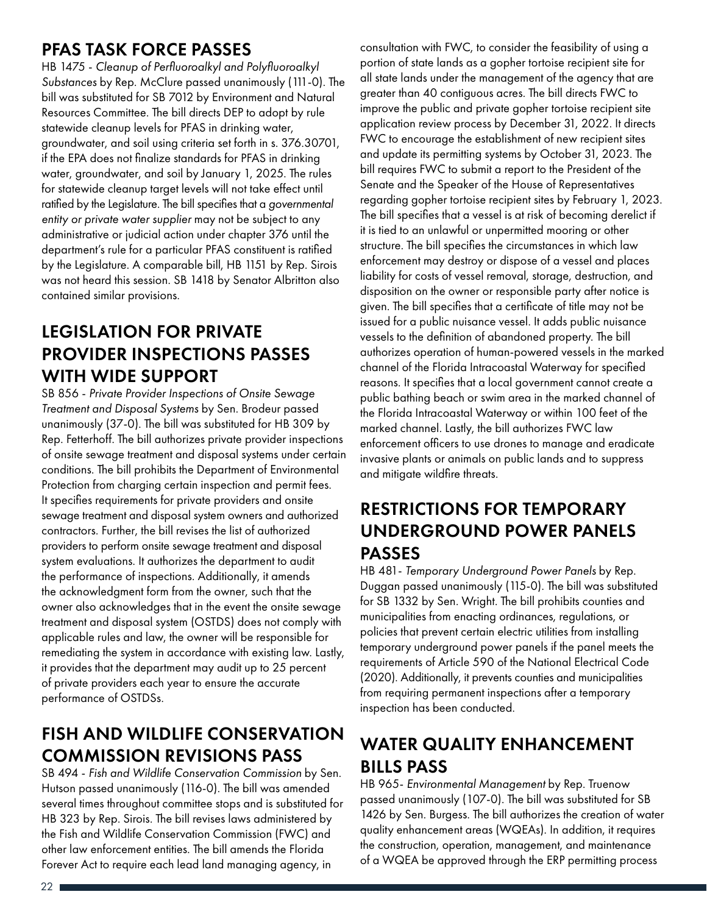## PFAS TASK FORCE PASSES

HB 1475 - *Cleanup of Perfluoroalkyl and Polyfluoroalkyl Substances* by Rep. McClure passed unanimously (111-0). The bill was substituted for SB 7012 by Environment and Natural Resources Committee. The bill directs DEP to adopt by rule statewide cleanup levels for PFAS in drinking water, groundwater, and soil using criteria set forth in s. 376.30701, if the EPA does not finalize standards for PFAS in drinking water, groundwater, and soil by January 1, 2025. The rules for statewide cleanup target levels will not take effect until ratified by the Legislature. The bill specifies that a *governmental entity or private water supplier* may not be subject to any administrative or judicial action under chapter 376 until the department's rule for a particular PFAS constituent is ratified by the Legislature. A comparable bill, HB 1151 by Rep. Sirois was not heard this session. SB 1418 by Senator Albritton also contained similar provisions.

## LEGISLATION FOR PRIVATE PROVIDER INSPECTIONS PASSES WITH WIDE SUPPORT

SB 856 - *Private Provider Inspections of Onsite Sewage Treatment and Disposal Systems* by Sen. Brodeur passed unanimously (37-0). The bill was substituted for HB 309 by Rep. Fetterhoff. The bill authorizes private provider inspections of onsite sewage treatment and disposal systems under certain conditions. The bill prohibits the Department of Environmental Protection from charging certain inspection and permit fees. It specifies requirements for private providers and onsite sewage treatment and disposal system owners and authorized contractors. Further, the bill revises the list of authorized providers to perform onsite sewage treatment and disposal system evaluations. It authorizes the department to audit the performance of inspections. Additionally, it amends the acknowledgment form from the owner, such that the owner also acknowledges that in the event the onsite sewage treatment and disposal system (OSTDS) does not comply with applicable rules and law, the owner will be responsible for remediating the system in accordance with existing law. Lastly, it provides that the department may audit up to 25 percent of private providers each year to ensure the accurate performance of OSTDSs.

## FISH AND WILDLIFE CONSERVATION COMMISSION REVISIONS PASS

SB 494 - *Fish and Wildlife Conservation Commission* by Sen. Hutson passed unanimously (116-0). The bill was amended several times throughout committee stops and is substituted for HB 323 by Rep. Sirois. The bill revises laws administered by the Fish and Wildlife Conservation Commission (FWC) and other law enforcement entities. The bill amends the Florida Forever Act to require each lead land managing agency, in consultation with FWC, to consider the feasibility of using a portion of state lands as a gopher tortoise recipient site for all state lands under the management of the agency that are greater than 40 contiguous acres. The bill directs FWC to improve the public and private gopher tortoise recipient site application review process by December 31, 2022. It directs FWC to encourage the establishment of new recipient sites and update its permitting systems by October 31, 2023. The bill requires FWC to submit a report to the President of the Senate and the Speaker of the House of Representatives regarding gopher tortoise recipient sites by February 1, 2023. The bill specifies that a vessel is at risk of becoming derelict if it is tied to an unlawful or unpermitted mooring or other structure. The bill specifies the circumstances in which law enforcement may destroy or dispose of a vessel and places liability for costs of vessel removal, storage, destruction, and disposition on the owner or responsible party after notice is given. The bill specifies that a certificate of title may not be issued for a public nuisance vessel. It adds public nuisance vessels to the definition of abandoned property. The bill authorizes operation of human-powered vessels in the marked channel of the Florida Intracoastal Waterway for specified reasons. It specifies that a local government cannot create a public bathing beach or swim area in the marked channel of the Florida Intracoastal Waterway or within 100 feet of the marked channel. Lastly, the bill authorizes FWC law enforcement officers to use drones to manage and eradicate invasive plants or animals on public lands and to suppress and mitigate wildfire threats.

## RESTRICTIONS FOR TEMPORARY UNDERGROUND POWER PANELS PASSES

HB 481- *Temporary Underground Power Panels* by Rep. Duggan passed unanimously (115-0). The bill was substituted for SB 1332 by Sen. Wright. The bill prohibits counties and municipalities from enacting ordinances, regulations, or policies that prevent certain electric utilities from installing temporary underground power panels if the panel meets the requirements of Article 590 of the National Electrical Code (2020). Additionally, it prevents counties and municipalities from requiring permanent inspections after a temporary inspection has been conducted.

## WATER QUALITY ENHANCEMENT BILLS PASS

HB 965- *Environmental Management* by Rep. Truenow passed unanimously (107-0). The bill was substituted for SB 1426 by Sen. Burgess. The bill authorizes the creation of water quality enhancement areas (WQEAs). In addition, it requires the construction, operation, management, and maintenance of a WQEA be approved through the ERP permitting process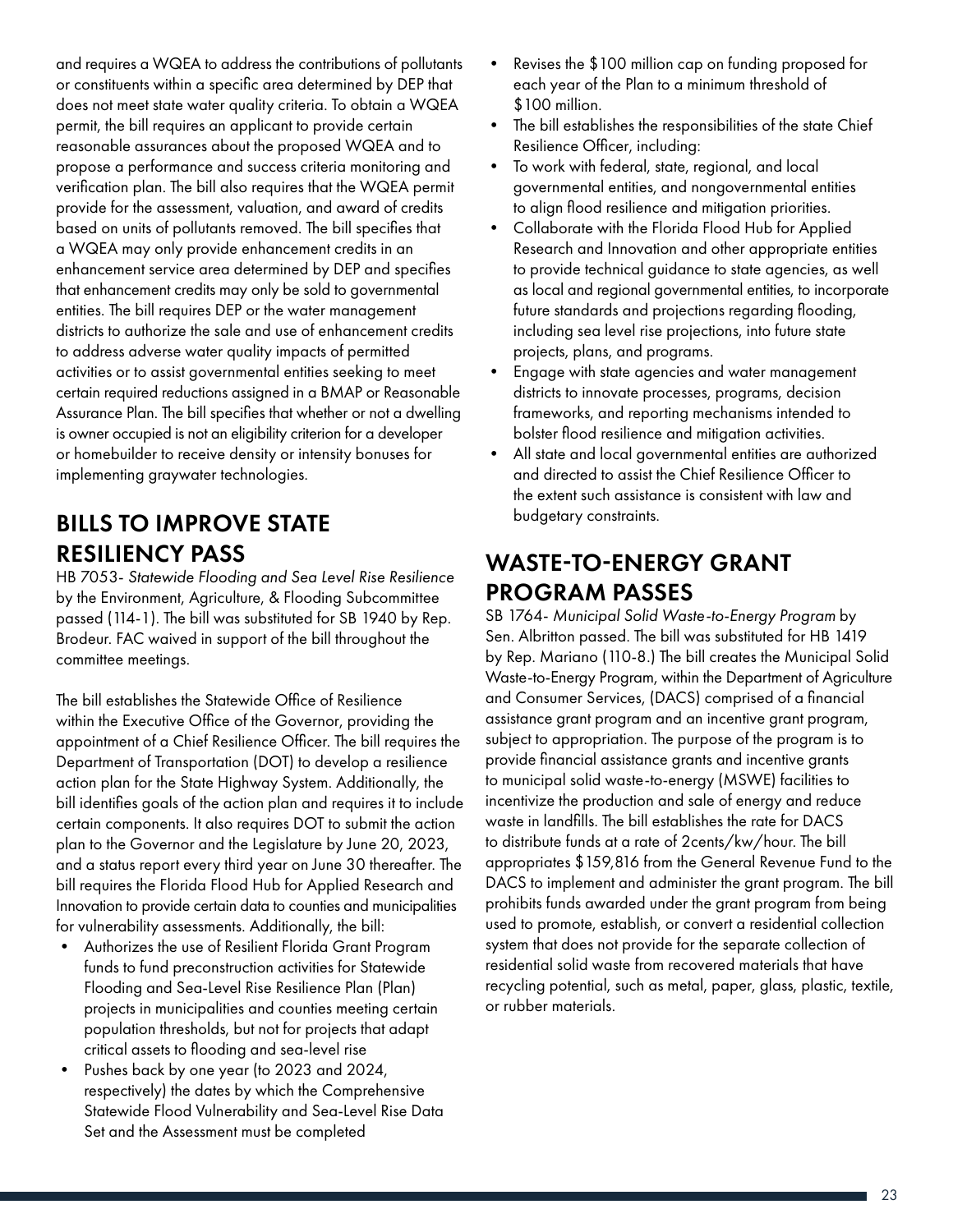and requires a WQEA to address the contributions of pollutants or constituents within a specific area determined by DEP that does not meet state water quality criteria. To obtain a WQEA permit, the bill requires an applicant to provide certain reasonable assurances about the proposed WQEA and to propose a performance and success criteria monitoring and verification plan. The bill also requires that the WQEA permit provide for the assessment, valuation, and award of credits based on units of pollutants removed. The bill specifies that a WQEA may only provide enhancement credits in an enhancement service area determined by DEP and specifies that enhancement credits may only be sold to governmental entities. The bill requires DEP or the water management districts to authorize the sale and use of enhancement credits to address adverse water quality impacts of permitted activities or to assist governmental entities seeking to meet certain required reductions assigned in a BMAP or Reasonable Assurance Plan. The bill specifies that whether or not a dwelling is owner occupied is not an eligibility criterion for a developer or homebuilder to receive density or intensity bonuses for implementing graywater technologies.

## BILLS TO IMPROVE STATE RESILIENCY PASS

HB 7053- *Statewide Flooding and Sea Level Rise Resilience* by the Environment, Agriculture, & Flooding Subcommittee passed (114-1). The bill was substituted for SB 1940 by Rep. Brodeur. FAC waived in support of the bill throughout the committee meetings.

The bill establishes the Statewide Office of Resilience within the Executive Office of the Governor, providing the appointment of a Chief Resilience Officer. The bill requires the Department of Transportation (DOT) to develop a resilience action plan for the State Highway System. Additionally, the bill identifies goals of the action plan and requires it to include certain components. It also requires DOT to submit the action plan to the Governor and the Legislature by June 20, 2023, and a status report every third year on June 30 thereafter. The bill requires the Florida Flood Hub for Applied Research and Innovation to provide certain data to counties and municipalities for vulnerability assessments. Additionally, the bill:

- Authorizes the use of Resilient Florida Grant Program funds to fund preconstruction activities for Statewide Flooding and Sea-Level Rise Resilience Plan (Plan) projects in municipalities and counties meeting certain population thresholds, but not for projects that adapt critical assets to flooding and sea-level rise
- Pushes back by one year (to 2023 and 2024, respectively) the dates by which the Comprehensive Statewide Flood Vulnerability and Sea-Level Rise Data Set and the Assessment must be completed
- Revises the $100 million cap on funding proposed for each year of the Plan to a minimum threshold of $100 million.
- The bill establishes the responsibilities of the state Chief Resilience Officer, including:
- To work with federal, state, regional, and local governmental entities, and nongovernmental entities to align flood resilience and mitigation priorities.
- Collaborate with the Florida Flood Hub for Applied Research and Innovation and other appropriate entities to provide technical guidance to state agencies, as well as local and regional governmental entities, to incorporate future standards and projections regarding flooding, including sea level rise projections, into future state projects, plans, and programs.
- Engage with state agencies and water management districts to innovate processes, programs, decision frameworks, and reporting mechanisms intended to bolster flood resilience and mitigation activities.
- All state and local governmental entities are authorized and directed to assist the Chief Resilience Officer to the extent such assistance is consistent with law and budgetary constraints.

## WASTE-TO-ENERGY GRANT PROGRAM PASSES

SB 1764- *Municipal Solid Waste-to-Energy Program* by Sen. Albritton passed. The bill was substituted for HB 1419 by Rep. Mariano (110-8.) The bill creates the Municipal Solid Waste-to-Energy Program, within the Department of Agriculture and Consumer Services, (DACS) comprised of a financial assistance grant program and an incentive grant program, subject to appropriation. The purpose of the program is to provide financial assistance grants and incentive grants to municipal solid waste-to-energy (MSWE) facilities to incentivize the production and sale of energy and reduce waste in landfills. The bill establishes the rate for DACS to distribute funds at a rate of 2cents/kw/hour. The bill appropriates $159,816 from the General Revenue Fund to the DACS to implement and administer the grant program. The bill prohibits funds awarded under the grant program from being used to promote, establish, or convert a residential collection system that does not provide for the separate collection of residential solid waste from recovered materials that have recycling potential, such as metal, paper, glass, plastic, textile, or rubber materials.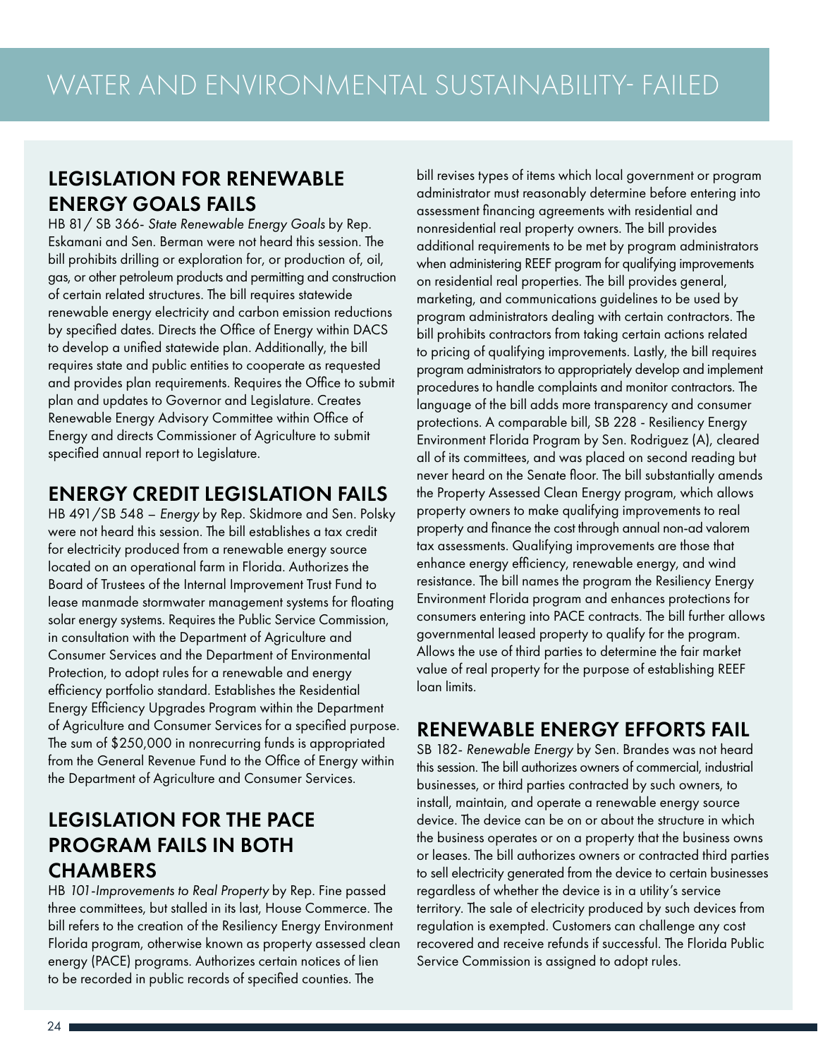# WATER AND ENVIRONMENTAL SUSTAINABILITY- FAILED

## LEGISLATION FOR RENEWABLE ENERGY GOALS FAILS

HB 81/ SB 366- *State Renewable Energy Goals* by Rep. Eskamani and Sen. Berman were not heard this session. The bill prohibits drilling or exploration for, or production of, oil, gas, or other petroleum products and permitting and construction of certain related structures. The bill requires statewide renewable energy electricity and carbon emission reductions by specified dates. Directs the Office of Energy within DACS to develop a unified statewide plan. Additionally, the bill requires state and public entities to cooperate as requested and provides plan requirements. Requires the Office to submit plan and updates to Governor and Legislature. Creates Renewable Energy Advisory Committee within Office of Energy and directs Commissioner of Agriculture to submit specified annual report to Legislature.

## ENERGY CREDIT LEGISLATION FAILS

HB 491/SB 548 – *Energy* by Rep. Skidmore and Sen. Polsky were not heard this session. The bill establishes a tax credit for electricity produced from a renewable energy source located on an operational farm in Florida. Authorizes the Board of Trustees of the Internal Improvement Trust Fund to lease manmade stormwater management systems for floating solar energy systems. Requires the Public Service Commission, in consultation with the Department of Agriculture and Consumer Services and the Department of Environmental Protection, to adopt rules for a renewable and energy efficiency portfolio standard. Establishes the Residential Energy Efficiency Upgrades Program within the Department of Agriculture and Consumer Services for a specified purpose. The sum of $250,000 in nonrecurring funds is appropriated from the General Revenue Fund to the Office of Energy within the Department of Agriculture and Consumer Services.

## LEGISLATION FOR THE PACE PROGRAM FAILS IN BOTH CHAMBERS

HB *101-Improvements to Real Property* by Rep. Fine passed three committees, but stalled in its last, House Commerce. The bill refers to the creation of the Resiliency Energy Environment Florida program, otherwise known as property assessed clean energy (PACE) programs. Authorizes certain notices of lien to be recorded in public records of specified counties. The bill revises types of items which local government or program administrator must reasonably determine before entering into assessment financing agreements with residential and nonresidential real property owners. The bill provides additional requirements to be met by program administrators when administering REEF program for qualifying improvements on residential real properties. The bill provides general, marketing, and communications guidelines to be used by program administrators dealing with certain contractors. The bill prohibits contractors from taking certain actions related to pricing of qualifying improvements. Lastly, the bill requires program administrators to appropriately develop and implement procedures to handle complaints and monitor contractors. The language of the bill adds more transparency and consumer protections. A comparable bill, SB 228 - Resiliency Energy Environment Florida Program by Sen. Rodriguez (A), cleared all of its committees, and was placed on second reading but never heard on the Senate floor. The bill substantially amends the Property Assessed Clean Energy program, which allows property owners to make qualifying improvements to real property and finance the cost through annual non-ad valorem tax assessments. Qualifying improvements are those that enhance energy efficiency, renewable energy, and wind resistance. The bill names the program the Resiliency Energy Environment Florida program and enhances protections for consumers entering into PACE contracts. The bill further allows governmental leased property to qualify for the program. Allows the use of third parties to determine the fair market value of real property for the purpose of establishing REEF loan limits.

## RENEWABLE ENERGY EFFORTS FAIL

SB 182- *Renewable Energy* by Sen. Brandes was not heard this session. The bill authorizes owners of commercial, industrial businesses, or third parties contracted by such owners, to install, maintain, and operate a renewable energy source device. The device can be on or about the structure in which the business operates or on a property that the business owns or leases. The bill authorizes owners or contracted third parties to sell electricity generated from the device to certain businesses regardless of whether the device is in a utility's service territory. The sale of electricity produced by such devices from regulation is exempted. Customers can challenge any cost recovered and receive refunds if successful. The Florida Public Service Commission is assigned to adopt rules.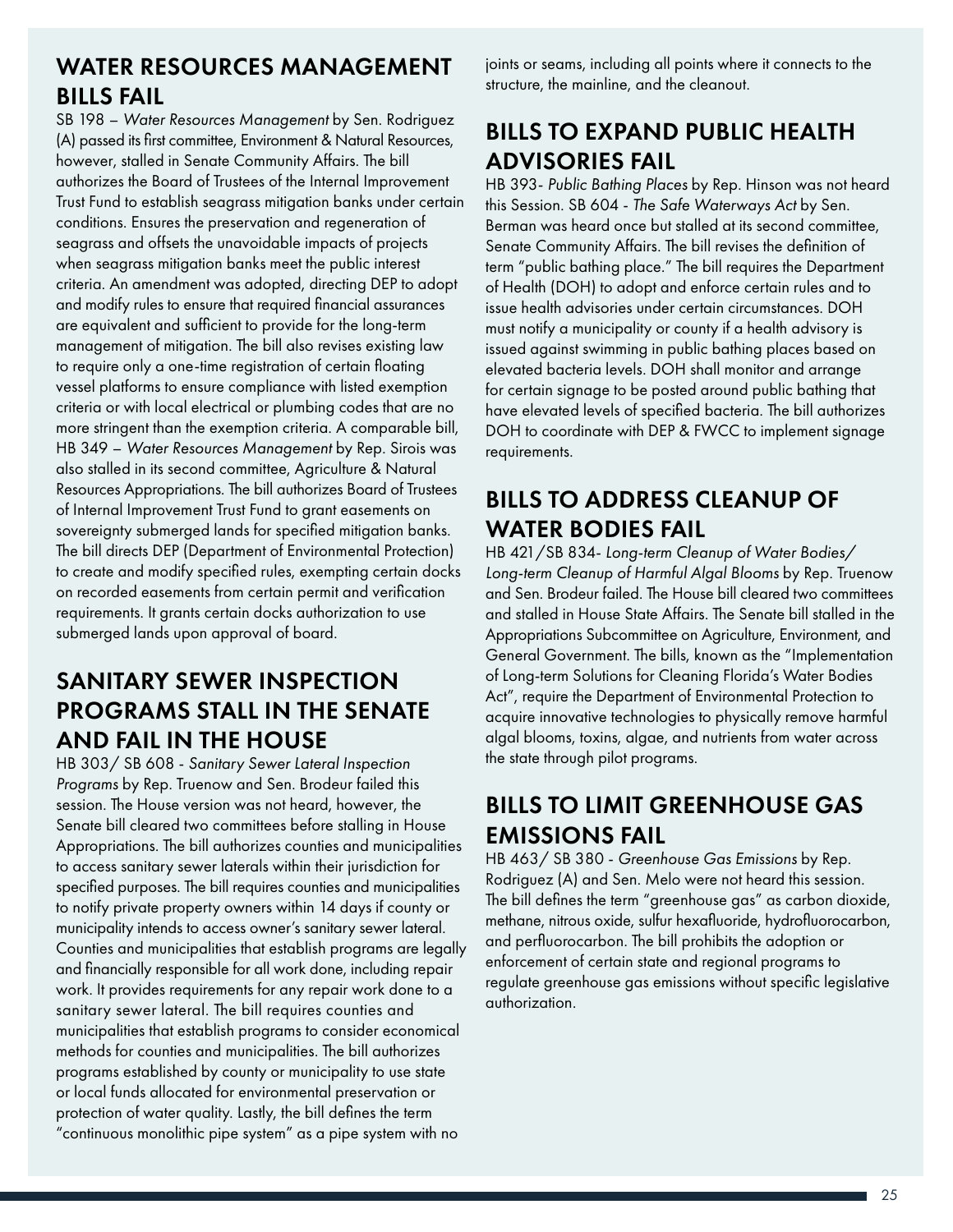## WATER RESOURCES MANAGEMENT BILLS FAIL

SB 198 – *Water Resources Management* by Sen. Rodriguez (A) passed its first committee, Environment & Natural Resources, however, stalled in Senate Community Affairs. The bill authorizes the Board of Trustees of the Internal Improvement Trust Fund to establish seagrass mitigation banks under certain conditions. Ensures the preservation and regeneration of seagrass and offsets the unavoidable impacts of projects when seagrass mitigation banks meet the public interest criteria. An amendment was adopted, directing DEP to adopt and modify rules to ensure that required financial assurances are equivalent and sufficient to provide for the long-term management of mitigation. The bill also revises existing law to require only a one-time registration of certain floating vessel platforms to ensure compliance with listed exemption criteria or with local electrical or plumbing codes that are no more stringent than the exemption criteria. A comparable bill, HB 349 – *Water Resources Management* by Rep. Sirois was also stalled in its second committee, Agriculture & Natural Resources Appropriations. The bill authorizes Board of Trustees of Internal Improvement Trust Fund to grant easements on sovereignty submerged lands for specified mitigation banks. The bill directs DEP (Department of Environmental Protection) to create and modify specified rules, exempting certain docks on recorded easements from certain permit and verification requirements. It grants certain docks authorization to use submerged lands upon approval of board.

## SANITARY SEWER INSPECTION PROGRAMS STALL IN THE SENATE AND FAIL IN THE HOUSE

HB 303/ SB 608 - *Sanitary Sewer Lateral Inspection Programs* by Rep. Truenow and Sen. Brodeur failed this session. The House version was not heard, however, the Senate bill cleared two committees before stalling in House Appropriations. The bill authorizes counties and municipalities to access sanitary sewer laterals within their jurisdiction for specified purposes. The bill requires counties and municipalities to notify private property owners within 14 days if county or municipality intends to access owner's sanitary sewer lateral. Counties and municipalities that establish programs are legally and financially responsible for all work done, including repair work. It provides requirements for any repair work done to a sanitary sewer lateral. The bill requires counties and municipalities that establish programs to consider economical methods for counties and municipalities. The bill authorizes programs established by county or municipality to use state or local funds allocated for environmental preservation or protection of water quality. Lastly, the bill defines the term "continuous monolithic pipe system" as a pipe system with no joints or seams, including all points where it connects to the structure, the mainline, and the cleanout.

## BILLS TO EXPAND PUBLIC HEALTH ADVISORIES FAIL

HB 393- *Public Bathing Places* by Rep. Hinson was not heard this Session. SB 604 - *The Safe Waterways Act* by Sen. Berman was heard once but stalled at its second committee, Senate Community Affairs. The bill revises the definition of term "public bathing place." The bill requires the Department of Health (DOH) to adopt and enforce certain rules and to issue health advisories under certain circumstances. DOH must notify a municipality or county if a health advisory is issued against swimming in public bathing places based on elevated bacteria levels. DOH shall monitor and arrange for certain signage to be posted around public bathing that have elevated levels of specified bacteria. The bill authorizes DOH to coordinate with DEP & FWCC to implement signage requirements.

## BILLS TO ADDRESS CLEANUP OF WATER BODIES FAIL

HB 421/SB 834- *Long-term Cleanup of Water Bodies/ Long-term Cleanup of Harmful Algal Blooms* by Rep. Truenow and Sen. Brodeur failed. The House bill cleared two committees and stalled in House State Affairs. The Senate bill stalled in the Appropriations Subcommittee on Agriculture, Environment, and General Government. The bills, known as the "Implementation of Long-term Solutions for Cleaning Florida's Water Bodies Act", require the Department of Environmental Protection to acquire innovative technologies to physically remove harmful algal blooms, toxins, algae, and nutrients from water across the state through pilot programs.

## BILLS TO LIMIT GREENHOUSE GAS EMISSIONS FAIL

HB 463/ SB 380 - *Greenhouse Gas Emissions* by Rep. Rodriguez (A) and Sen. Melo were not heard this session. The bill defines the term "greenhouse gas" as carbon dioxide, methane, nitrous oxide, sulfur hexafluoride, hydrofluorocarbon, and perfluorocarbon. The bill prohibits the adoption or enforcement of certain state and regional programs to regulate greenhouse gas emissions without specific legislative authorization.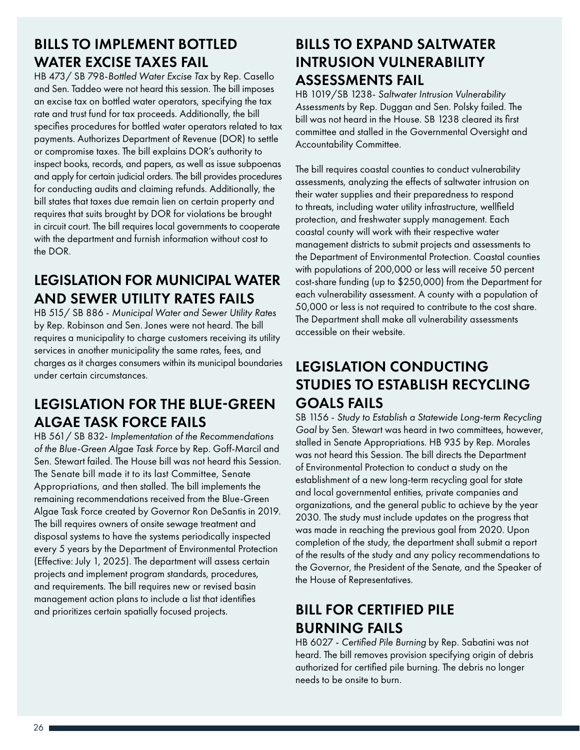## BILLS TO IMPLEMENT BOTTLED WATER EXCISE TAXES FAIL

HB 473/ SB 798-*Bottled Water Excise Tax* by Rep. Casello and Sen. Taddeo were not heard this session. The bill imposes an excise tax on bottled water operators, specifying the tax rate and trust fund for tax proceeds. Additionally, the bill specifies procedures for bottled water operators related to tax payments. Authorizes Department of Revenue (DOR) to settle or compromise taxes. The bill explains DOR's authority to inspect books, records, and papers, as well as issue subpoenas and apply for certain judicial orders. The bill provides procedures for conducting audits and claiming refunds. Additionally, the bill states that taxes due remain lien on certain property and requires that suits brought by DOR for violations be brought in circuit court. The bill requires local governments to cooperate with the department and furnish information without cost to the DOR.

## LEGISLATION FOR MUNICIPAL WATER AND SEWER UTILITY RATES FAILS

HB 515/ SB 886 - *Municipal Water and Sewer Utility Rates* by Rep. Robinson and Sen. Jones were not heard. The bill requires a municipality to charge customers receiving its utility services in another municipality the same rates, fees, and charges as it charges consumers within its municipal boundaries under certain circumstances.

## LEGISLATION FOR THE BLUE-GREEN ALGAE TASK FORCE FAILS

HB 561/ SB 832- *Implementation of the Recommendations of the Blue-Green Algae Task Force* by Rep. Goff-Marcil and Sen. Stewart failed. The House bill was not heard this Session. The Senate bill made it to its last Committee, Senate Appropriations, and then stalled. The bill implements the remaining recommendations received from the Blue-Green Algae Task Force created by Governor Ron DeSantis in 2019. The bill requires owners of onsite sewage treatment and disposal systems to have the systems periodically inspected every 5 years by the Department of Environmental Protection (Effective: July 1, 2025). The department will assess certain projects and implement program standards, procedures, and requirements. The bill requires new or revised basin management action plans to include a list that identifies and prioritizes certain spatially focused projects.

## BILLS TO EXPAND SALTWATER INTRUSION VULNERABILITY ASSESSMENTS FAIL

HB 1019/SB 1238- *Saltwater Intrusion Vulnerability Assessments* by Rep. Duggan and Sen. Polsky failed. The bill was not heard in the House. SB 1238 cleared its first committee and stalled in the Governmental Oversight and Accountability Committee.

The bill requires coastal counties to conduct vulnerability assessments, analyzing the effects of saltwater intrusion on their water supplies and their preparedness to respond to threats, including water utility infrastructure, wellfield protection, and freshwater supply management. Each coastal county will work with their respective water management districts to submit projects and assessments to the Department of Environmental Protection. Coastal counties with populations of 200,000 or less will receive 50 percent cost-share funding (up to $250,000) from the Department for each vulnerability assessment. A county with a population of 50,000 or less is not required to contribute to the cost share. The Department shall make all vulnerability assessments accessible on their website.

## LEGISLATION CONDUCTING STUDIES TO ESTABLISH RECYCLING GOALS FAILS

SB 1156 - *Study to Establish a Statewide Long-term Recycling Goal* by Sen. Stewart was heard in two committees, however, stalled in Senate Appropriations. HB 935 by Rep. Morales was not heard this Session. The bill directs the Department of Environmental Protection to conduct a study on the establishment of a new long-term recycling goal for state and local governmental entities, private companies and organizations, and the general public to achieve by the year 2030. The study must include updates on the progress that was made in reaching the previous goal from 2020. Upon completion of the study, the department shall submit a report of the results of the study and any policy recommendations to the Governor, the President of the Senate, and the Speaker of the House of Representatives.

## BILL FOR CERTIFIED PILE BURNING FAILS

HB 6027 - *Certified Pile Burning* by Rep. Sabatini was not heard. The bill removes provision specifying origin of debris authorized for certified pile burning. The debris no longer needs to be onsite to burn.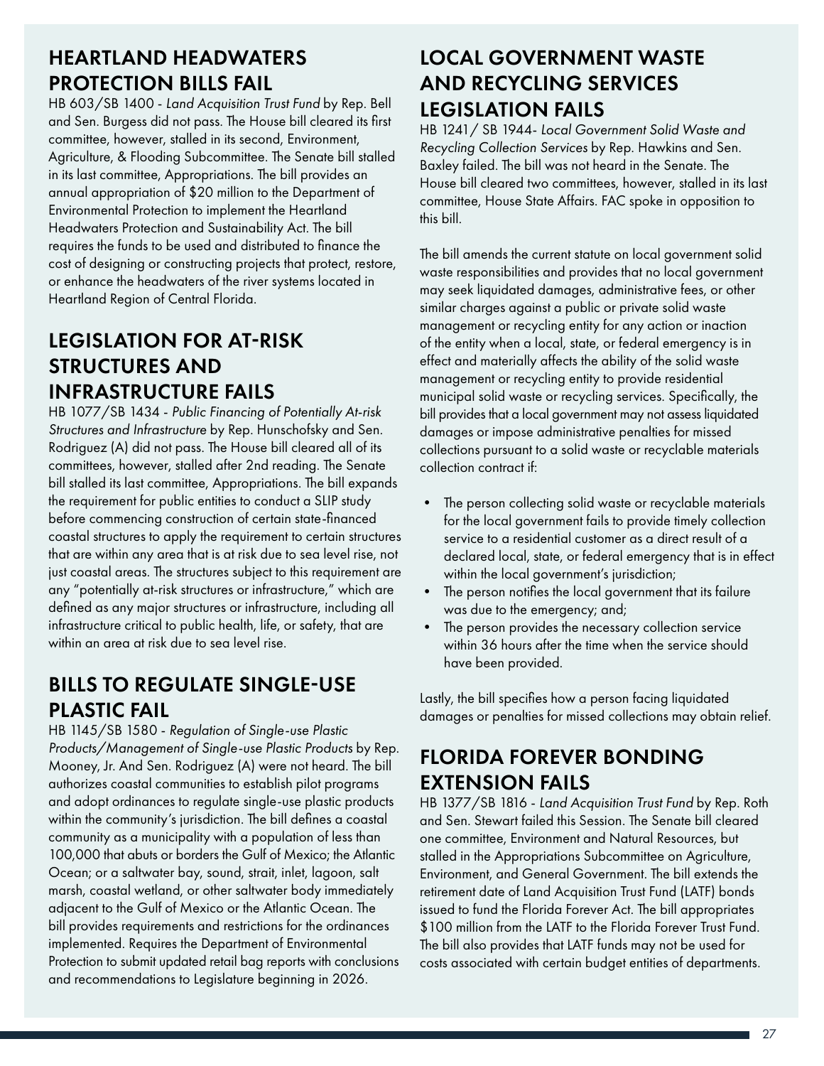## HEARTLAND HEADWATERS PROTECTION BILLS FAIL

HB 603/SB 1400 - *Land Acquisition Trust Fund* by Rep. Bell and Sen. Burgess did not pass. The House bill cleared its first committee, however, stalled in its second, Environment, Agriculture, & Flooding Subcommittee. The Senate bill stalled in its last committee, Appropriations. The bill provides an annual appropriation of $20 million to the Department of Environmental Protection to implement the Heartland Headwaters Protection and Sustainability Act. The bill requires the funds to be used and distributed to finance the cost of designing or constructing projects that protect, restore, or enhance the headwaters of the river systems located in Heartland Region of Central Florida.

## LEGISLATION FOR AT-RISK STRUCTURES AND INFRASTRUCTURE FAILS

HB 1077/SB 1434 - *Public Financing of Potentially At-risk Structures and Infrastructure* by Rep. Hunschofsky and Sen. Rodriguez (A) did not pass. The House bill cleared all of its committees, however, stalled after 2nd reading. The Senate bill stalled its last committee, Appropriations. The bill expands the requirement for public entities to conduct a SLIP study before commencing construction of certain state-financed coastal structures to apply the requirement to certain structures that are within any area that is at risk due to sea level rise, not just coastal areas. The structures subject to this requirement are any "potentially at-risk structures or infrastructure," which are defined as any major structures or infrastructure, including all infrastructure critical to public health, life, or safety, that are within an area at risk due to sea level rise.

## BILLS TO REGULATE SINGLE-USE PLASTIC FAIL

HB 1145/SB 1580 - *Regulation of Single-use Plastic Products/Management of Single-use Plastic Products* by Rep. Mooney, Jr. And Sen. Rodriguez (A) were not heard. The bill authorizes coastal communities to establish pilot programs and adopt ordinances to regulate single-use plastic products within the community's jurisdiction. The bill defines a coastal community as a municipality with a population of less than 100,000 that abuts or borders the Gulf of Mexico; the Atlantic Ocean; or a saltwater bay, sound, strait, inlet, lagoon, salt marsh, coastal wetland, or other saltwater body immediately adjacent to the Gulf of Mexico or the Atlantic Ocean. The bill provides requirements and restrictions for the ordinances implemented. Requires the Department of Environmental Protection to submit updated retail bag reports with conclusions and recommendations to Legislature beginning in 2026.

## LOCAL GOVERNMENT WASTE AND RECYCLING SERVICES LEGISLATION FAILS

HB 1241/ SB 1944- *Local Government Solid Waste and Recycling Collection Services* by Rep. Hawkins and Sen. Baxley failed. The bill was not heard in the Senate. The House bill cleared two committees, however, stalled in its last committee, House State Affairs. FAC spoke in opposition to this bill.

The bill amends the current statute on local government solid waste responsibilities and provides that no local government may seek liquidated damages, administrative fees, or other similar charges against a public or private solid waste management or recycling entity for any action or inaction of the entity when a local, state, or federal emergency is in effect and materially affects the ability of the solid waste management or recycling entity to provide residential municipal solid waste or recycling services. Specifically, the bill provides that a local government may not assess liquidated damages or impose administrative penalties for missed collections pursuant to a solid waste or recyclable materials collection contract if:

- The person collecting solid waste or recyclable materials for the local government fails to provide timely collection service to a residential customer as a direct result of a declared local, state, or federal emergency that is in effect within the local government's jurisdiction;
- The person notifies the local government that its failure was due to the emergency; and;
- The person provides the necessary collection service within 36 hours after the time when the service should have been provided.

Lastly, the bill specifies how a person facing liquidated damages or penalties for missed collections may obtain relief.

## FLORIDA FOREVER BONDING EXTENSION FAILS

HB 1377/SB 1816 - *Land Acquisition Trust Fund* by Rep. Roth and Sen. Stewart failed this Session. The Senate bill cleared one committee, Environment and Natural Resources, but stalled in the Appropriations Subcommittee on Agriculture, Environment, and General Government. The bill extends the retirement date of Land Acquisition Trust Fund (LATF) bonds issued to fund the Florida Forever Act. The bill appropriates $100 million from the LATF to the Florida Forever Trust Fund. The bill also provides that LATF funds may not be used for costs associated with certain budget entities of departments.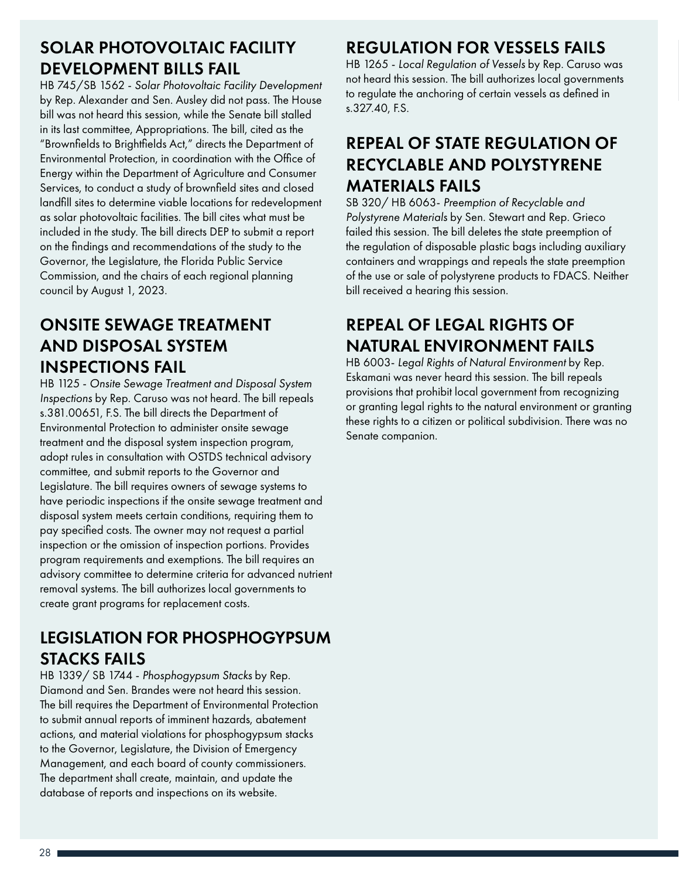## SOLAR PHOTOVOLTAIC FACILITY DEVELOPMENT BILLS FAIL

HB 745/SB 1562 - *Solar Photovoltaic Facility Development* by Rep. Alexander and Sen. Ausley did not pass. The House bill was not heard this session, while the Senate bill stalled in its last committee, Appropriations. The bill, cited as the "Brownfields to Brightfields Act," directs the Department of Environmental Protection, in coordination with the Office of Energy within the Department of Agriculture and Consumer Services, to conduct a study of brownfield sites and closed landfill sites to determine viable locations for redevelopment as solar photovoltaic facilities. The bill cites what must be included in the study. The bill directs DEP to submit a report on the findings and recommendations of the study to the Governor, the Legislature, the Florida Public Service Commission, and the chairs of each regional planning council by August 1, 2023.

## ONSITE SEWAGE TREATMENT AND DISPOSAL SYSTEM INSPECTIONS FAIL

HB 1125 - *Onsite Sewage Treatment and Disposal System Inspections* by Rep. Caruso was not heard. The bill repeals s.381.00651, F.S. The bill directs the Department of Environmental Protection to administer onsite sewage treatment and the disposal system inspection program, adopt rules in consultation with OSTDS technical advisory committee, and submit reports to the Governor and Legislature. The bill requires owners of sewage systems to have periodic inspections if the onsite sewage treatment and disposal system meets certain conditions, requiring them to pay specified costs. The owner may not request a partial inspection or the omission of inspection portions. Provides program requirements and exemptions. The bill requires an advisory committee to determine criteria for advanced nutrient removal systems. The bill authorizes local governments to create grant programs for replacement costs.

## LEGISLATION FOR PHOSPHOGYPSUM STACKS FAILS

HB 1339/ SB 1744 - *Phosphogypsum Stacks* by Rep. Diamond and Sen. Brandes were not heard this session. The bill requires the Department of Environmental Protection to submit annual reports of imminent hazards, abatement actions, and material violations for phosphogypsum stacks to the Governor, Legislature, the Division of Emergency Management, and each board of county commissioners. The department shall create, maintain, and update the database of reports and inspections on its website.

## REGULATION FOR VESSELS FAILS

HB 1265 - *Local Regulation of Vessels* by Rep. Caruso was not heard this session. The bill authorizes local governments to regulate the anchoring of certain vessels as defined in s.327.40, F.S.

## REPEAL OF STATE REGULATION OF RECYCLABLE AND POLYSTYRENE MATERIALS FAILS

SB 320/ HB 6063- *Preemption of Recyclable and Polystyrene Materials* by Sen. Stewart and Rep. Grieco failed this session. The bill deletes the state preemption of the regulation of disposable plastic bags including auxiliary containers and wrappings and repeals the state preemption of the use or sale of polystyrene products to FDACS. Neither bill received a hearing this session.

## REPEAL OF LEGAL RIGHTS OF NATURAL ENVIRONMENT FAILS

HB 6003- *Legal Rights of Natural Environment* by Rep. Eskamani was never heard this session. The bill repeals provisions that prohibit local government from recognizing or granting legal rights to the natural environment or granting these rights to a citizen or political subdivision. There was no Senate companion.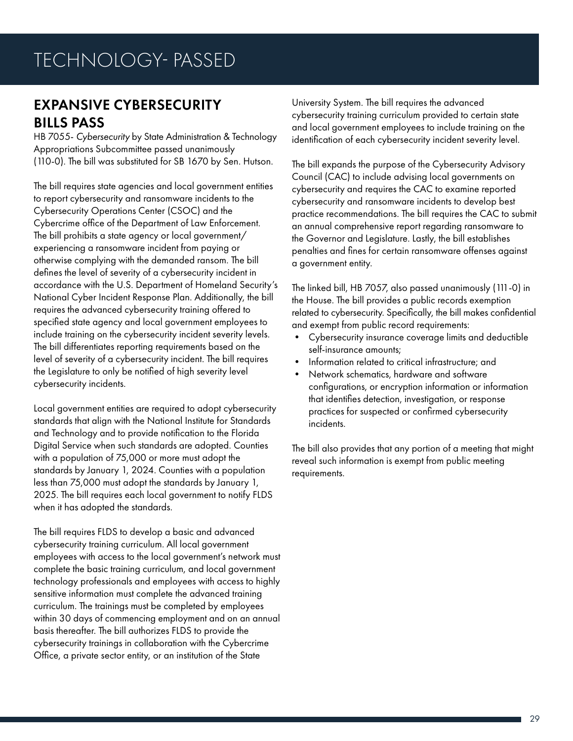# TECHNOLOGY- PASSED

## EXPANSIVE CYBERSECURITY BILLS PASS

HB 7055- *Cybersecurity* by State Administration & Technology Appropriations Subcommittee passed unanimously (110-0). The bill was substituted for SB 1670 by Sen. Hutson.

The bill requires state agencies and local government entities to report cybersecurity and ransomware incidents to the Cybersecurity Operations Center (CSOC) and the Cybercrime office of the Department of Law Enforcement. The bill prohibits a state agency or local government/ experiencing a ransomware incident from paying or otherwise complying with the demanded ransom. The bill defines the level of severity of a cybersecurity incident in accordance with the U.S. Department of Homeland Security's National Cyber Incident Response Plan. Additionally, the bill requires the advanced cybersecurity training offered to specified state agency and local government employees to include training on the cybersecurity incident severity levels. The bill differentiates reporting requirements based on the level of severity of a cybersecurity incident. The bill requires the Legislature to only be notified of high severity level cybersecurity incidents.

Local government entities are required to adopt cybersecurity standards that align with the National Institute for Standards and Technology and to provide notification to the Florida Digital Service when such standards are adopted. Counties with a population of 75,000 or more must adopt the standards by January 1, 2024. Counties with a population less than 75,000 must adopt the standards by January 1, 2025. The bill requires each local government to notify FLDS when it has adopted the standards.

The bill requires FLDS to develop a basic and advanced cybersecurity training curriculum. All local government employees with access to the local government's network must complete the basic training curriculum, and local government technology professionals and employees with access to highly sensitive information must complete the advanced training curriculum. The trainings must be completed by employees within 30 days of commencing employment and on an annual basis thereafter. The bill authorizes FLDS to provide the cybersecurity trainings in collaboration with the Cybercrime Office, a private sector entity, or an institution of the State University System. The bill requires the advanced cybersecurity training curriculum provided to certain state and local government employees to include training on the identification of each cybersecurity incident severity level.

The bill expands the purpose of the Cybersecurity Advisory Council (CAC) to include advising local governments on cybersecurity and requires the CAC to examine reported cybersecurity and ransomware incidents to develop best practice recommendations. The bill requires the CAC to submit an annual comprehensive report regarding ransomware to the Governor and Legislature. Lastly, the bill establishes penalties and fines for certain ransomware offenses against a government entity.

The linked bill, HB 7057, also passed unanimously (111-0) in the House. The bill provides a public records exemption related to cybersecurity. Specifically, the bill makes confidential and exempt from public record requirements:

- Cybersecurity insurance coverage limits and deductible self-insurance amounts;
- Information related to critical infrastructure; and
- Network schematics, hardware and software configurations, or encryption information or information that identifies detection, investigation, or response practices for suspected or confirmed cybersecurity incidents.

The bill also provides that any portion of a meeting that might reveal such information is exempt from public meeting requirements.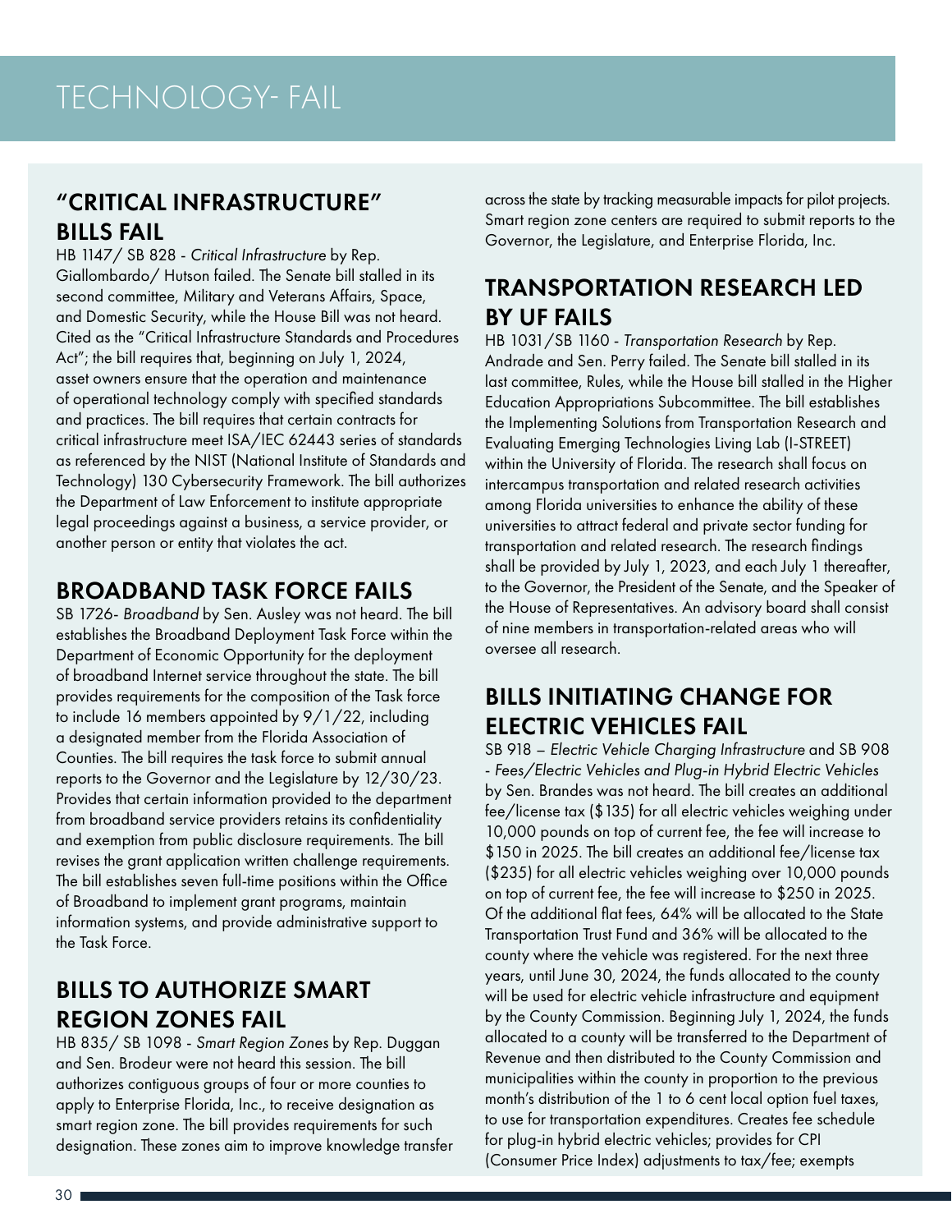# TECHNOLOGY- FAIL

## "CRITICAL INFRASTRUCTURE" BILLS FAIL

HB 1147/ SB 828 - *Critical Infrastructure* by Rep. Giallombardo/ Hutson failed. The Senate bill stalled in its second committee, Military and Veterans Affairs, Space, and Domestic Security, while the House Bill was not heard. Cited as the "Critical Infrastructure Standards and Procedures Act"; the bill requires that, beginning on July 1, 2024, asset owners ensure that the operation and maintenance of operational technology comply with specified standards and practices. The bill requires that certain contracts for critical infrastructure meet ISA/IEC 62443 series of standards as referenced by the NIST (National Institute of Standards and Technology) 130 Cybersecurity Framework. The bill authorizes the Department of Law Enforcement to institute appropriate legal proceedings against a business, a service provider, or another person or entity that violates the act.

## BROADBAND TASK FORCE FAILS

SB 1726- *Broadband* by Sen. Ausley was not heard. The bill establishes the Broadband Deployment Task Force within the Department of Economic Opportunity for the deployment of broadband Internet service throughout the state. The bill provides requirements for the composition of the Task force to include 16 members appointed by 9/1/22, including a designated member from the Florida Association of Counties. The bill requires the task force to submit annual reports to the Governor and the Legislature by 12/30/23. Provides that certain information provided to the department from broadband service providers retains its confidentiality and exemption from public disclosure requirements. The bill revises the grant application written challenge requirements. The bill establishes seven full-time positions within the Office of Broadband to implement grant programs, maintain information systems, and provide administrative support to the Task Force.

## BILLS TO AUTHORIZE SMART REGION ZONES FAIL

HB 835/ SB 1098 - *Smart Region Zones* by Rep. Duggan and Sen. Brodeur were not heard this session. The bill authorizes contiguous groups of four or more counties to apply to Enterprise Florida, Inc., to receive designation as smart region zone. The bill provides requirements for such designation. These zones aim to improve knowledge transfer across the state by tracking measurable impacts for pilot projects. Smart region zone centers are required to submit reports to the Governor, the Legislature, and Enterprise Florida, Inc.

## TRANSPORTATION RESEARCH LED BY UF FAILS

HB 1031/SB 1160 - *Transportation Research* by Rep. Andrade and Sen. Perry failed. The Senate bill stalled in its last committee, Rules, while the House bill stalled in the Higher Education Appropriations Subcommittee. The bill establishes the Implementing Solutions from Transportation Research and Evaluating Emerging Technologies Living Lab (I-STREET) within the University of Florida. The research shall focus on intercampus transportation and related research activities among Florida universities to enhance the ability of these universities to attract federal and private sector funding for transportation and related research. The research findings shall be provided by July 1, 2023, and each July 1 thereafter, to the Governor, the President of the Senate, and the Speaker of the House of Representatives. An advisory board shall consist of nine members in transportation-related areas who will oversee all research.

## BILLS INITIATING CHANGE FOR ELECTRIC VEHICLES FAIL

SB 918 – *Electric Vehicle Charging Infrastructure* and SB 908 - *Fees/Electric Vehicles and Plug-in Hybrid Electric Vehicles* by Sen. Brandes was not heard. The bill creates an additional fee/license tax ($135) for all electric vehicles weighing under 10,000 pounds on top of current fee, the fee will increase to $150 in 2025. The bill creates an additional fee/license tax ($235) for all electric vehicles weighing over 10,000 pounds on top of current fee, the fee will increase to $250 in 2025. Of the additional flat fees, 64% will be allocated to the State Transportation Trust Fund and 36% will be allocated to the county where the vehicle was registered. For the next three years, until June 30, 2024, the funds allocated to the county will be used for electric vehicle infrastructure and equipment by the County Commission. Beginning July 1, 2024, the funds allocated to a county will be transferred to the Department of Revenue and then distributed to the County Commission and municipalities within the county in proportion to the previous month's distribution of the 1 to 6 cent local option fuel taxes, to use for transportation expenditures. Creates fee schedule for plug-in hybrid electric vehicles; provides for CPI (Consumer Price Index) adjustments to tax/fee; exempts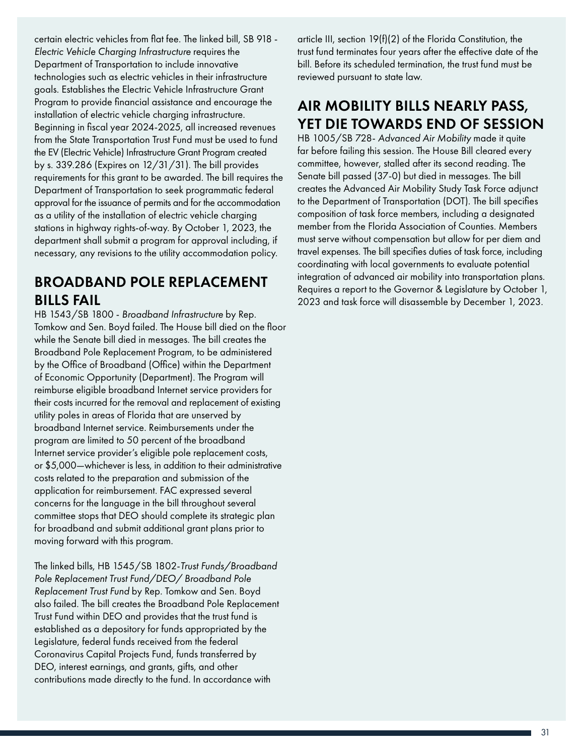certain electric vehicles from flat fee. The linked bill, SB 918 - *Electric Vehicle Charging Infrastructure* requires the Department of Transportation to include innovative technologies such as electric vehicles in their infrastructure goals. Establishes the Electric Vehicle Infrastructure Grant Program to provide financial assistance and encourage the installation of electric vehicle charging infrastructure. Beginning in fiscal year 2024-2025, all increased revenues from the State Transportation Trust Fund must be used to fund the EV (Electric Vehicle) Infrastructure Grant Program created by s. 339.286 (Expires on 12/31/31). The bill provides requirements for this grant to be awarded. The bill requires the Department of Transportation to seek programmatic federal approval for the issuance of permits and for the accommodation as a utility of the installation of electric vehicle charging stations in highway rights-of-way. By October 1, 2023, the department shall submit a program for approval including, if necessary, any revisions to the utility accommodation policy.

## BROADBAND POLE REPLACEMENT BILLS FAIL

HB 1543/SB 1800 - *Broadband Infrastructure* by Rep. Tomkow and Sen. Boyd failed. The House bill died on the floor while the Senate bill died in messages. The bill creates the Broadband Pole Replacement Program, to be administered by the Office of Broadband (Office) within the Department of Economic Opportunity (Department). The Program will reimburse eligible broadband Internet service providers for their costs incurred for the removal and replacement of existing utility poles in areas of Florida that are unserved by broadband Internet service. Reimbursements under the program are limited to 50 percent of the broadband Internet service provider's eligible pole replacement costs, or $5,000—whichever is less, in addition to their administrative costs related to the preparation and submission of the application for reimbursement. FAC expressed several concerns for the language in the bill throughout several committee stops that DEO should complete its strategic plan for broadband and submit additional grant plans prior to moving forward with this program.

The linked bills, HB 1545/SB 1802-*Trust Funds/Broadband Pole Replacement Trust Fund/DEO/ Broadband Pole Replacement Trust Fund* by Rep. Tomkow and Sen. Boyd also failed. The bill creates the Broadband Pole Replacement Trust Fund within DEO and provides that the trust fund is established as a depository for funds appropriated by the Legislature, federal funds received from the federal Coronavirus Capital Projects Fund, funds transferred by DEO, interest earnings, and grants, gifts, and other contributions made directly to the fund. In accordance with article III, section 19(f)(2) of the Florida Constitution, the trust fund terminates four years after the effective date of the bill. Before its scheduled termination, the trust fund must be reviewed pursuant to state law.

## AIR MOBILITY BILLS NEARLY PASS, YET DIE TOWARDS END OF SESSION

HB 1005/SB 728- *Advanced Air Mobility* made it quite far before failing this session. The House Bill cleared every committee, however, stalled after its second reading. The Senate bill passed (37-0) but died in messages. The bill creates the Advanced Air Mobility Study Task Force adjunct to the Department of Transportation (DOT). The bill specifies composition of task force members, including a designated member from the Florida Association of Counties. Members must serve without compensation but allow for per diem and travel expenses. The bill specifies duties of task force, including coordinating with local governments to evaluate potential integration of advanced air mobility into transportation plans. Requires a report to the Governor & Legislature by October 1, 2023 and task force will disassemble by December 1, 2023.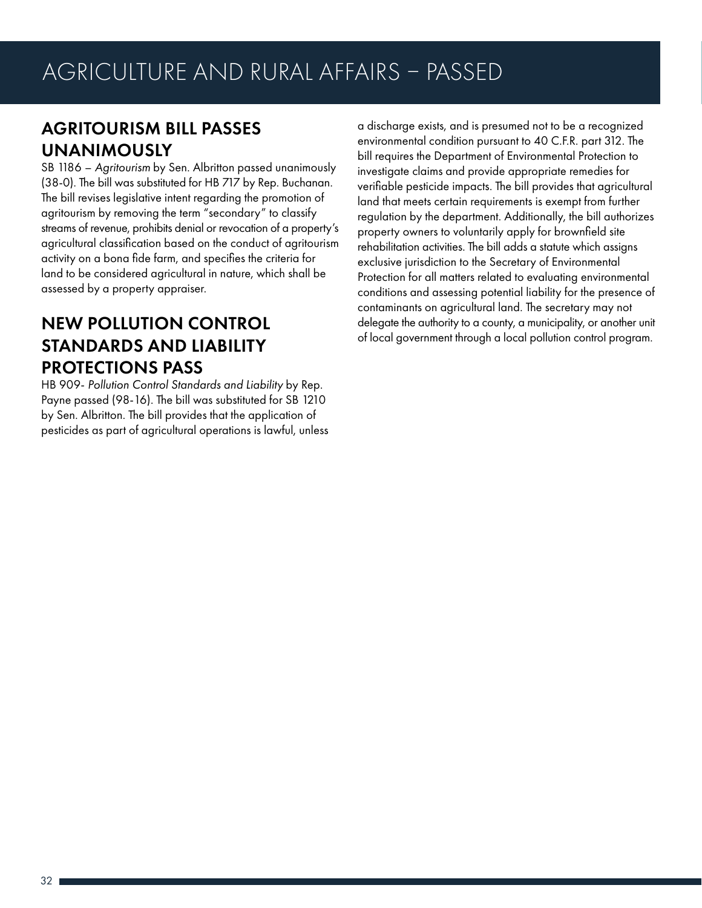# AGRICULTURE AND RURAL AFFAIRS – PASSED

## AGRITOURISM BILL PASSES UNANIMOUSLY

SB 1186 – *Agritourism* by Sen. Albritton passed unanimously (38-0). The bill was substituted for HB 717 by Rep. Buchanan. The bill revises legislative intent regarding the promotion of agritourism by removing the term "secondary" to classify streams of revenue, prohibits denial or revocation of a property's agricultural classification based on the conduct of agritourism activity on a bona fide farm, and specifies the criteria for land to be considered agricultural in nature, which shall be assessed by a property appraiser.

## NEW POLLUTION CONTROL STANDARDS AND LIABILITY PROTECTIONS PASS

HB 909- *Pollution Control Standards and Liability* by Rep. Payne passed (98-16). The bill was substituted for SB 1210 by Sen. Albritton. The bill provides that the application of pesticides as part of agricultural operations is lawful, unless a discharge exists, and is presumed not to be a recognized environmental condition pursuant to 40 C.F.R. part 312. The bill requires the Department of Environmental Protection to investigate claims and provide appropriate remedies for verifiable pesticide impacts. The bill provides that agricultural land that meets certain requirements is exempt from further regulation by the department. Additionally, the bill authorizes property owners to voluntarily apply for brownfield site rehabilitation activities. The bill adds a statute which assigns exclusive jurisdiction to the Secretary of Environmental Protection for all matters related to evaluating environmental conditions and assessing potential liability for the presence of contaminants on agricultural land. The secretary may not delegate the authority to a county, a municipality, or another unit of local government through a local pollution control program.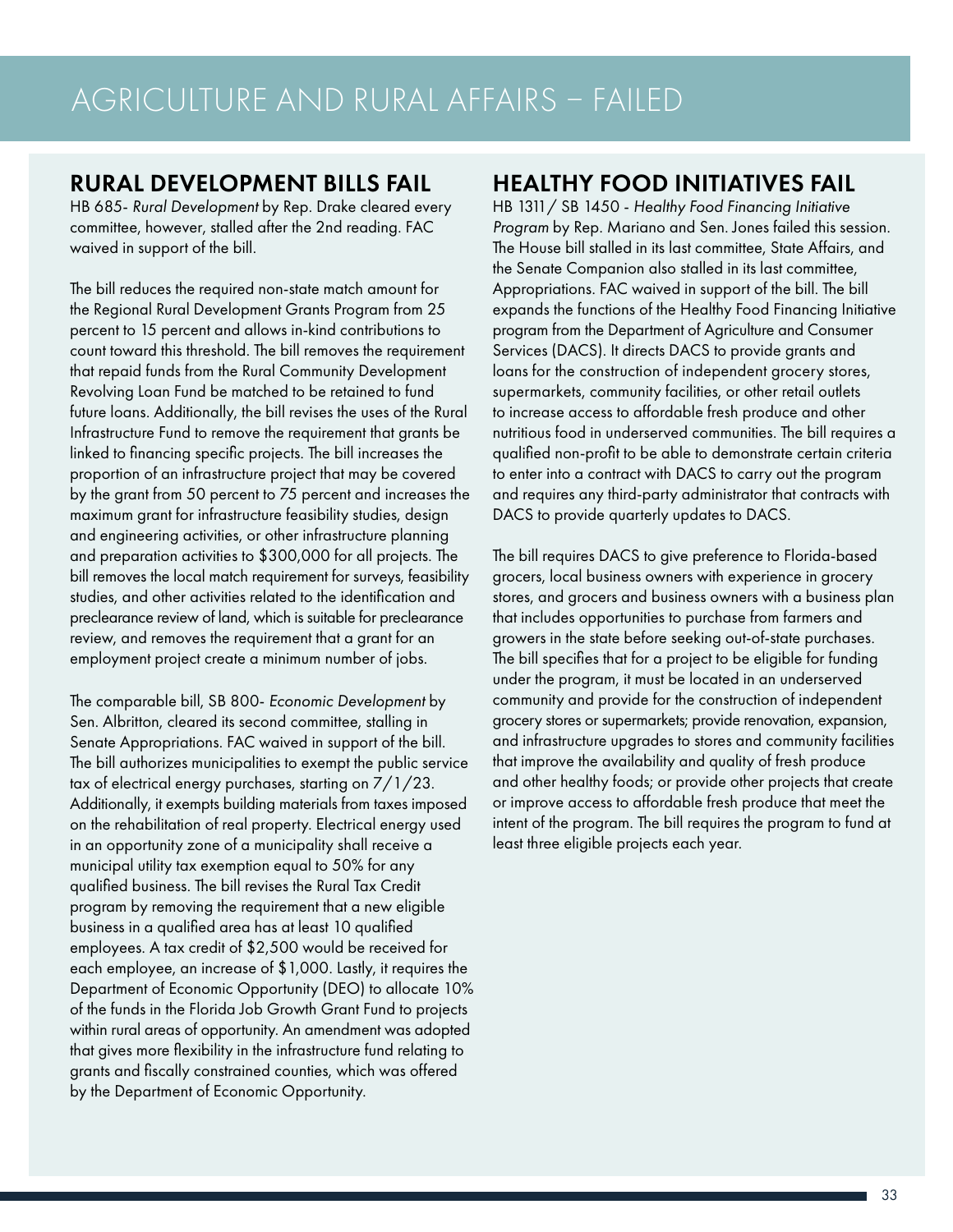# AGRICULTURE AND RURAL AFFAIRS – FAILED

## RURAL DEVELOPMENT BILLS FAIL

HB 685- *Rural Development* by Rep. Drake cleared every committee, however, stalled after the 2nd reading. FAC waived in support of the bill.

The bill reduces the required non-state match amount for the Regional Rural Development Grants Program from 25 percent to 15 percent and allows in-kind contributions to count toward this threshold. The bill removes the requirement that repaid funds from the Rural Community Development Revolving Loan Fund be matched to be retained to fund future loans. Additionally, the bill revises the uses of the Rural Infrastructure Fund to remove the requirement that grants be linked to financing specific projects. The bill increases the proportion of an infrastructure project that may be covered by the grant from 50 percent to 75 percent and increases the maximum grant for infrastructure feasibility studies, design and engineering activities, or other infrastructure planning and preparation activities to $300,000 for all projects. The bill removes the local match requirement for surveys, feasibility studies, and other activities related to the identification and preclearance review of land, which is suitable for preclearance review, and removes the requirement that a grant for an employment project create a minimum number of jobs.

The comparable bill, SB 800- *Economic Development* by Sen. Albritton, cleared its second committee, stalling in Senate Appropriations. FAC waived in support of the bill. The bill authorizes municipalities to exempt the public service tax of electrical energy purchases, starting on 7/1/23. Additionally, it exempts building materials from taxes imposed on the rehabilitation of real property. Electrical energy used in an opportunity zone of a municipality shall receive a municipal utility tax exemption equal to 50% for any qualified business. The bill revises the Rural Tax Credit program by removing the requirement that a new eligible business in a qualified area has at least 10 qualified employees. A tax credit of $2,500 would be received for each employee, an increase of $1,000. Lastly, it requires the Department of Economic Opportunity (DEO) to allocate 10% of the funds in the Florida Job Growth Grant Fund to projects within rural areas of opportunity. An amendment was adopted that gives more flexibility in the infrastructure fund relating to grants and fiscally constrained counties, which was offered by the Department of Economic Opportunity.

## HEALTHY FOOD INITIATIVES FAIL

HB 1311/ SB 1450 - *Healthy Food Financing Initiative Program* by Rep. Mariano and Sen. Jones failed this session. The House bill stalled in its last committee, State Affairs, and the Senate Companion also stalled in its last committee, Appropriations. FAC waived in support of the bill. The bill expands the functions of the Healthy Food Financing Initiative program from the Department of Agriculture and Consumer Services (DACS). It directs DACS to provide grants and loans for the construction of independent grocery stores, supermarkets, community facilities, or other retail outlets to increase access to affordable fresh produce and other nutritious food in underserved communities. The bill requires a qualified non-profit to be able to demonstrate certain criteria to enter into a contract with DACS to carry out the program and requires any third-party administrator that contracts with DACS to provide quarterly updates to DACS.

The bill requires DACS to give preference to Florida-based grocers, local business owners with experience in grocery stores, and grocers and business owners with a business plan that includes opportunities to purchase from farmers and growers in the state before seeking out-of-state purchases. The bill specifies that for a project to be eligible for funding under the program, it must be located in an underserved community and provide for the construction of independent grocery stores or supermarkets; provide renovation, expansion, and infrastructure upgrades to stores and community facilities that improve the availability and quality of fresh produce and other healthy foods; or provide other projects that create or improve access to affordable fresh produce that meet the intent of the program. The bill requires the program to fund at least three eligible projects each year.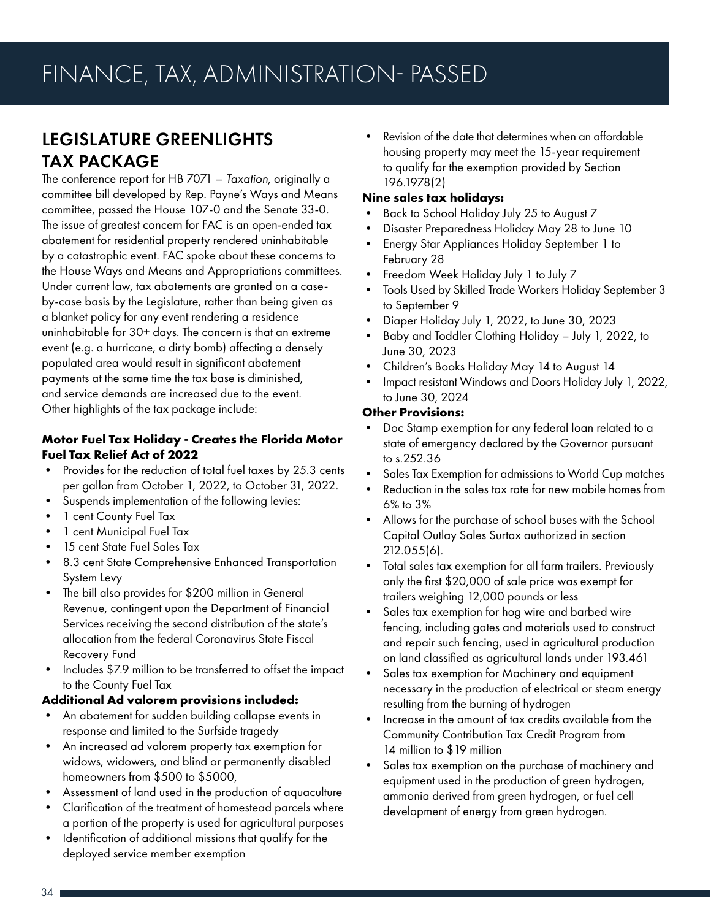# FINANCE, TAX, ADMINISTRATION- PASSED

## LEGISLATURE GREENLIGHTS TAX PACKAGE

The conference report for HB 7071 – *Taxation*, originally a committee bill developed by Rep. Payne's Ways and Means committee, passed the House 107-0 and the Senate 33-0. The issue of greatest concern for FAC is an open-ended tax abatement for residential property rendered uninhabitable by a catastrophic event. FAC spoke about these concerns to the House Ways and Means and Appropriations committees. Under current law, tax abatements are granted on a case-by-case basis by the Legislature, rather than being given as a blanket policy for any event rendering a residence uninhabitable for 30+ days. The concern is that an extreme event (e.g. a hurricane, a dirty bomb) affecting a densely populated area would result in significant abatement payments at the same time the tax base is diminished, and service demands are increased due to the event. Other highlights of the tax package include:

**Motor Fuel Tax Holiday - Creates the Florida Motor Fuel Tax Relief Act of 2022**

- Provides for the reduction of total fuel taxes by 25.3 cents per gallon from October 1, 2022, to October 31, 2022.
- Suspends implementation of the following levies:
- 1 cent County Fuel Tax
- 1 cent Municipal Fuel Tax
- 15 cent State Fuel Sales Tax
- 8.3 cent State Comprehensive Enhanced Transportation System Levy
- The bill also provides for $200 million in General Revenue, contingent upon the Department of Financial Services receiving the second distribution of the state's allocation from the federal Coronavirus State Fiscal Recovery Fund
- Includes $7.9 million to be transferred to offset the impact to the County Fuel Tax

**Additional Ad valorem provisions included:**

- An abatement for sudden building collapse events in response and limited to the Surfside tragedy
- An increased ad valorem property tax exemption for widows, widowers, and blind or permanently disabled homeowners from $500 to $5000,
- Assessment of land used in the production of aquaculture
- Clarification of the treatment of homestead parcels where a portion of the property is used for agricultural purposes
- Identification of additional missions that qualify for the deployed service member exemption
- Revision of the date that determines when an affordable housing property may meet the 15-year requirement to qualify for the exemption provided by Section 196.1978(2)

**Nine sales tax holidays:**

- Back to School Holiday July 25 to August 7
- Disaster Preparedness Holiday May 28 to June 10
- Energy Star Appliances Holiday September 1 to February 28
- Freedom Week Holiday July 1 to July 7
- Tools Used by Skilled Trade Workers Holiday September 3 to September 9
- Diaper Holiday July 1, 2022, to June 30, 2023
- Baby and Toddler Clothing Holiday – July 1, 2022, to June 30, 2023
- Children's Books Holiday May 14 to August 14
- Impact resistant Windows and Doors Holiday July 1, 2022, to June 30, 2024

**Other Provisions:**

- Doc Stamp exemption for any federal loan related to a state of emergency declared by the Governor pursuant to s.252.36
- Sales Tax Exemption for admissions to World Cup matches
- Reduction in the sales tax rate for new mobile homes from 6% to 3%
- Allows for the purchase of school buses with the School Capital Outlay Sales Surtax authorized in section 212.055(6).
- Total sales tax exemption for all farm trailers. Previously only the first $20,000 of sale price was exempt for trailers weighing 12,000 pounds or less
- Sales tax exemption for hog wire and barbed wire fencing, including gates and materials used to construct and repair such fencing, used in agricultural production on land classified as agricultural lands under 193.461
- Sales tax exemption for Machinery and equipment necessary in the production of electrical or steam energy resulting from the burning of hydrogen
- Increase in the amount of tax credits available from the Community Contribution Tax Credit Program from 14 million to $19 million
- Sales tax exemption on the purchase of machinery and equipment used in the production of green hydrogen, ammonia derived from green hydrogen, or fuel cell development of energy from green hydrogen.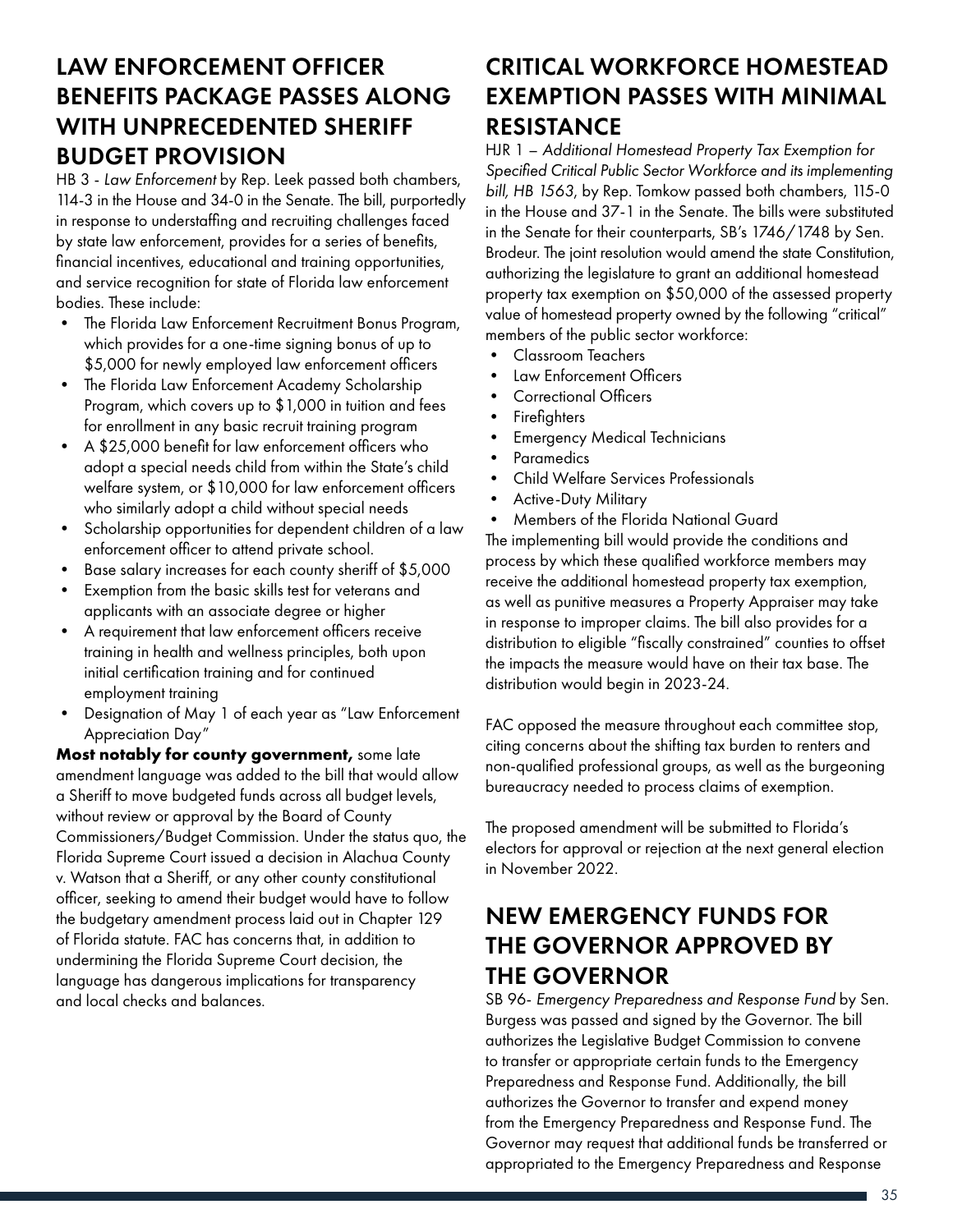## LAW ENFORCEMENT OFFICER BENEFITS PACKAGE PASSES ALONG WITH UNPRECEDENTED SHERIFF BUDGET PROVISION

HB 3 - *Law Enforcement* by Rep. Leek passed both chambers, 114-3 in the House and 34-0 in the Senate. The bill, purportedly in response to understaffing and recruiting challenges faced by state law enforcement, provides for a series of benefits, financial incentives, educational and training opportunities, and service recognition for state of Florida law enforcement bodies. These include:

- The Florida Law Enforcement Recruitment Bonus Program, which provides for a one-time signing bonus of up to $5,000 for newly employed law enforcement officers
- The Florida Law Enforcement Academy Scholarship Program, which covers up to $1,000 in tuition and fees for enrollment in any basic recruit training program
- A $25,000 benefit for law enforcement officers who adopt a special needs child from within the State's child welfare system, or $10,000 for law enforcement officers who similarly adopt a child without special needs
- Scholarship opportunities for dependent children of a law enforcement officer to attend private school.
- Base salary increases for each county sheriff of $5,000
- Exemption from the basic skills test for veterans and applicants with an associate degree or higher
- A requirement that law enforcement officers receive training in health and wellness principles, both upon initial certification training and for continued employment training
- Designation of May 1 of each year as "Law Enforcement Appreciation Day"

**Most notably for county government,** some late amendment language was added to the bill that would allow a Sheriff to move budgeted funds across all budget levels, without review or approval by the Board of County Commissioners/Budget Commission. Under the status quo, the Florida Supreme Court issued a decision in Alachua County v. Watson that a Sheriff, or any other county constitutional officer, seeking to amend their budget would have to follow the budgetary amendment process laid out in Chapter 129 of Florida statute. FAC has concerns that, in addition to undermining the Florida Supreme Court decision, the language has dangerous implications for transparency and local checks and balances.

## CRITICAL WORKFORCE HOMESTEAD EXEMPTION PASSES WITH MINIMAL RESISTANCE

HJR 1 – *Additional Homestead Property Tax Exemption for Specified Critical Public Sector Workforce and its implementing bill, HB 1563*, by Rep. Tomkow passed both chambers, 115-0 in the House and 37-1 in the Senate. The bills were substituted in the Senate for their counterparts, SB's 1746/1748 by Sen. Brodeur. The joint resolution would amend the state Constitution, authorizing the legislature to grant an additional homestead property tax exemption on $50,000 of the assessed property value of homestead property owned by the following "critical" members of the public sector workforce:

- Classroom Teachers
- Law Enforcement Officers
- Correctional Officers
- Firefighters
- Emergency Medical Technicians
- Paramedics
- Child Welfare Services Professionals
- Active-Duty Military
- Members of the Florida National Guard

The implementing bill would provide the conditions and process by which these qualified workforce members may receive the additional homestead property tax exemption, as well as punitive measures a Property Appraiser may take in response to improper claims. The bill also provides for a distribution to eligible "fiscally constrained" counties to offset the impacts the measure would have on their tax base. The distribution would begin in 2023-24.

FAC opposed the measure throughout each committee stop, citing concerns about the shifting tax burden to renters and non-qualified professional groups, as well as the burgeoning bureaucracy needed to process claims of exemption.

The proposed amendment will be submitted to Florida's electors for approval or rejection at the next general election in November 2022.

## NEW EMERGENCY FUNDS FOR THE GOVERNOR APPROVED BY THE GOVERNOR

SB 96- *Emergency Preparedness and Response Fund* by Sen. Burgess was passed and signed by the Governor. The bill authorizes the Legislative Budget Commission to convene to transfer or appropriate certain funds to the Emergency Preparedness and Response Fund. Additionally, the bill authorizes the Governor to transfer and expend money from the Emergency Preparedness and Response Fund. The Governor may request that additional funds be transferred or appropriated to the Emergency Preparedness and Response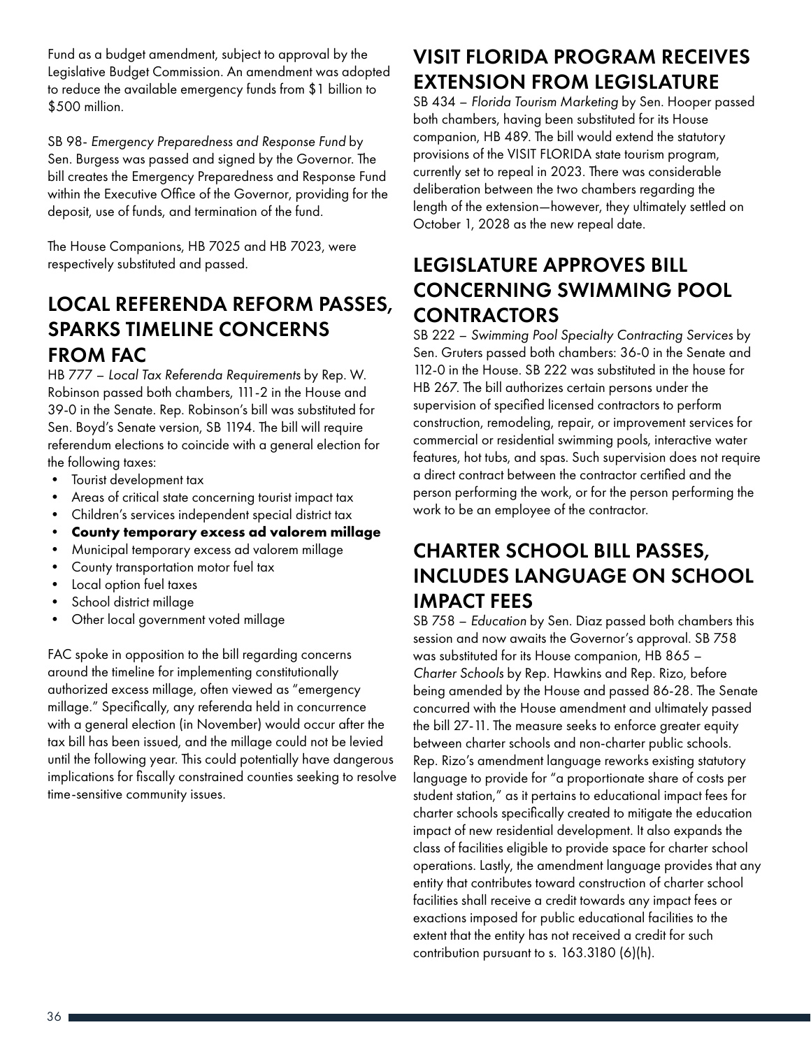Fund as a budget amendment, subject to approval by the Legislative Budget Commission. An amendment was adopted to reduce the available emergency funds from $1 billion to $500 million.

SB 98- *Emergency Preparedness and Response Fund* by Sen. Burgess was passed and signed by the Governor. The bill creates the Emergency Preparedness and Response Fund within the Executive Office of the Governor, providing for the deposit, use of funds, and termination of the fund.

The House Companions, HB 7025 and HB 7023, were respectively substituted and passed.

## LOCAL REFERENDA REFORM PASSES, SPARKS TIMELINE CONCERNS FROM FAC

HB 777 – *Local Tax Referenda Requirements* by Rep. W. Robinson passed both chambers, 111-2 in the House and 39-0 in the Senate. Rep. Robinson's bill was substituted for Sen. Boyd's Senate version, SB 1194. The bill will require referendum elections to coincide with a general election for the following taxes:

- Tourist development tax
- Areas of critical state concerning tourist impact tax
- Children's services independent special district tax
- **County temporary excess ad valorem millage**
- Municipal temporary excess ad valorem millage
- County transportation motor fuel tax
- Local option fuel taxes
- School district millage
- Other local government voted millage

FAC spoke in opposition to the bill regarding concerns around the timeline for implementing constitutionally authorized excess millage, often viewed as "emergency millage." Specifically, any referenda held in concurrence with a general election (in November) would occur after the tax bill has been issued, and the millage could not be levied until the following year. This could potentially have dangerous implications for fiscally constrained counties seeking to resolve time-sensitive community issues.

## VISIT FLORIDA PROGRAM RECEIVES EXTENSION FROM LEGISLATURE

SB 434 – *Florida Tourism Marketing* by Sen. Hooper passed both chambers, having been substituted for its House companion, HB 489. The bill would extend the statutory provisions of the VISIT FLORIDA state tourism program, currently set to repeal in 2023. There was considerable deliberation between the two chambers regarding the length of the extension—however, they ultimately settled on October 1, 2028 as the new repeal date.

## LEGISLATURE APPROVES BILL CONCERNING SWIMMING POOL CONTRACTORS

SB 222 – *Swimming Pool Specialty Contracting Services* by Sen. Gruters passed both chambers: 36-0 in the Senate and 112-0 in the House. SB 222 was substituted in the house for HB 267. The bill authorizes certain persons under the supervision of specified licensed contractors to perform construction, remodeling, repair, or improvement services for commercial or residential swimming pools, interactive water features, hot tubs, and spas. Such supervision does not require a direct contract between the contractor certified and the person performing the work, or for the person performing the work to be an employee of the contractor.

## CHARTER SCHOOL BILL PASSES, INCLUDES LANGUAGE ON SCHOOL IMPACT FEES

SB 758 – *Education* by Sen. Diaz passed both chambers this session and now awaits the Governor's approval. SB 758 was substituted for its House companion, HB 865 – *Charter Schools* by Rep. Hawkins and Rep. Rizo, before being amended by the House and passed 86-28. The Senate concurred with the House amendment and ultimately passed the bill 27-11. The measure seeks to enforce greater equity between charter schools and non-charter public schools. Rep. Rizo's amendment language reworks existing statutory language to provide for "a proportionate share of costs per student station," as it pertains to educational impact fees for charter schools specifically created to mitigate the education impact of new residential development. It also expands the class of facilities eligible to provide space for charter school operations. Lastly, the amendment language provides that any entity that contributes toward construction of charter school facilities shall receive a credit towards any impact fees or exactions imposed for public educational facilities to the extent that the entity has not received a credit for such contribution pursuant to s. 163.3180 (6)(h).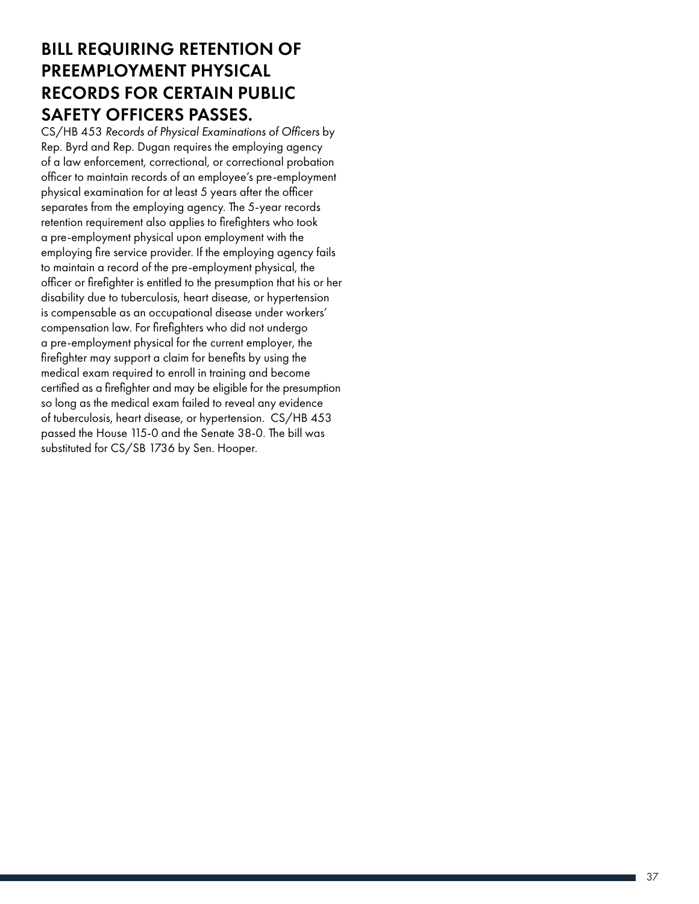## BILL REQUIRING RETENTION OF PREEMPLOYMENT PHYSICAL RECORDS FOR CERTAIN PUBLIC SAFETY OFFICERS PASSES.

CS/HB 453 *Records of Physical Examinations of Officers* by Rep. Byrd and Rep. Dugan requires the employing agency of a law enforcement, correctional, or correctional probation officer to maintain records of an employee's pre-employment physical examination for at least 5 years after the officer separates from the employing agency. The 5-year records retention requirement also applies to firefighters who took a pre-employment physical upon employment with the employing fire service provider. If the employing agency fails to maintain a record of the pre-employment physical, the officer or firefighter is entitled to the presumption that his or her disability due to tuberculosis, heart disease, or hypertension is compensable as an occupational disease under workers' compensation law. For firefighters who did not undergo a pre-employment physical for the current employer, the firefighter may support a claim for benefits by using the medical exam required to enroll in training and become certified as a firefighter and may be eligible for the presumption so long as the medical exam failed to reveal any evidence of tuberculosis, heart disease, or hypertension. CS/HB 453 passed the House 115-0 and the Senate 38-0. The bill was substituted for CS/SB 1736 by Sen. Hooper.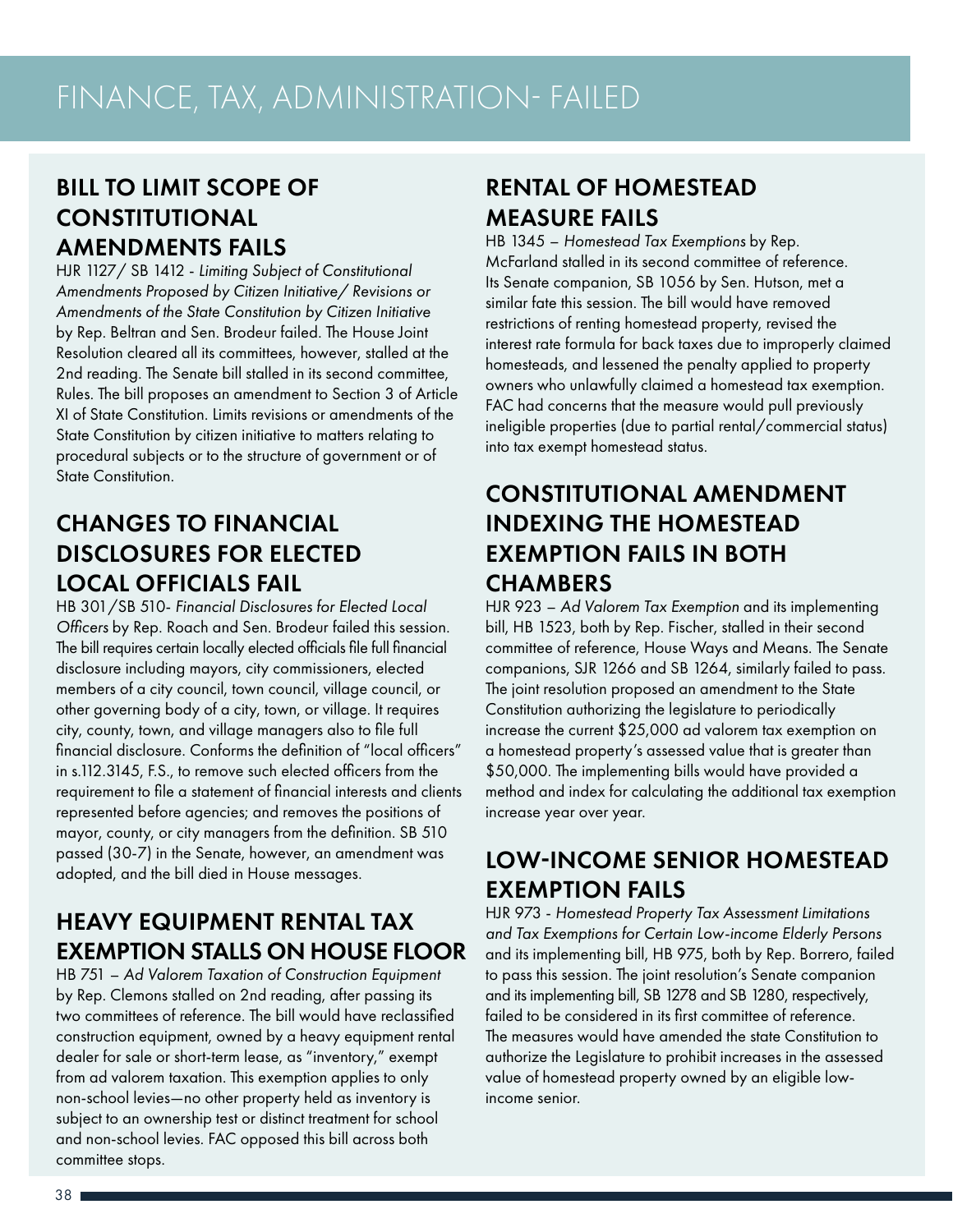# FINANCE, TAX, ADMINISTRATION- FAILED

## BILL TO LIMIT SCOPE OF CONSTITUTIONAL AMENDMENTS FAILS

HJR 1127/ SB 1412 - *Limiting Subject of Constitutional Amendments Proposed by Citizen Initiative/ Revisions or Amendments of the State Constitution by Citizen Initiative* by Rep. Beltran and Sen. Brodeur failed. The House Joint Resolution cleared all its committees, however, stalled at the 2nd reading. The Senate bill stalled in its second committee, Rules. The bill proposes an amendment to Section 3 of Article XI of State Constitution. Limits revisions or amendments of the State Constitution by citizen initiative to matters relating to procedural subjects or to the structure of government or of State Constitution.

## CHANGES TO FINANCIAL DISCLOSURES FOR ELECTED LOCAL OFFICIALS FAIL

HB 301/SB 510- *Financial Disclosures for Elected Local Officers* by Rep. Roach and Sen. Brodeur failed this session. The bill requires certain locally elected officials file full financial disclosure including mayors, city commissioners, elected members of a city council, town council, village council, or other governing body of a city, town, or village. It requires city, county, town, and village managers also to file full financial disclosure. Conforms the definition of "local officers" in s.112.3145, F.S., to remove such elected officers from the requirement to file a statement of financial interests and clients represented before agencies; and removes the positions of mayor, county, or city managers from the definition. SB 510 passed (30-7) in the Senate, however, an amendment was adopted, and the bill died in House messages.

## HEAVY EQUIPMENT RENTAL TAX EXEMPTION STALLS ON HOUSE FLOOR

HB 751 – *Ad Valorem Taxation of Construction Equipment* by Rep. Clemons stalled on 2nd reading, after passing its two committees of reference. The bill would have reclassified construction equipment, owned by a heavy equipment rental dealer for sale or short-term lease, as "inventory," exempt from ad valorem taxation. This exemption applies to only non-school levies—no other property held as inventory is subject to an ownership test or distinct treatment for school and non-school levies. FAC opposed this bill across both committee stops.

## RENTAL OF HOMESTEAD MEASURE FAILS

HB 1345 – *Homestead Tax Exemptions* by Rep. McFarland stalled in its second committee of reference. Its Senate companion, SB 1056 by Sen. Hutson, met a similar fate this session. The bill would have removed restrictions of renting homestead property, revised the interest rate formula for back taxes due to improperly claimed homesteads, and lessened the penalty applied to property owners who unlawfully claimed a homestead tax exemption. FAC had concerns that the measure would pull previously ineligible properties (due to partial rental/commercial status) into tax exempt homestead status.

## CONSTITUTIONAL AMENDMENT INDEXING THE HOMESTEAD EXEMPTION FAILS IN BOTH CHAMBERS

HJR 923 – *Ad Valorem Tax Exemption* and its implementing bill, HB 1523, both by Rep. Fischer, stalled in their second committee of reference, House Ways and Means. The Senate companions, SJR 1266 and SB 1264, similarly failed to pass. The joint resolution proposed an amendment to the State Constitution authorizing the legislature to periodically increase the current $25,000 ad valorem tax exemption on a homestead property's assessed value that is greater than $50,000. The implementing bills would have provided a method and index for calculating the additional tax exemption increase year over year.

## LOW-INCOME SENIOR HOMESTEAD EXEMPTION FAILS

HJR 973 - *Homestead Property Tax Assessment Limitations and Tax Exemptions for Certain Low-income Elderly Persons* and its implementing bill, HB 975, both by Rep. Borrero, failed to pass this session. The joint resolution's Senate companion and its implementing bill, SB 1278 and SB 1280, respectively, failed to be considered in its first committee of reference. The measures would have amended the state Constitution to authorize the Legislature to prohibit increases in the assessed value of homestead property owned by an eligible low-income senior.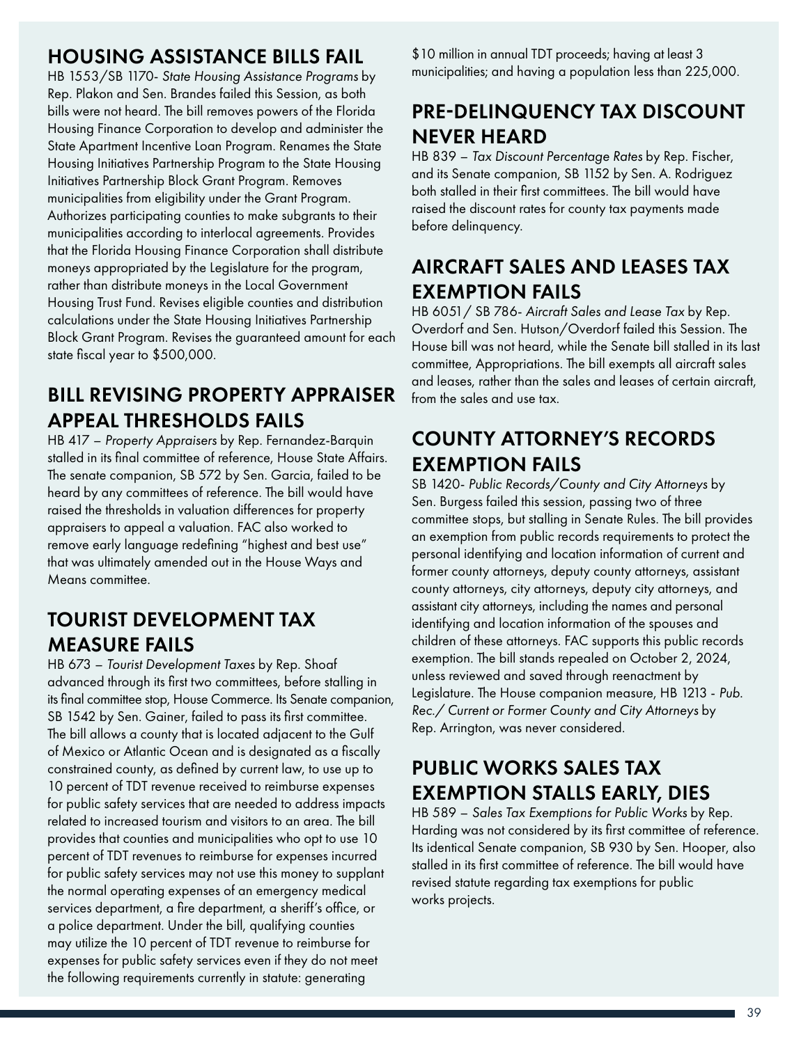## HOUSING ASSISTANCE BILLS FAIL

HB 1553/SB 1170- *State Housing Assistance Programs* by Rep. Plakon and Sen. Brandes failed this Session, as both bills were not heard. The bill removes powers of the Florida Housing Finance Corporation to develop and administer the State Apartment Incentive Loan Program. Renames the State Housing Initiatives Partnership Program to the State Housing Initiatives Partnership Block Grant Program. Removes municipalities from eligibility under the Grant Program. Authorizes participating counties to make subgrants to their municipalities according to interlocal agreements. Provides that the Florida Housing Finance Corporation shall distribute moneys appropriated by the Legislature for the program, rather than distribute moneys in the Local Government Housing Trust Fund. Revises eligible counties and distribution calculations under the State Housing Initiatives Partnership Block Grant Program. Revises the guaranteed amount for each state fiscal year to $500,000.

## BILL REVISING PROPERTY APPRAISER APPEAL THRESHOLDS FAILS

HB 417 – *Property Appraisers* by Rep. Fernandez-Barquin stalled in its final committee of reference, House State Affairs. The senate companion, SB 572 by Sen. Garcia, failed to be heard by any committees of reference. The bill would have raised the thresholds in valuation differences for property appraisers to appeal a valuation. FAC also worked to remove early language redefining "highest and best use" that was ultimately amended out in the House Ways and Means committee.

## TOURIST DEVELOPMENT TAX MEASURE FAILS

HB 673 – *Tourist Development Taxes* by Rep. Shoaf advanced through its first two committees, before stalling in its final committee stop, House Commerce. Its Senate companion, SB 1542 by Sen. Gainer, failed to pass its first committee. The bill allows a county that is located adjacent to the Gulf of Mexico or Atlantic Ocean and is designated as a fiscally constrained county, as defined by current law, to use up to 10 percent of TDT revenue received to reimburse expenses for public safety services that are needed to address impacts related to increased tourism and visitors to an area. The bill provides that counties and municipalities who opt to use 10 percent of TDT revenues to reimburse for expenses incurred for public safety services may not use this money to supplant the normal operating expenses of an emergency medical services department, a fire department, a sheriff's office, or a police department. Under the bill, qualifying counties may utilize the 10 percent of TDT revenue to reimburse for expenses for public safety services even if they do not meet the following requirements currently in statute: generating $10 million in annual TDT proceeds; having at least 3 municipalities; and having a population less than 225,000.

## PRE-DELINQUENCY TAX DISCOUNT NEVER HEARD

HB 839 – *Tax Discount Percentage Rates* by Rep. Fischer, and its Senate companion, SB 1152 by Sen. A. Rodriguez both stalled in their first committees. The bill would have raised the discount rates for county tax payments made before delinquency.

## AIRCRAFT SALES AND LEASES TAX EXEMPTION FAILS

HB 6051/ SB 786- *Aircraft Sales and Lease Tax* by Rep. Overdorf and Sen. Hutson/Overdorf failed this Session. The House bill was not heard, while the Senate bill stalled in its last committee, Appropriations. The bill exempts all aircraft sales and leases, rather than the sales and leases of certain aircraft, from the sales and use tax.

## COUNTY ATTORNEY'S RECORDS EXEMPTION FAILS

SB 1420- *Public Records/County and City Attorneys* by Sen. Burgess failed this session, passing two of three committee stops, but stalling in Senate Rules. The bill provides an exemption from public records requirements to protect the personal identifying and location information of current and former county attorneys, deputy county attorneys, assistant county attorneys, city attorneys, deputy city attorneys, and assistant city attorneys, including the names and personal identifying and location information of the spouses and children of these attorneys. FAC supports this public records exemption. The bill stands repealed on October 2, 2024, unless reviewed and saved through reenactment by Legislature. The House companion measure, HB 1213 - *Pub. Rec./ Current or Former County and City Attorneys* by Rep. Arrington, was never considered.

## PUBLIC WORKS SALES TAX EXEMPTION STALLS EARLY, DIES

HB 589 – *Sales Tax Exemptions for Public Works* by Rep. Harding was not considered by its first committee of reference. Its identical Senate companion, SB 930 by Sen. Hooper, also stalled in its first committee of reference. The bill would have revised statute regarding tax exemptions for public works projects.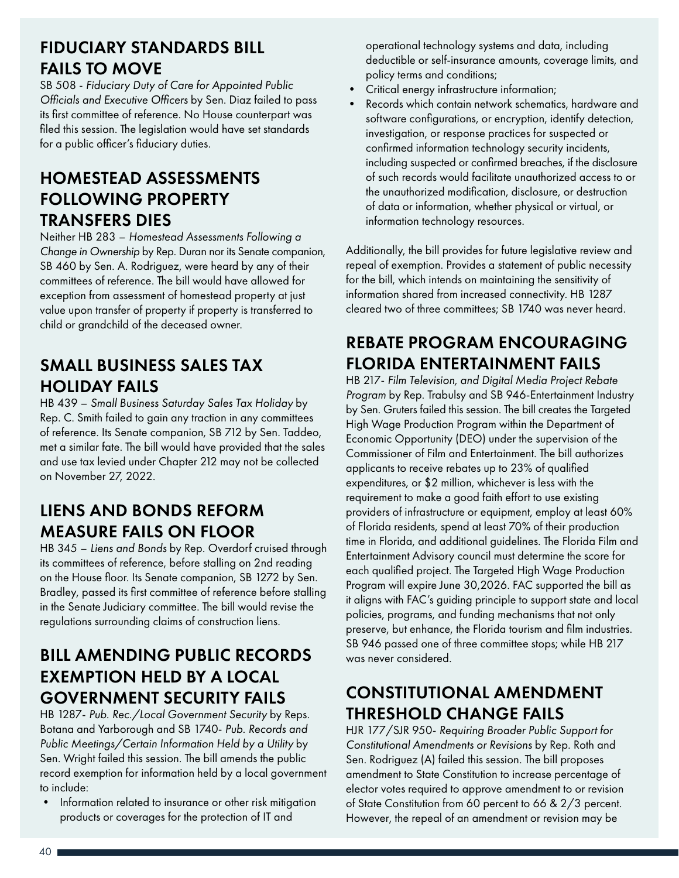## FIDUCIARY STANDARDS BILL FAILS TO MOVE

SB 508 - *Fiduciary Duty of Care for Appointed Public Officials and Executive Officers* by Sen. Diaz failed to pass its first committee of reference. No House counterpart was filed this session. The legislation would have set standards for a public officer's fiduciary duties.

## HOMESTEAD ASSESSMENTS FOLLOWING PROPERTY TRANSFERS DIES

Neither HB 283 – *Homestead Assessments Following a Change in Ownership* by Rep. Duran nor its Senate companion, SB 460 by Sen. A. Rodriguez, were heard by any of their committees of reference. The bill would have allowed for exception from assessment of homestead property at just value upon transfer of property if property is transferred to child or grandchild of the deceased owner.

## SMALL BUSINESS SALES TAX HOLIDAY FAILS

HB 439 – *Small Business Saturday Sales Tax Holiday* by Rep. C. Smith failed to gain any traction in any committees of reference. Its Senate companion, SB 712 by Sen. Taddeo, met a similar fate. The bill would have provided that the sales and use tax levied under Chapter 212 may not be collected on November 27, 2022.

## LIENS AND BONDS REFORM MEASURE FAILS ON FLOOR

HB 345 – *Liens and Bonds* by Rep. Overdorf cruised through its committees of reference, before stalling on 2nd reading on the House floor. Its Senate companion, SB 1272 by Sen. Bradley, passed its first committee of reference before stalling in the Senate Judiciary committee. The bill would revise the regulations surrounding claims of construction liens.

## BILL AMENDING PUBLIC RECORDS EXEMPTION HELD BY A LOCAL GOVERNMENT SECURITY FAILS

HB 1287- *Pub. Rec./Local Government Security* by Reps. Botana and Yarborough and SB 1740- *Pub. Records and Public Meetings/Certain Information Held by a Utility* by Sen. Wright failed this session. The bill amends the public record exemption for information held by a local government to include:

- Information related to insurance or other risk mitigation products or coverages for the protection of IT and operational technology systems and data, including deductible or self-insurance amounts, coverage limits, and policy terms and conditions;
- Critical energy infrastructure information;
- Records which contain network schematics, hardware and software configurations, or encryption, identify detection, investigation, or response practices for suspected or confirmed information technology security incidents, including suspected or confirmed breaches, if the disclosure of such records would facilitate unauthorized access to or the unauthorized modification, disclosure, or destruction of data or information, whether physical or virtual, or information technology resources.

Additionally, the bill provides for future legislative review and repeal of exemption. Provides a statement of public necessity for the bill, which intends on maintaining the sensitivity of information shared from increased connectivity. HB 1287 cleared two of three committees; SB 1740 was never heard.

## REBATE PROGRAM ENCOURAGING FLORIDA ENTERTAINMENT FAILS

HB 217- *Film Television, and Digital Media Project Rebate Program* by Rep. Trabulsy and SB 946-Entertainment Industry by Sen. Gruters failed this session. The bill creates the Targeted High Wage Production Program within the Department of Economic Opportunity (DEO) under the supervision of the Commissioner of Film and Entertainment. The bill authorizes applicants to receive rebates up to 23% of qualified expenditures, or $2 million, whichever is less with the requirement to make a good faith effort to use existing providers of infrastructure or equipment, employ at least 60% of Florida residents, spend at least 70% of their production time in Florida, and additional guidelines. The Florida Film and Entertainment Advisory council must determine the score for each qualified project. The Targeted High Wage Production Program will expire June 30,2026. FAC supported the bill as it aligns with FAC's guiding principle to support state and local policies, programs, and funding mechanisms that not only preserve, but enhance, the Florida tourism and film industries. SB 946 passed one of three committee stops; while HB 217 was never considered.

## CONSTITUTIONAL AMENDMENT THRESHOLD CHANGE FAILS

HJR 177/SJR 950- *Requiring Broader Public Support for Constitutional Amendments or Revisions* by Rep. Roth and Sen. Rodriguez (A) failed this session. The bill proposes amendment to State Constitution to increase percentage of elector votes required to approve amendment to or revision of State Constitution from 60 percent to 66 & 2/3 percent. However, the repeal of an amendment or revision may be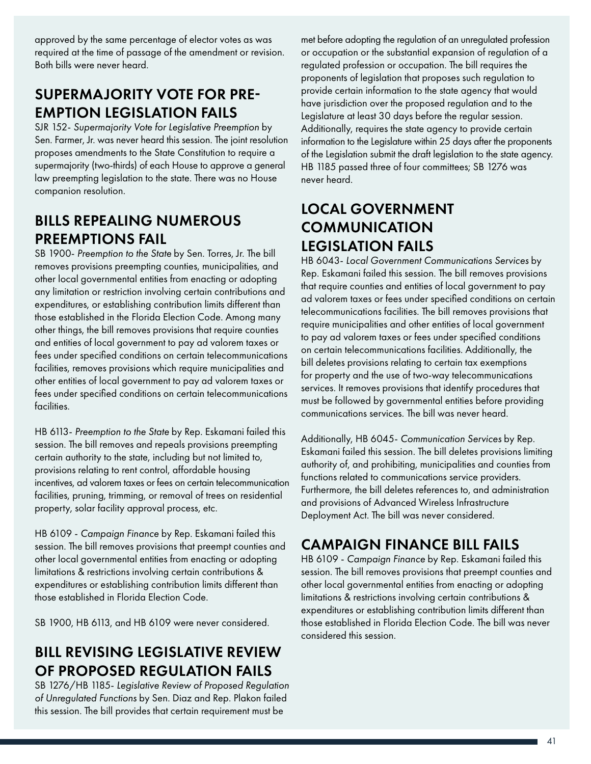approved by the same percentage of elector votes as was required at the time of passage of the amendment or revision. Both bills were never heard.

## SUPERMAJORITY VOTE FOR PRE-EMPTION LEGISLATION FAILS

SJR 152- *Supermajority Vote for Legislative Preemption* by Sen. Farmer, Jr. was never heard this session. The joint resolution proposes amendments to the State Constitution to require a supermajority (two-thirds) of each House to approve a general law preempting legislation to the state. There was no House companion resolution.

## BILLS REPEALING NUMEROUS PREEMPTIONS FAIL

SB 1900- *Preemption to the State* by Sen. Torres, Jr. The bill removes provisions preempting counties, municipalities, and other local governmental entities from enacting or adopting any limitation or restriction involving certain contributions and expenditures, or establishing contribution limits different than those established in the Florida Election Code. Among many other things, the bill removes provisions that require counties and entities of local government to pay ad valorem taxes or fees under specified conditions on certain telecommunications facilities, removes provisions which require municipalities and other entities of local government to pay ad valorem taxes or fees under specified conditions on certain telecommunications facilities.

HB 6113- *Preemption to the State* by Rep. Eskamani failed this session. The bill removes and repeals provisions preempting certain authority to the state, including but not limited to, provisions relating to rent control, affordable housing incentives, ad valorem taxes or fees on certain telecommunication facilities, pruning, trimming, or removal of trees on residential property, solar facility approval process, etc.

HB 6109 - *Campaign Finance* by Rep. Eskamani failed this session. The bill removes provisions that preempt counties and other local governmental entities from enacting or adopting limitations & restrictions involving certain contributions & expenditures or establishing contribution limits different than those established in Florida Election Code.

SB 1900, HB 6113, and HB 6109 were never considered.

## BILL REVISING LEGISLATIVE REVIEW OF PROPOSED REGULATION FAILS

SB 1276/HB 1185- *Legislative Review of Proposed Regulation of Unregulated Functions* by Sen. Diaz and Rep. Plakon failed this session. The bill provides that certain requirement must be met before adopting the regulation of an unregulated profession or occupation or the substantial expansion of regulation of a regulated profession or occupation. The bill requires the proponents of legislation that proposes such regulation to provide certain information to the state agency that would have jurisdiction over the proposed regulation and to the Legislature at least 30 days before the regular session. Additionally, requires the state agency to provide certain information to the Legislature within 25 days after the proponents of the Legislation submit the draft legislation to the state agency. HB 1185 passed three of four committees; SB 1276 was never heard.

## LOCAL GOVERNMENT COMMUNICATION LEGISLATION FAILS

HB 6043- *Local Government Communications Services* by Rep. Eskamani failed this session. The bill removes provisions that require counties and entities of local government to pay ad valorem taxes or fees under specified conditions on certain telecommunications facilities. The bill removes provisions that require municipalities and other entities of local government to pay ad valorem taxes or fees under specified conditions on certain telecommunications facilities. Additionally, the bill deletes provisions relating to certain tax exemptions for property and the use of two-way telecommunications services. It removes provisions that identify procedures that must be followed by governmental entities before providing communications services. The bill was never heard.

Additionally, HB 6045- *Communication Services* by Rep. Eskamani failed this session. The bill deletes provisions limiting authority of, and prohibiting, municipalities and counties from functions related to communications service providers. Furthermore, the bill deletes references to, and administration and provisions of Advanced Wireless Infrastructure Deployment Act. The bill was never considered.

## CAMPAIGN FINANCE BILL FAILS

HB 6109 - *Campaign Finance* by Rep. Eskamani failed this session. The bill removes provisions that preempt counties and other local governmental entities from enacting or adopting limitations & restrictions involving certain contributions & expenditures or establishing contribution limits different than those established in Florida Election Code. The bill was never considered this session.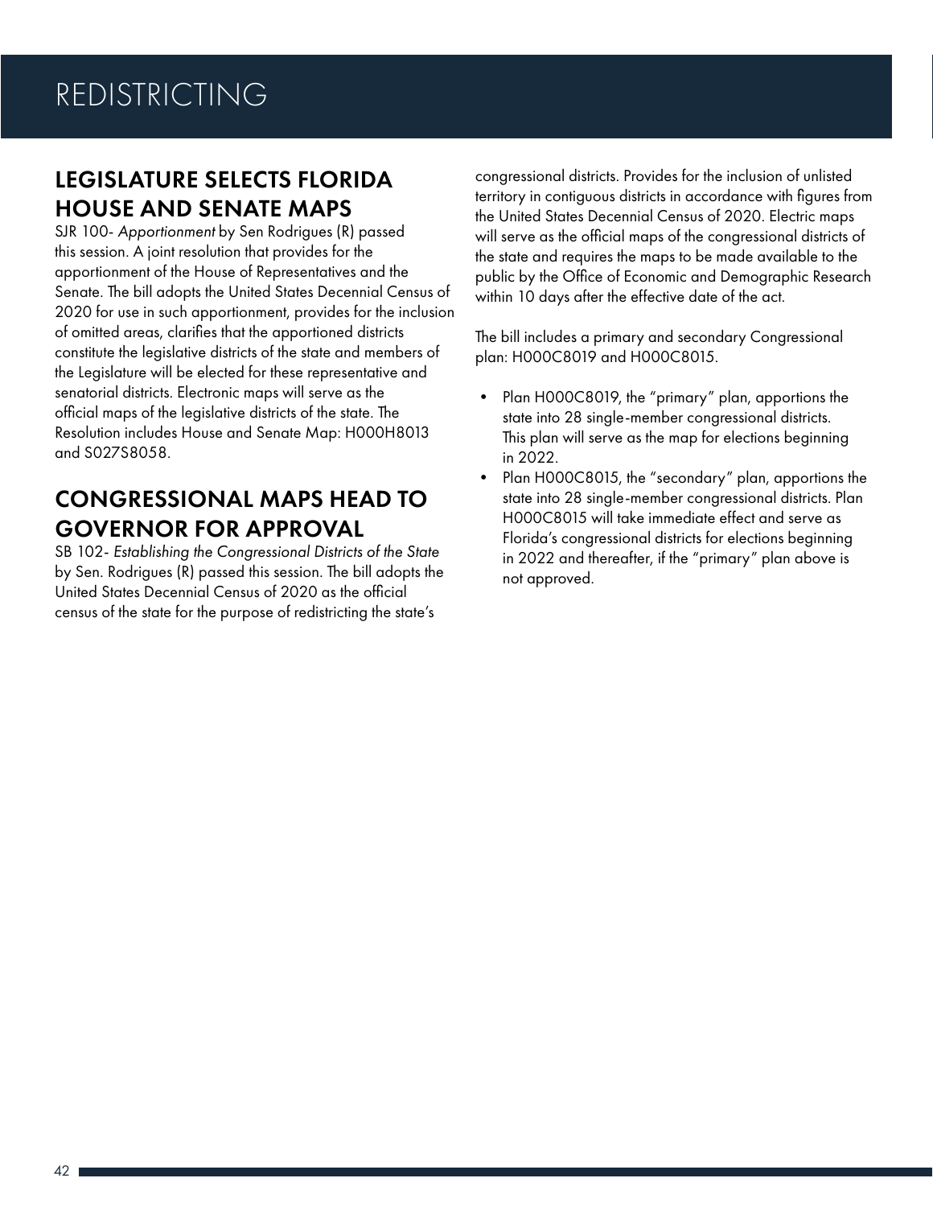# REDISTRICTING

## LEGISLATURE SELECTS FLORIDA HOUSE AND SENATE MAPS

SJR 100- *Apportionment* by Sen Rodrigues (R) passed this session. A joint resolution that provides for the apportionment of the House of Representatives and the Senate. The bill adopts the United States Decennial Census of 2020 for use in such apportionment, provides for the inclusion of omitted areas, clarifies that the apportioned districts constitute the legislative districts of the state and members of the Legislature will be elected for these representative and senatorial districts. Electronic maps will serve as the official maps of the legislative districts of the state. The Resolution includes House and Senate Map: H000H8013 and S027S8058.

## CONGRESSIONAL MAPS HEAD TO GOVERNOR FOR APPROVAL

SB 102- *Establishing the Congressional Districts of the State* by Sen. Rodrigues (R) passed this session. The bill adopts the United States Decennial Census of 2020 as the official census of the state for the purpose of redistricting the state's congressional districts. Provides for the inclusion of unlisted territory in contiguous districts in accordance with figures from the United States Decennial Census of 2020. Electric maps will serve as the official maps of the congressional districts of the state and requires the maps to be made available to the public by the Office of Economic and Demographic Research within 10 days after the effective date of the act.

The bill includes a primary and secondary Congressional plan: H000C8019 and H000C8015.

- Plan H000C8019, the "primary" plan, apportions the state into 28 single-member congressional districts. This plan will serve as the map for elections beginning in 2022.
- Plan H000C8015, the "secondary" plan, apportions the state into 28 single-member congressional districts. Plan H000C8015 will take immediate effect and serve as Florida's congressional districts for elections beginning in 2022 and thereafter, if the "primary" plan above is not approved.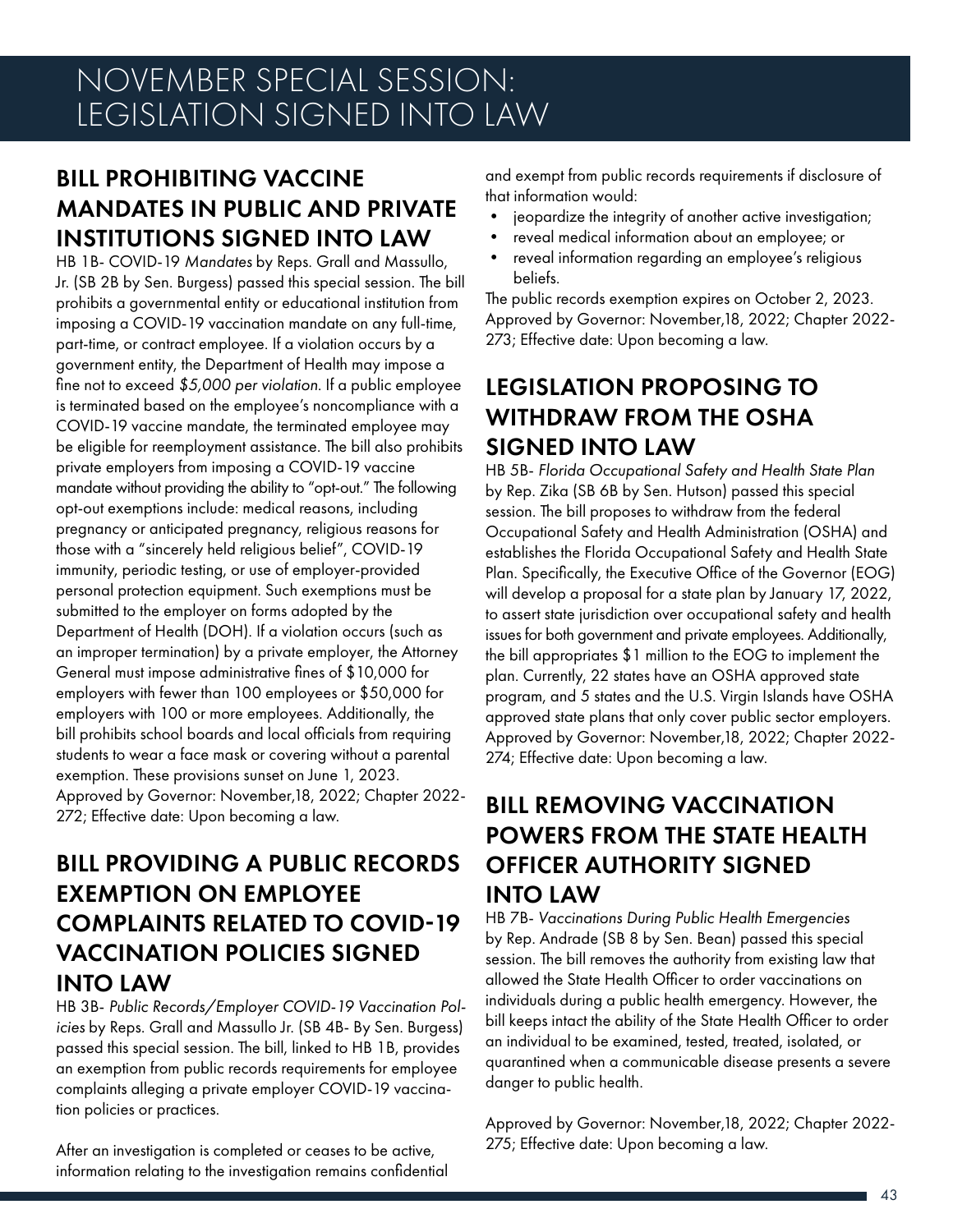# NOVEMBER SPECIAL SESSION: LEGISLATION SIGNED INTO LAW

## BILL PROHIBITING VACCINE MANDATES IN PUBLIC AND PRIVATE INSTITUTIONS SIGNED INTO LAW

HB 1B- COVID-19 *Mandates* by Reps. Grall and Massullo, Jr. (SB 2B by Sen. Burgess) passed this special session. The bill prohibits a governmental entity or educational institution from imposing a COVID-19 vaccination mandate on any full-time, part-time, or contract employee. If a violation occurs by a government entity, the Department of Health may impose a fine not to exceed *$5,000 per violation*. If a public employee is terminated based on the employee's noncompliance with a COVID-19 vaccine mandate, the terminated employee may be eligible for reemployment assistance. The bill also prohibits private employers from imposing a COVID-19 vaccine mandate without providing the ability to "opt-out." The following opt-out exemptions include: medical reasons, including pregnancy or anticipated pregnancy, religious reasons for those with a "sincerely held religious belief", COVID-19 immunity, periodic testing, or use of employer-provided personal protection equipment. Such exemptions must be submitted to the employer on forms adopted by the Department of Health (DOH). If a violation occurs (such as an improper termination) by a private employer, the Attorney General must impose administrative fines of $10,000 for employers with fewer than 100 employees or $50,000 for employers with 100 or more employees. Additionally, the bill prohibits school boards and local officials from requiring students to wear a face mask or covering without a parental exemption. These provisions sunset on June 1, 2023.
Approved by Governor: November,18, 2022; Chapter 2022-272; Effective date: Upon becoming a law.

## BILL PROVIDING A PUBLIC RECORDS EXEMPTION ON EMPLOYEE COMPLAINTS RELATED TO COVID-19 VACCINATION POLICIES SIGNED INTO LAW

HB 3B- *Public Records/Employer COVID-19 Vaccination Policies* by Reps. Grall and Massullo Jr. (SB 4B- By Sen. Burgess) passed this special session. The bill, linked to HB 1B, provides an exemption from public records requirements for employee complaints alleging a private employer COVID-19 vaccination policies or practices.

After an investigation is completed or ceases to be active, information relating to the investigation remains confidential and exempt from public records requirements if disclosure of that information would:

- jeopardize the integrity of another active investigation;
- reveal medical information about an employee; or
- reveal information regarding an employee's religious beliefs.

The public records exemption expires on October 2, 2023.
Approved by Governor: November,18, 2022; Chapter 2022-273; Effective date: Upon becoming a law.

## LEGISLATION PROPOSING TO WITHDRAW FROM THE OSHA SIGNED INTO LAW

HB 5B- *Florida Occupational Safety and Health State Plan* by Rep. Zika (SB 6B by Sen. Hutson) passed this special session. The bill proposes to withdraw from the federal Occupational Safety and Health Administration (OSHA) and establishes the Florida Occupational Safety and Health State Plan. Specifically, the Executive Office of the Governor (EOG) will develop a proposal for a state plan by January 17, 2022, to assert state jurisdiction over occupational safety and health issues for both government and private employees. Additionally, the bill appropriates $1 million to the EOG to implement the plan. Currently, 22 states have an OSHA approved state program, and 5 states and the U.S. Virgin Islands have OSHA approved state plans that only cover public sector employers.
Approved by Governor: November,18, 2022; Chapter 2022-274; Effective date: Upon becoming a law.

## BILL REMOVING VACCINATION POWERS FROM THE STATE HEALTH OFFICER AUTHORITY SIGNED INTO LAW

HB 7B- *Vaccinations During Public Health Emergencies* by Rep. Andrade (SB 8 by Sen. Bean) passed this special session. The bill removes the authority from existing law that allowed the State Health Officer to order vaccinations on individuals during a public health emergency. However, the bill keeps intact the ability of the State Health Officer to order an individual to be examined, tested, treated, isolated, or quarantined when a communicable disease presents a severe danger to public health.

Approved by Governor: November,18, 2022; Chapter 2022-275; Effective date: Upon becoming a law.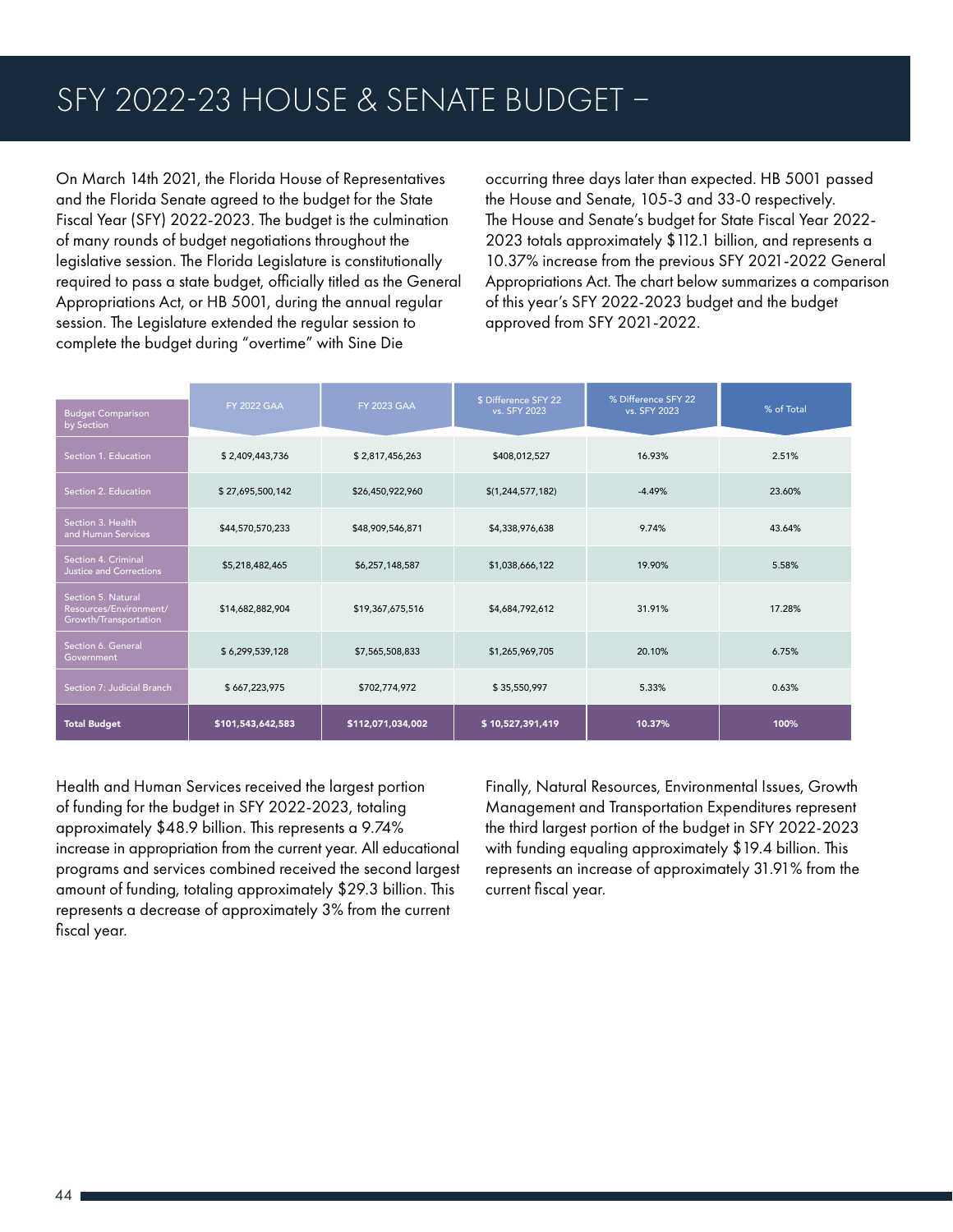# SFY 2022-23 HOUSE & SENATE BUDGET –

On March 14th 2021, the Florida House of Representatives and the Florida Senate agreed to the budget for the State Fiscal Year (SFY) 2022-2023. The budget is the culmination of many rounds of budget negotiations throughout the legislative session. The Florida Legislature is constitutionally required to pass a state budget, officially titled as the General Appropriations Act, or HB 5001, during the annual regular session. The Legislature extended the regular session to complete the budget during "overtime" with Sine Die occurring three days later than expected. HB 5001 passed the House and Senate, 105-3 and 33-0 respectively. The House and Senate's budget for State Fiscal Year 2022-2023 totals approximately $112.1 billion, and represents a 10.37% increase from the previous SFY 2021-2022 General Appropriations Act. The chart below summarizes a comparison of this year's SFY 2022-2023 budget and the budget approved from SFY 2021-2022.

| Budget Comparison by Section | FY 2022 GAA | FY 2023 GAA | $ Difference SFY 22 vs. SFY 2023 | % Difference SFY 22 vs. SFY 2023 | % of Total |
|---|---|---|---|---|---|
| Section 1. Education | $ 2,409,443,736 | $ 2,817,456,263 | $408,012,527 | 16.93% | 2.51% |
| Section 2. Education | $ 27,695,500,142 | $26,450,922,960 | $(1,244,577,182) | -4.49% | 23.60% |
| Section 3. Health and Human Services | $44,570,570,233 | $48,909,546,871 | $4,338,976,638 | 9.74% | 43.64% |
| Section 4. Criminal Justice and Corrections | $5,218,482,465 | $6,257,148,587 | $1,038,666,122 | 19.90% | 5.58% |
| Section 5. Natural Resources/Environment/ Growth/Transportation | $14,682,882,904 | $19,367,675,516 | $4,684,792,612 | 31.91% | 17.28% |
| Section 6. General Government | $ 6,299,539,128 | $7,565,508,833 | $1,265,969,705 | 20.10% | 6.75% |
| Section 7: Judicial Branch | $ 667,223,975 | $702,774,972 | $ 35,550,997 | 5.33% | 0.63% |
| **Total Budget** | **$101,543,642,583** | **$112,071,034,002** | **$ 10,527,391,419** | **10.37%** | **100%** |

Health and Human Services received the largest portion of funding for the budget in SFY 2022-2023, totaling approximately $48.9 billion. This represents a 9.74% increase in appropriation from the current year. All educational programs and services combined received the second largest amount of funding, totaling approximately $29.3 billion. This represents a decrease of approximately 3% from the current fiscal year.

Finally, Natural Resources, Environmental Issues, Growth Management and Transportation Expenditures represent the third largest portion of the budget in SFY 2022-2023 with funding equaling approximately $19.4 billion. This represents an increase of approximately 31.91% from the current fiscal year.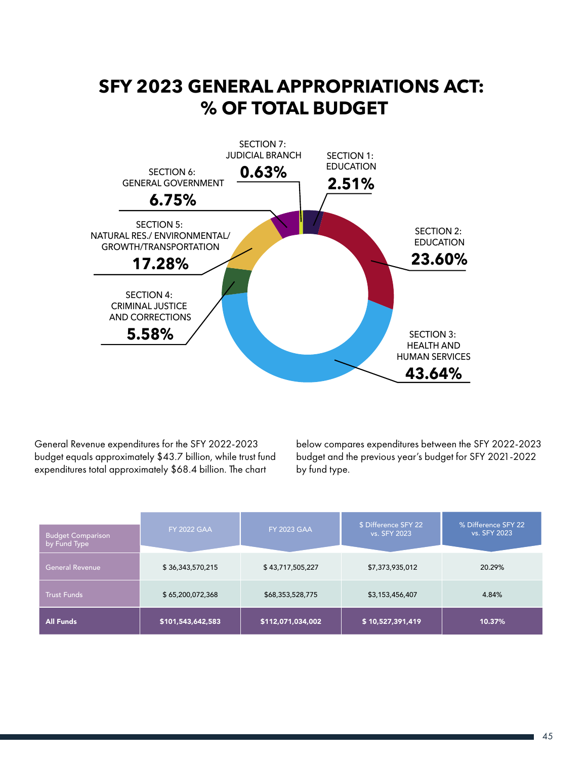# SFY 2023 GENERAL APPROPRIATIONS ACT: % OF TOTAL BUDGET

SECTION 7: JUDICIAL BRANCH **0.63%**

SECTION 1: EDUCATION **2.51%**

SECTION 6: GENERAL GOVERNMENT **6.75%**

SECTION 5: NATURAL RES./ ENVIRONMENTAL/ GROWTH/TRANSPORTATION **17.28%**

SECTION 2: EDUCATION **23.60%**

SECTION 4: CRIMINAL JUSTICE AND CORRECTIONS **5.58%**

SECTION 3: HEALTH AND HUMAN SERVICES **43.64%**

General Revenue expenditures for the SFY 2022-2023 budget equals approximately $43.7 billion, while trust fund expenditures total approximately $68.4 billion. The chart below compares expenditures between the SFY 2022-2023 budget and the previous year's budget for SFY 2021-2022 by fund type.

| Budget Comparison by Fund Type | FY 2022 GAA | FY 2023 GAA | $ Difference SFY 22 vs. SFY 2023 | % Difference SFY 22 vs. SFY 2023 |
|---|---|---|---|---|
| General Revenue | $ 36,343,570,215 | $ 43,717,505,227 | $7,373,935,012 | 20.29% |
| Trust Funds | $ 65,200,072,368 | $68,353,528,775 | $3,153,456,407 | 4.84% |
| **All Funds** | **$101,543,642,583** | **$112,071,034,002** | **$ 10,527,391,419** | **10.37%** |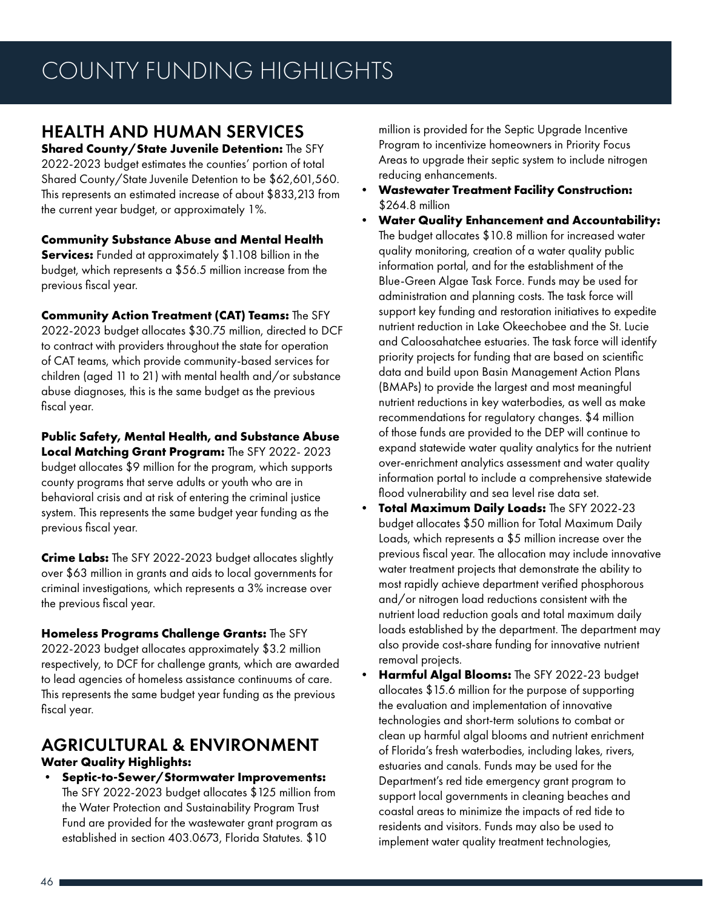# COUNTY FUNDING HIGHLIGHTS

## HEALTH AND HUMAN SERVICES

**Shared County/State Juvenile Detention:** The SFY 2022-2023 budget estimates the counties' portion of total Shared County/State Juvenile Detention to be $62,601,560. This represents an estimated increase of about $833,213 from the current year budget, or approximately 1%.

**Community Substance Abuse and Mental Health Services:** Funded at approximately $1.108 billion in the budget, which represents a $56.5 million increase from the previous fiscal year.

**Community Action Treatment (CAT) Teams:** The SFY 2022-2023 budget allocates $30.75 million, directed to DCF to contract with providers throughout the state for operation of CAT teams, which provide community-based services for children (aged 11 to 21) with mental health and/or substance abuse diagnoses, this is the same budget as the previous fiscal year.

**Public Safety, Mental Health, and Substance Abuse Local Matching Grant Program:** The SFY 2022- 2023 budget allocates $9 million for the program, which supports county programs that serve adults or youth who are in behavioral crisis and at risk of entering the criminal justice system. This represents the same budget year funding as the previous fiscal year.

**Crime Labs:** The SFY 2022-2023 budget allocates slightly over $63 million in grants and aids to local governments for criminal investigations, which represents a 3% increase over the previous fiscal year.

**Homeless Programs Challenge Grants:** The SFY 2022-2023 budget allocates approximately $3.2 million respectively, to DCF for challenge grants, which are awarded to lead agencies of homeless assistance continuums of care. This represents the same budget year funding as the previous fiscal year.

## AGRICULTURAL & ENVIRONMENT

**Water Quality Highlights:**

- **Septic-to-Sewer/Stormwater Improvements:** The SFY 2022-2023 budget allocates $125 million from the Water Protection and Sustainability Program Trust Fund are provided for the wastewater grant program as established in section 403.0673, Florida Statutes. $10 million is provided for the Septic Upgrade Incentive Program to incentivize homeowners in Priority Focus Areas to upgrade their septic system to include nitrogen reducing enhancements.
- **Wastewater Treatment Facility Construction:** $264.8 million
- **Water Quality Enhancement and Accountability:** The budget allocates $10.8 million for increased water quality monitoring, creation of a water quality public information portal, and for the establishment of the Blue-Green Algae Task Force. Funds may be used for administration and planning costs. The task force will support key funding and restoration initiatives to expedite nutrient reduction in Lake Okeechobee and the St. Lucie and Caloosahatchee estuaries. The task force will identify priority projects for funding that are based on scientific data and build upon Basin Management Action Plans (BMAPs) to provide the largest and most meaningful nutrient reductions in key waterbodies, as well as make recommendations for regulatory changes. $4 million of those funds are provided to the DEP will continue to expand statewide water quality analytics for the nutrient over-enrichment analytics assessment and water quality information portal to include a comprehensive statewide flood vulnerability and sea level rise data set.
- **Total Maximum Daily Loads:** The SFY 2022-23 budget allocates $50 million for Total Maximum Daily Loads, which represents a $5 million increase over the previous fiscal year. The allocation may include innovative water treatment projects that demonstrate the ability to most rapidly achieve department verified phosphorous and/or nitrogen load reductions consistent with the nutrient load reduction goals and total maximum daily loads established by the department. The department may also provide cost-share funding for innovative nutrient removal projects.
- **Harmful Algal Blooms:** The SFY 2022-23 budget allocates $15.6 million for the purpose of supporting the evaluation and implementation of innovative technologies and short-term solutions to combat or clean up harmful algal blooms and nutrient enrichment of Florida's fresh waterbodies, including lakes, rivers, estuaries and canals. Funds may be used for the Department's red tide emergency grant program to support local governments in cleaning beaches and coastal areas to minimize the impacts of red tide to residents and visitors. Funds may also be used to implement water quality treatment technologies,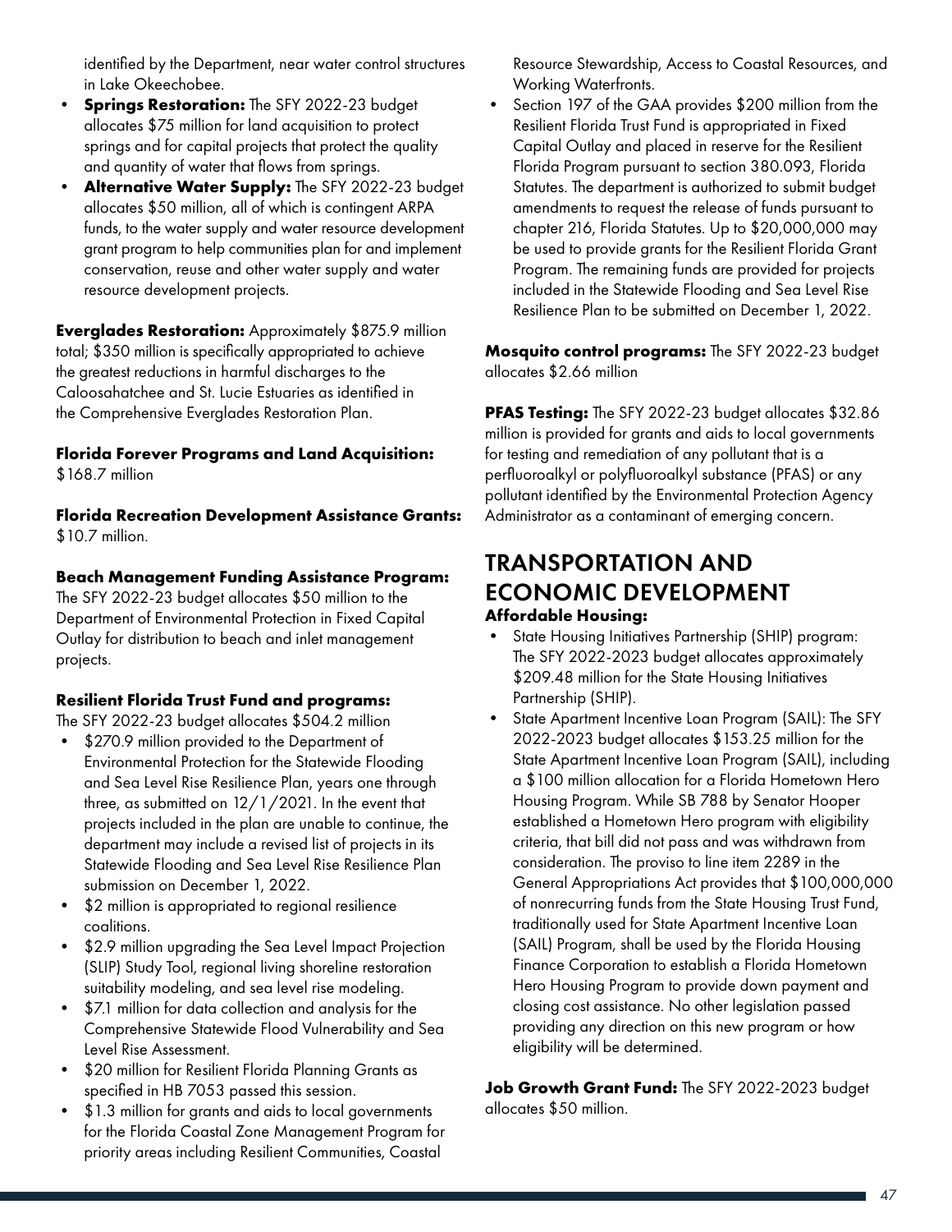identified by the Department, near water control structures in Lake Okeechobee.

- **Springs Restoration:** The SFY 2022-23 budget allocates $75 million for land acquisition to protect springs and for capital projects that protect the quality and quantity of water that flows from springs.
- **Alternative Water Supply:** The SFY 2022-23 budget allocates $50 million, all of which is contingent ARPA funds, to the water supply and water resource development grant program to help communities plan for and implement conservation, reuse and other water supply and water resource development projects.

**Everglades Restoration:** Approximately $875.9 million total; $350 million is specifically appropriated to achieve the greatest reductions in harmful discharges to the Caloosahatchee and St. Lucie Estuaries as identified in the Comprehensive Everglades Restoration Plan.

**Florida Forever Programs and Land Acquisition:** $168.7 million

**Florida Recreation Development Assistance Grants:** $10.7 million.

**Beach Management Funding Assistance Program:** The SFY 2022-23 budget allocates $50 million to the Department of Environmental Protection in Fixed Capital Outlay for distribution to beach and inlet management projects.

**Resilient Florida Trust Fund and programs:** The SFY 2022-23 budget allocates $504.2 million

- $270.9 million provided to the Department of Environmental Protection for the Statewide Flooding and Sea Level Rise Resilience Plan, years one through three, as submitted on 12/1/2021. In the event that projects included in the plan are unable to continue, the department may include a revised list of projects in its Statewide Flooding and Sea Level Rise Resilience Plan submission on December 1, 2022.
- $2 million is appropriated to regional resilience coalitions.
- $2.9 million upgrading the Sea Level Impact Projection (SLIP) Study Tool, regional living shoreline restoration suitability modeling, and sea level rise modeling.
- $7.1 million for data collection and analysis for the Comprehensive Statewide Flood Vulnerability and Sea Level Rise Assessment.
- $20 million for Resilient Florida Planning Grants as specified in HB 7053 passed this session.
- $1.3 million for grants and aids to local governments for the Florida Coastal Zone Management Program for priority areas including Resilient Communities, Coastal Resource Stewardship, Access to Coastal Resources, and Working Waterfronts.
- Section 197 of the GAA provides $200 million from the Resilient Florida Trust Fund is appropriated in Fixed Capital Outlay and placed in reserve for the Resilient Florida Program pursuant to section 380.093, Florida Statutes. The department is authorized to submit budget amendments to request the release of funds pursuant to chapter 216, Florida Statutes. Up to $20,000,000 may be used to provide grants for the Resilient Florida Grant Program. The remaining funds are provided for projects included in the Statewide Flooding and Sea Level Rise Resilience Plan to be submitted on December 1, 2022.

**Mosquito control programs:** The SFY 2022-23 budget allocates $2.66 million

**PFAS Testing:** The SFY 2022-23 budget allocates $32.86 million is provided for grants and aids to local governments for testing and remediation of any pollutant that is a perfluoroalkyl or polyfluoroalkyl substance (PFAS) or any pollutant identified by the Environmental Protection Agency Administrator as a contaminant of emerging concern.

## TRANSPORTATION AND ECONOMIC DEVELOPMENT

**Affordable Housing:**

- State Housing Initiatives Partnership (SHIP) program: The SFY 2022-2023 budget allocates approximately $209.48 million for the State Housing Initiatives Partnership (SHIP).
- State Apartment Incentive Loan Program (SAIL): The SFY 2022-2023 budget allocates $153.25 million for the State Apartment Incentive Loan Program (SAIL), including a $100 million allocation for a Florida Hometown Hero Housing Program. While SB 788 by Senator Hooper established a Hometown Hero program with eligibility criteria, that bill did not pass and was withdrawn from consideration. The proviso to line item 2289 in the General Appropriations Act provides that $100,000,000 of nonrecurring funds from the State Housing Trust Fund, traditionally used for State Apartment Incentive Loan (SAIL) Program, shall be used by the Florida Housing Finance Corporation to establish a Florida Hometown Hero Housing Program to provide down payment and closing cost assistance. No other legislation passed providing any direction on this new program or how eligibility will be determined.

**Job Growth Grant Fund:** The SFY 2022-2023 budget allocates $50 million.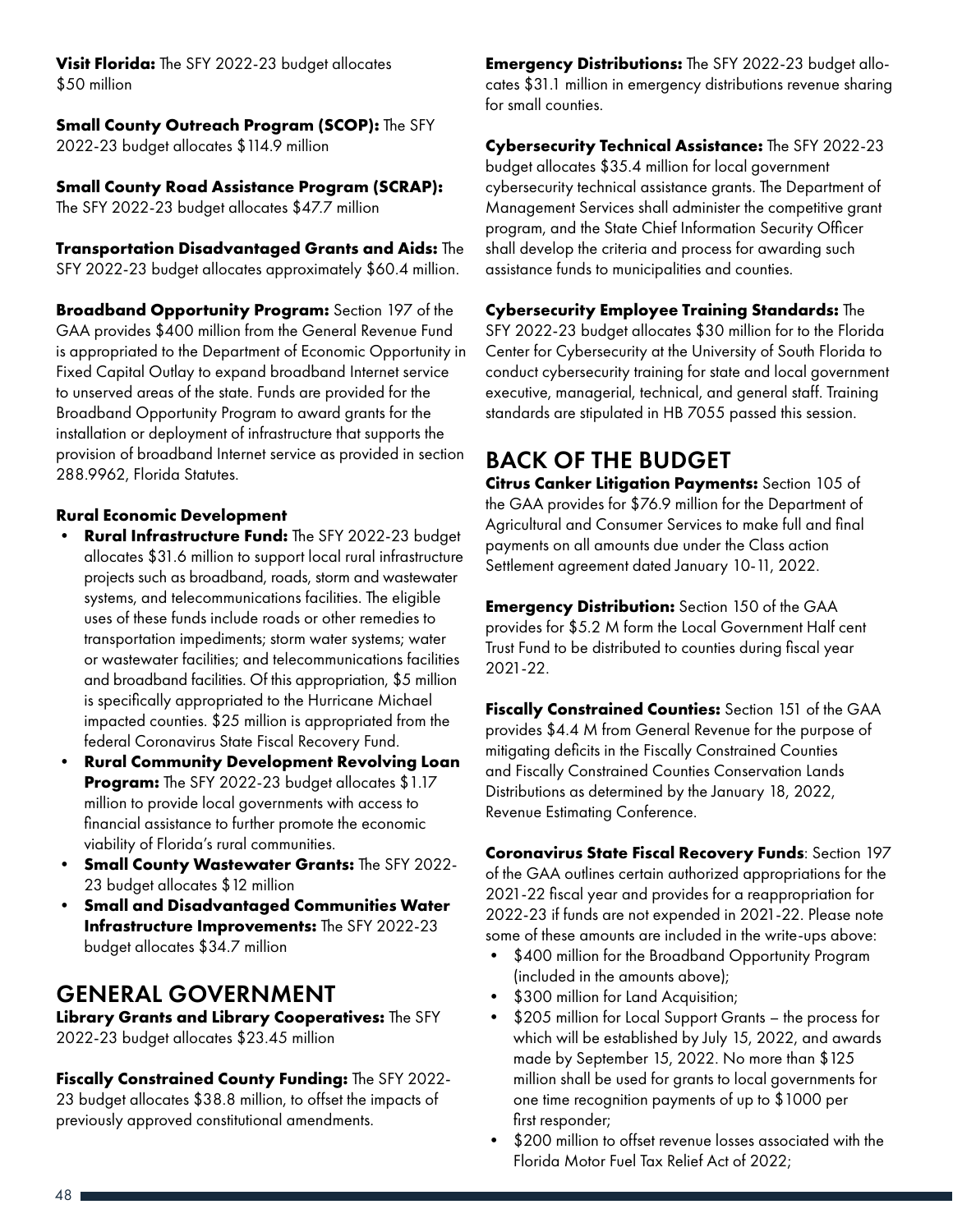**Visit Florida:** The SFY 2022-23 budget allocates $50 million

**Small County Outreach Program (SCOP):** The SFY 2022-23 budget allocates $114.9 million

**Small County Road Assistance Program (SCRAP):** The SFY 2022-23 budget allocates $47.7 million

**Transportation Disadvantaged Grants and Aids:** The SFY 2022-23 budget allocates approximately $60.4 million.

**Broadband Opportunity Program:** Section 197 of the GAA provides $400 million from the General Revenue Fund is appropriated to the Department of Economic Opportunity in Fixed Capital Outlay to expand broadband Internet service to unserved areas of the state. Funds are provided for the Broadband Opportunity Program to award grants for the installation or deployment of infrastructure that supports the provision of broadband Internet service as provided in section 288.9962, Florida Statutes.

**Rural Economic Development**

- **Rural Infrastructure Fund:** The SFY 2022-23 budget allocates $31.6 million to support local rural infrastructure projects such as broadband, roads, storm and wastewater systems, and telecommunications facilities. The eligible uses of these funds include roads or other remedies to transportation impediments; storm water systems; water or wastewater facilities; and telecommunications facilities and broadband facilities. Of this appropriation, $5 million is specifically appropriated to the Hurricane Michael impacted counties. $25 million is appropriated from the federal Coronavirus State Fiscal Recovery Fund.
- **Rural Community Development Revolving Loan Program:** The SFY 2022-23 budget allocates $1.17 million to provide local governments with access to financial assistance to further promote the economic viability of Florida's rural communities.
- **Small County Wastewater Grants:** The SFY 2022-23 budget allocates $12 million
- **Small and Disadvantaged Communities Water Infrastructure Improvements:** The SFY 2022-23 budget allocates $34.7 million

## GENERAL GOVERNMENT

**Library Grants and Library Cooperatives:** The SFY 2022-23 budget allocates $23.45 million

**Fiscally Constrained County Funding:** The SFY 2022-23 budget allocates $38.8 million, to offset the impacts of previously approved constitutional amendments.

**Emergency Distributions:** The SFY 2022-23 budget allocates $31.1 million in emergency distributions revenue sharing for small counties.

**Cybersecurity Technical Assistance:** The SFY 2022-23 budget allocates $35.4 million for local government cybersecurity technical assistance grants. The Department of Management Services shall administer the competitive grant program, and the State Chief Information Security Officer shall develop the criteria and process for awarding such assistance funds to municipalities and counties.

**Cybersecurity Employee Training Standards:** The SFY 2022-23 budget allocates $30 million for to the Florida Center for Cybersecurity at the University of South Florida to conduct cybersecurity training for state and local government executive, managerial, technical, and general staff. Training standards are stipulated in HB 7055 passed this session.

## BACK OF THE BUDGET

**Citrus Canker Litigation Payments:** Section 105 of the GAA provides for $76.9 million for the Department of Agricultural and Consumer Services to make full and final payments on all amounts due under the Class action Settlement agreement dated January 10-11, 2022.

**Emergency Distribution:** Section 150 of the GAA provides for $5.2 M form the Local Government Half cent Trust Fund to be distributed to counties during fiscal year 2021-22.

**Fiscally Constrained Counties:** Section 151 of the GAA provides $4.4 M from General Revenue for the purpose of mitigating deficits in the Fiscally Constrained Counties and Fiscally Constrained Counties Conservation Lands Distributions as determined by the January 18, 2022, Revenue Estimating Conference.

**Coronavirus State Fiscal Recovery Funds**: Section 197 of the GAA outlines certain authorized appropriations for the 2021-22 fiscal year and provides for a reappropriation for 2022-23 if funds are not expended in 2021-22. Please note some of these amounts are included in the write-ups above:

- $400 million for the Broadband Opportunity Program (included in the amounts above);
- $300 million for Land Acquisition;
- $205 million for Local Support Grants – the process for which will be established by July 15, 2022, and awards made by September 15, 2022. No more than $125 million shall be used for grants to local governments for one time recognition payments of up to $1000 per first responder;
- $200 million to offset revenue losses associated with the Florida Motor Fuel Tax Relief Act of 2022;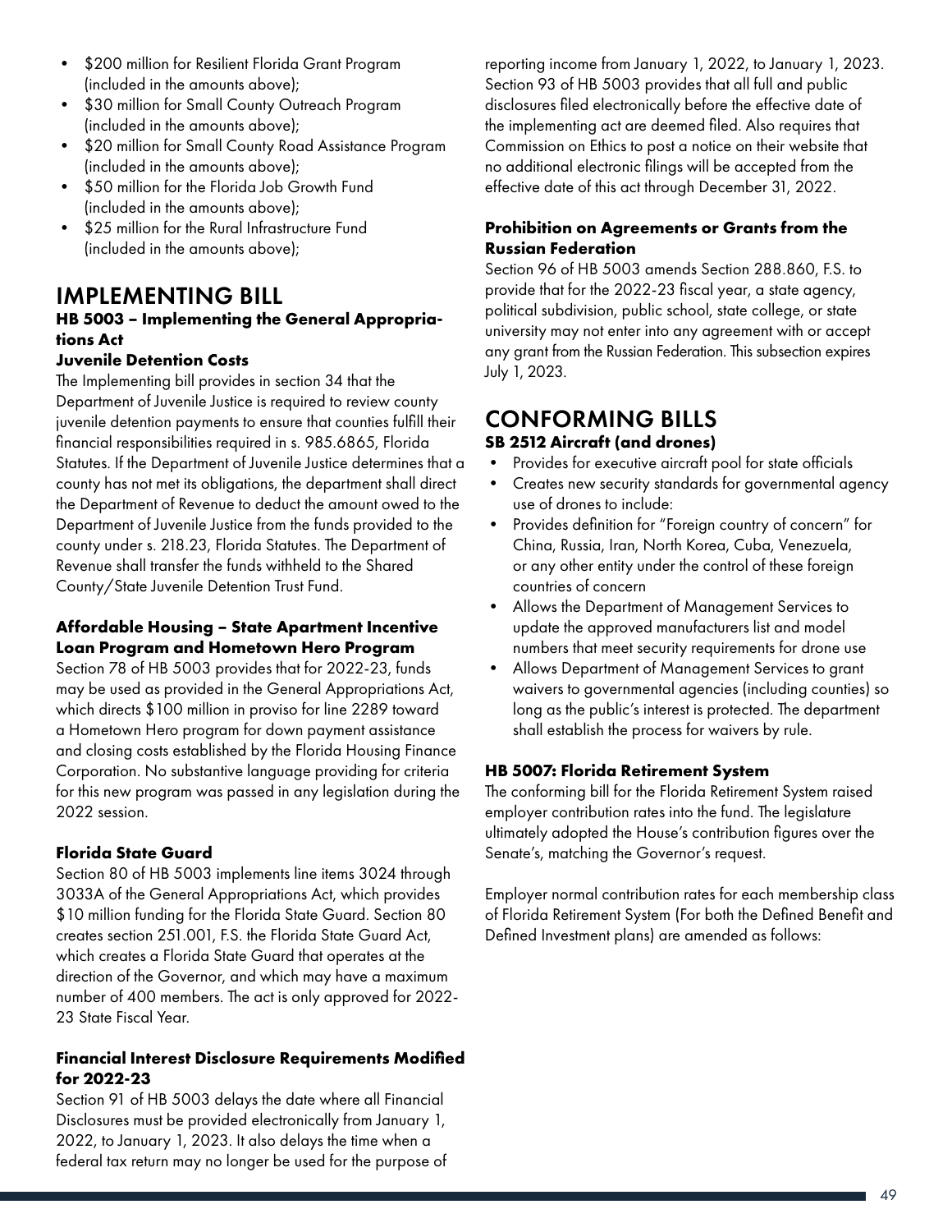- $200 million for Resilient Florida Grant Program (included in the amounts above);
- $30 million for Small County Outreach Program (included in the amounts above);
- $20 million for Small County Road Assistance Program (included in the amounts above);
- $50 million for the Florida Job Growth Fund (included in the amounts above);
- $25 million for the Rural Infrastructure Fund (included in the amounts above);

## IMPLEMENTING BILL

### HB 5003 – Implementing the General Appropriations Act

#### Juvenile Detention Costs

The Implementing bill provides in section 34 that the Department of Juvenile Justice is required to review county juvenile detention payments to ensure that counties fulfill their financial responsibilities required in s. 985.6865, Florida Statutes. If the Department of Juvenile Justice determines that a county has not met its obligations, the department shall direct the Department of Revenue to deduct the amount owed to the Department of Juvenile Justice from the funds provided to the county under s. 218.23, Florida Statutes. The Department of Revenue shall transfer the funds withheld to the Shared County/State Juvenile Detention Trust Fund.

#### Affordable Housing – State Apartment Incentive Loan Program and Hometown Hero Program

Section 78 of HB 5003 provides that for 2022-23, funds may be used as provided in the General Appropriations Act, which directs $100 million in proviso for line 2289 toward a Hometown Hero program for down payment assistance and closing costs established by the Florida Housing Finance Corporation. No substantive language providing for criteria for this new program was passed in any legislation during the 2022 session.

#### Florida State Guard

Section 80 of HB 5003 implements line items 3024 through 3033A of the General Appropriations Act, which provides $10 million funding for the Florida State Guard. Section 80 creates section 251.001, F.S. the Florida State Guard Act, which creates a Florida State Guard that operates at the direction of the Governor, and which may have a maximum number of 400 members. The act is only approved for 2022-23 State Fiscal Year.

#### Financial Interest Disclosure Requirements Modified for 2022-23

Section 91 of HB 5003 delays the date where all Financial Disclosures must be provided electronically from January 1, 2022, to January 1, 2023. It also delays the time when a federal tax return may no longer be used for the purpose of reporting income from January 1, 2022, to January 1, 2023. Section 93 of HB 5003 provides that all full and public disclosures filed electronically before the effective date of the implementing act are deemed filed. Also requires that Commission on Ethics to post a notice on their website that no additional electronic filings will be accepted from the effective date of this act through December 31, 2022.

#### Prohibition on Agreements or Grants from the Russian Federation

Section 96 of HB 5003 amends Section 288.860, F.S. to provide that for the 2022-23 fiscal year, a state agency, political subdivision, public school, state college, or state university may not enter into any agreement with or accept any grant from the Russian Federation. This subsection expires July 1, 2023.

## CONFORMING BILLS

### SB 2512 Aircraft (and drones)

- Provides for executive aircraft pool for state officials
- Creates new security standards for governmental agency use of drones to include:
- Provides definition for "Foreign country of concern" for China, Russia, Iran, North Korea, Cuba, Venezuela, or any other entity under the control of these foreign countries of concern
- Allows the Department of Management Services to update the approved manufacturers list and model numbers that meet security requirements for drone use
- Allows Department of Management Services to grant waivers to governmental agencies (including counties) so long as the public's interest is protected. The department shall establish the process for waivers by rule.

### HB 5007: Florida Retirement System

The conforming bill for the Florida Retirement System raised employer contribution rates into the fund. The legislature ultimately adopted the House's contribution figures over the Senate's, matching the Governor's request.

Employer normal contribution rates for each membership class of Florida Retirement System (For both the Defined Benefit and Defined Investment plans) are amended as follows: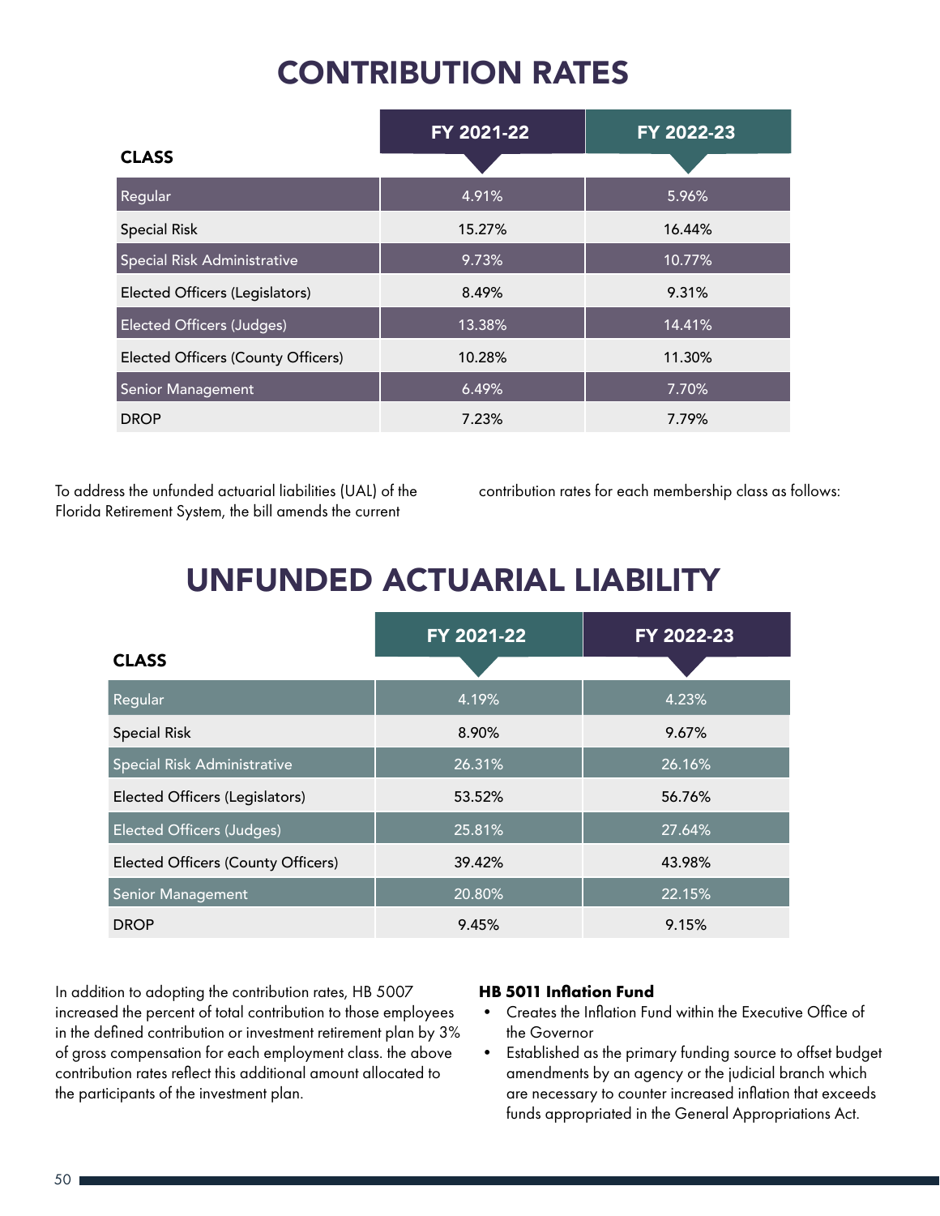# CONTRIBUTION RATES

| CLASS | FY 2021-22 | FY 2022-23 |
|---|---|---|
| Regular | 4.91% | 5.96% |
| Special Risk | 15.27% | 16.44% |
| Special Risk Administrative | 9.73% | 10.77% |
| Elected Officers (Legislators) | 8.49% | 9.31% |
| Elected Officers (Judges) | 13.38% | 14.41% |
| Elected Officers (County Officers) | 10.28% | 11.30% |
| Senior Management | 6.49% | 7.70% |
| DROP | 7.23% | 7.79% |

To address the unfunded actuarial liabilities (UAL) of the Florida Retirement System, the bill amends the current contribution rates for each membership class as follows:

# UNFUNDED ACTUARIAL LIABILITY

| CLASS | FY 2021-22 | FY 2022-23 |
|---|---|---|
| Regular | 4.19% | 4.23% |
| Special Risk | 8.90% | 9.67% |
| Special Risk Administrative | 26.31% | 26.16% |
| Elected Officers (Legislators) | 53.52% | 56.76% |
| Elected Officers (Judges) | 25.81% | 27.64% |
| Elected Officers (County Officers) | 39.42% | 43.98% |
| Senior Management | 20.80% | 22.15% |
| DROP | 9.45% | 9.15% |

In addition to adopting the contribution rates, HB 5007 increased the percent of total contribution to those employees in the defined contribution or investment retirement plan by 3% of gross compensation for each employment class. the above contribution rates reflect this additional amount allocated to the participants of the investment plan.

**HB 5011 Inflation Fund**

- Creates the Inflation Fund within the Executive Office of the Governor
- Established as the primary funding source to offset budget amendments by an agency or the judicial branch which are necessary to counter increased inflation that exceeds funds appropriated in the General Appropriations Act.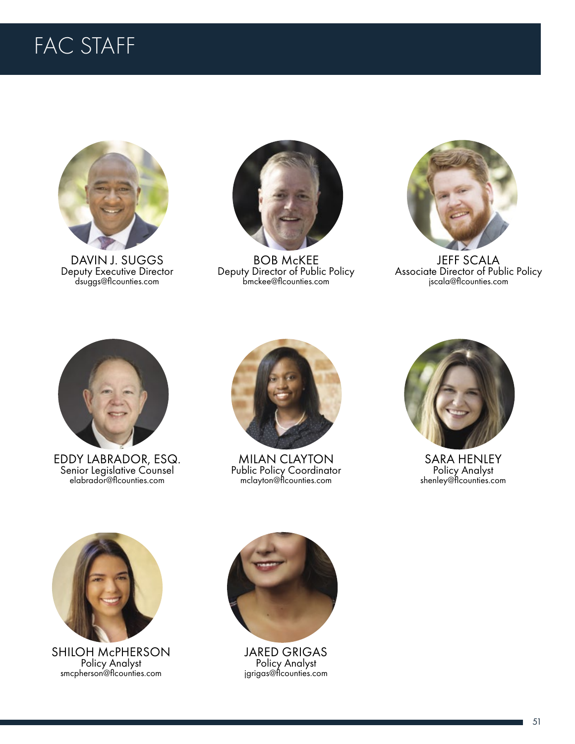# FAC STAFF

DAVIN J. SUGGS
Deputy Executive Director
dsuggs@flcounties.com

BOB McKEE
Deputy Director of Public Policy
bmckee@flcounties.com

JEFF SCALA
Associate Director of Public Policy
jscala@flcounties.com

EDDY LABRADOR, ESQ.
Senior Legislative Counsel
elabrador@flcounties.com

MILAN CLAYTON
Public Policy Coordinator
mclayton@flcounties.com

SARA HENLEY
Policy Analyst
shenley@flcounties.com

SHILOH McPHERSON
Policy Analyst
smcpherson@flcounties.com

JARED GRIGAS
Policy Analyst
jgrigas@flcounties.com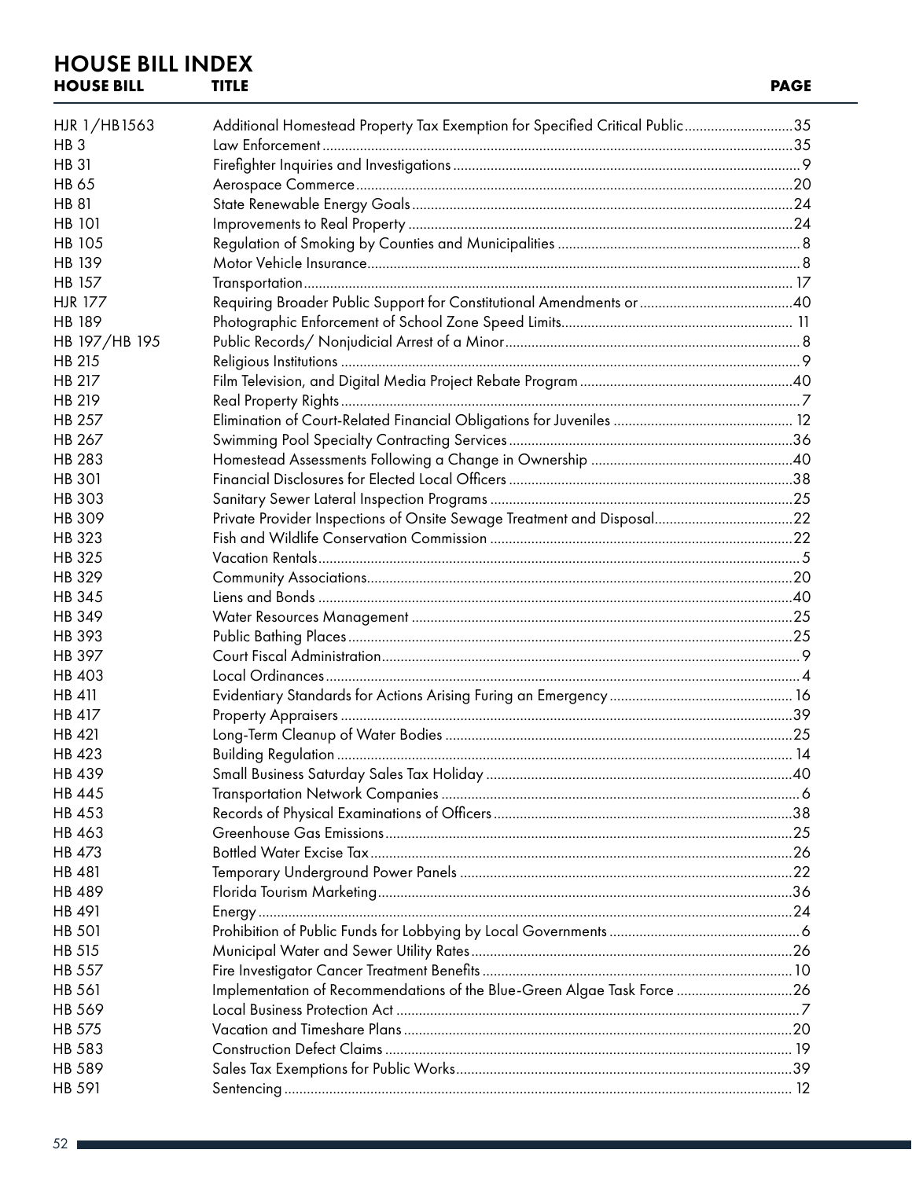# HOUSE BILL INDEX

| HOUSE BILL | TITLE | PAGE |
|---|---|---|
| HJR 1/HB1563 | Additional Homestead Property Tax Exemption for Specified Critical Public | 35 |
| HB 3 | Law Enforcement | 35 |
| HB 31 | Firefighter Inquiries and Investigations | 9 |
| HB 65 | Aerospace Commerce | 20 |
| HB 81 | State Renewable Energy Goals | 24 |
| HB 101 | Improvements to Real Property | 24 |
| HB 105 | Regulation of Smoking by Counties and Municipalities | 8 |
| HB 139 | Motor Vehicle Insurance | 8 |
| HB 157 | Transportation | 17 |
| HJR 177 | Requiring Broader Public Support for Constitutional Amendments or | 40 |
| HB 189 | Photographic Enforcement of School Zone Speed Limits | 11 |
| HB 197/HB 195 | Public Records/ Nonjudicial Arrest of a Minor | 8 |
| HB 215 | Religious Institutions | 9 |
| HB 217 | Film Television, and Digital Media Project Rebate Program | 40 |
| HB 219 | Real Property Rights | 7 |
| HB 257 | Elimination of Court-Related Financial Obligations for Juveniles | 12 |
| HB 267 | Swimming Pool Specialty Contracting Services | 36 |
| HB 283 | Homestead Assessments Following a Change in Ownership | 40 |
| HB 301 | Financial Disclosures for Elected Local Officers | 38 |
| HB 303 | Sanitary Sewer Lateral Inspection Programs | 25 |
| HB 309 | Private Provider Inspections of Onsite Sewage Treatment and Disposal | 22 |
| HB 323 | Fish and Wildlife Conservation Commission | 22 |
| HB 325 | Vacation Rentals | 5 |
| HB 329 | Community Associations | 20 |
| HB 345 | Liens and Bonds | 40 |
| HB 349 | Water Resources Management | 25 |
| HB 393 | Public Bathing Places | 25 |
| HB 397 | Court Fiscal Administration | 9 |
| HB 403 | Local Ordinances | 4 |
| HB 411 | Evidentiary Standards for Actions Arising Furing an Emergency | 16 |
| HB 417 | Property Appraisers | 39 |
| HB 421 | Long-Term Cleanup of Water Bodies | 25 |
| HB 423 | Building Regulation | 14 |
| HB 439 | Small Business Saturday Sales Tax Holiday | 40 |
| HB 445 | Transportation Network Companies | 6 |
| HB 453 | Records of Physical Examinations of Officers | 38 |
| HB 463 | Greenhouse Gas Emissions | 25 |
| HB 473 | Bottled Water Excise Tax | 26 |
| HB 481 | Temporary Underground Power Panels | 22 |
| HB 489 | Florida Tourism Marketing | 36 |
| HB 491 | Energy | 24 |
| HB 501 | Prohibition of Public Funds for Lobbying by Local Governments | 6 |
| HB 515 | Municipal Water and Sewer Utility Rates | 26 |
| HB 557 | Fire Investigator Cancer Treatment Benefits | 10 |
| HB 561 | Implementation of Recommendations of the Blue-Green Algae Task Force | 26 |
| HB 569 | Local Business Protection Act | 7 |
| HB 575 | Vacation and Timeshare Plans | 20 |
| HB 583 | Construction Defect Claims | 19 |
| HB 589 | Sales Tax Exemptions for Public Works | 39 |
| HB 591 | Sentencing | 12 |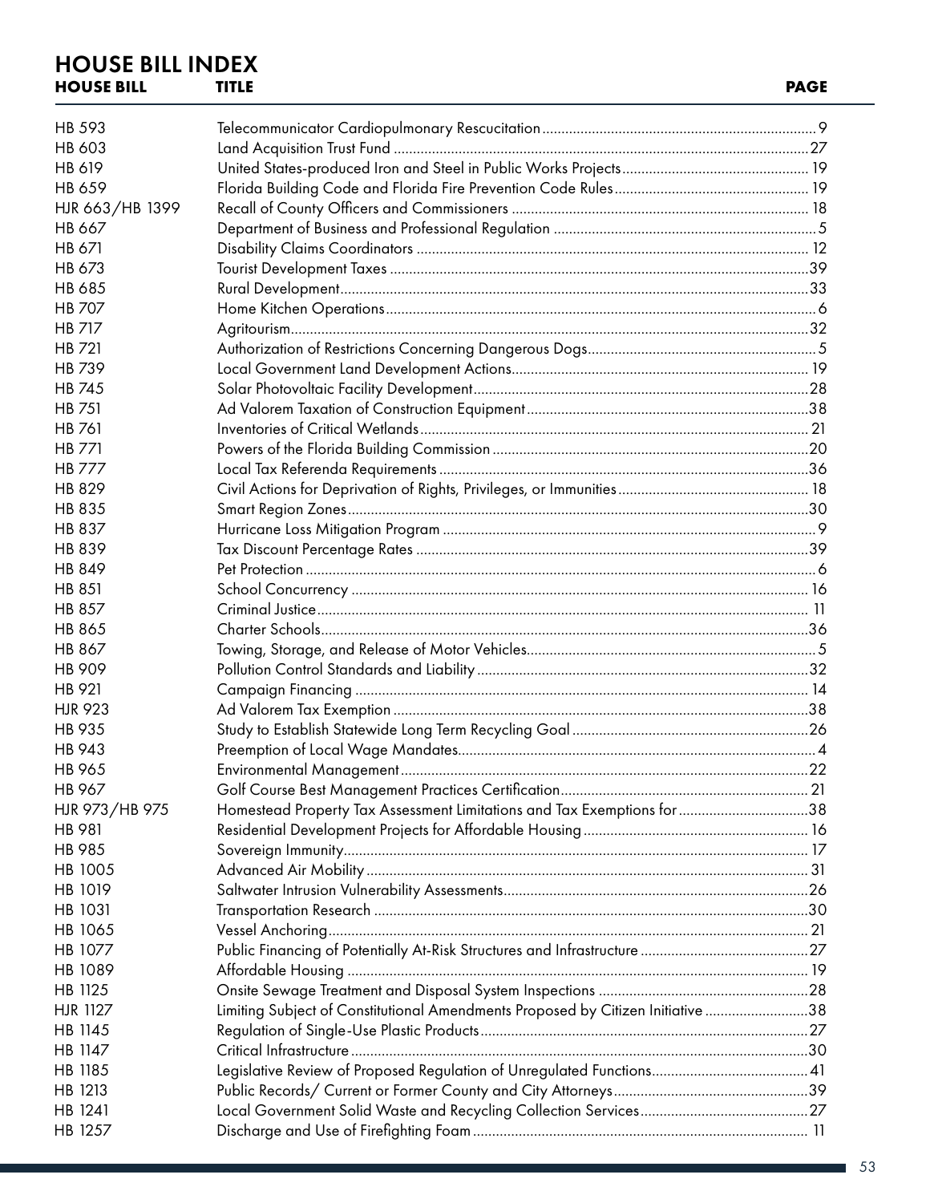## HOUSE BILL INDEX

| HOUSE BILL | TITLE | PAGE |
|---|---|---|
| HB 593 | Telecommunicator Cardiopulmonary Rescucitation | 9 |
| HB 603 | Land Acquisition Trust Fund | 27 |
| HB 619 | United States-produced Iron and Steel in Public Works Projects | 19 |
| HB 659 | Florida Building Code and Florida Fire Prevention Code Rules | 19 |
| HJR 663/HB 1399 | Recall of County Officers and Commissioners | 18 |
| HB 667 | Department of Business and Professional Regulation | 5 |
| HB 671 | Disability Claims Coordinators | 12 |
| HB 673 | Tourist Development Taxes | 39 |
| HB 685 | Rural Development | 33 |
| HB 707 | Home Kitchen Operations | 6 |
| HB 717 | Agritourism | 32 |
| HB 721 | Authorization of Restrictions Concerning Dangerous Dogs | 5 |
| HB 739 | Local Government Land Development Actions | 19 |
| HB 745 | Solar Photovoltaic Facility Development | 28 |
| HB 751 | Ad Valorem Taxation of Construction Equipment | 38 |
| HB 761 | Inventories of Critical Wetlands | 21 |
| HB 771 | Powers of the Florida Building Commission | 20 |
| HB 777 | Local Tax Referenda Requirements | 36 |
| HB 829 | Civil Actions for Deprivation of Rights, Privileges, or Immunities | 18 |
| HB 835 | Smart Region Zones | 30 |
| HB 837 | Hurricane Loss Mitigation Program | 9 |
| HB 839 | Tax Discount Percentage Rates | 39 |
| HB 849 | Pet Protection | 6 |
| HB 851 | School Concurrency | 16 |
| HB 857 | Criminal Justice | 11 |
| HB 865 | Charter Schools | 36 |
| HB 867 | Towing, Storage, and Release of Motor Vehicles | 5 |
| HB 909 | Pollution Control Standards and Liability | 32 |
| HB 921 | Campaign Financing | 14 |
| HJR 923 | Ad Valorem Tax Exemption | 38 |
| HB 935 | Study to Establish Statewide Long Term Recycling Goal | 26 |
| HB 943 | Preemption of Local Wage Mandates | 4 |
| HB 965 | Environmental Management | 22 |
| HB 967 | Golf Course Best Management Practices Certification | 21 |
| HJR 973/HB 975 | Homestead Property Tax Assessment Limitations and Tax Exemptions for | 38 |
| HB 981 | Residential Development Projects for Affordable Housing | 16 |
| HB 985 | Sovereign Immunity | 17 |
| HB 1005 | Advanced Air Mobility | 31 |
| HB 1019 | Saltwater Intrusion Vulnerability Assessments | 26 |
| HB 1031 | Transportation Research | 30 |
| HB 1065 | Vessel Anchoring | 21 |
| HB 1077 | Public Financing of Potentially At-Risk Structures and Infrastructure | 27 |
| HB 1089 | Affordable Housing | 19 |
| HB 1125 | Onsite Sewage Treatment and Disposal System Inspections | 28 |
| HJR 1127 | Limiting Subject of Constitutional Amendments Proposed by Citizen Initiative | 38 |
| HB 1145 | Regulation of Single-Use Plastic Products | 27 |
| HB 1147 | Critical Infrastructure | 30 |
| HB 1185 | Legislative Review of Proposed Regulation of Unregulated Functions | 41 |
| HB 1213 | Public Records/ Current or Former County and City Attorneys | 39 |
| HB 1241 | Local Government Solid Waste and Recycling Collection Services | 27 |
| HB 1257 | Discharge and Use of Firefighting Foam | 11 |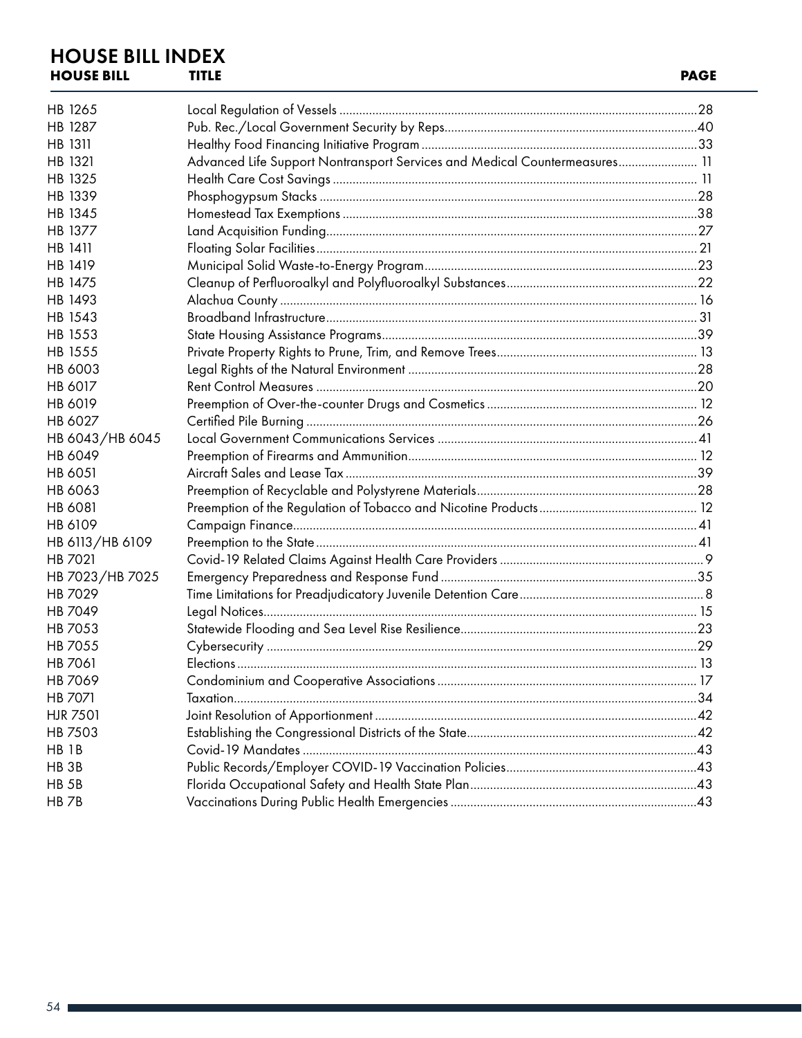# HOUSE BILL INDEX

| HOUSE BILL | TITLE | PAGE |
|---|---|---|
| HB 1265 | Local Regulation of Vessels | 28 |
| HB 1287 | Pub. Rec./Local Government Security by Reps. | 40 |
| HB 1311 | Healthy Food Financing Initiative Program | 33 |
| HB 1321 | Advanced Life Support Nontransport Services and Medical Countermeasures | 11 |
| HB 1325 | Health Care Cost Savings | 11 |
| HB 1339 | Phosphogypsum Stacks | 28 |
| HB 1345 | Homestead Tax Exemptions | 38 |
| HB 1377 | Land Acquisition Funding | 27 |
| HB 1411 | Floating Solar Facilities | 21 |
| HB 1419 | Municipal Solid Waste-to-Energy Program | 23 |
| HB 1475 | Cleanup of Perfluoroalkyl and Polyfluoroalkyl Substances | 22 |
| HB 1493 | Alachua County | 16 |
| HB 1543 | Broadband Infrastructure | 31 |
| HB 1553 | State Housing Assistance Programs | 39 |
| HB 1555 | Private Property Rights to Prune, Trim, and Remove Trees | 13 |
| HB 6003 | Legal Rights of the Natural Environment | 28 |
| HB 6017 | Rent Control Measures | 20 |
| HB 6019 | Preemption of Over-the-counter Drugs and Cosmetics | 12 |
| HB 6027 | Certified Pile Burning | 26 |
| HB 6043/HB 6045 | Local Government Communications Services | 41 |
| HB 6049 | Preemption of Firearms and Ammunition | 12 |
| HB 6051 | Aircraft Sales and Lease Tax | 39 |
| HB 6063 | Preemption of Recyclable and Polystyrene Materials | 28 |
| HB 6081 | Preemption of the Regulation of Tobacco and Nicotine Products | 12 |
| HB 6109 | Campaign Finance | 41 |
| HB 6113/HB 6109 | Preemption to the State | 41 |
| HB 7021 | Covid-19 Related Claims Against Health Care Providers | 9 |
| HB 7023/HB 7025 | Emergency Preparedness and Response Fund | 35 |
| HB 7029 | Time Limitations for Preadjudicatory Juvenile Detention Care | 8 |
| HB 7049 | Legal Notices | 15 |
| HB 7053 | Statewide Flooding and Sea Level Rise Resilience | 23 |
| HB 7055 | Cybersecurity | 29 |
| HB 7061 | Elections | 13 |
| HB 7069 | Condominium and Cooperative Associations | 17 |
| HB 7071 | Taxation | 34 |
| HJR 7501 | Joint Resolution of Apportionment | 42 |
| HB 7503 | Establishing the Congressional Districts of the State | 42 |
| HB 1B | Covid-19 Mandates | 43 |
| HB 3B | Public Records/Employer COVID-19 Vaccination Policies | 43 |
| HB 5B | Florida Occupational Safety and Health State Plan | 43 |
| HB 7B | Vaccinations During Public Health Emergencies | 43 |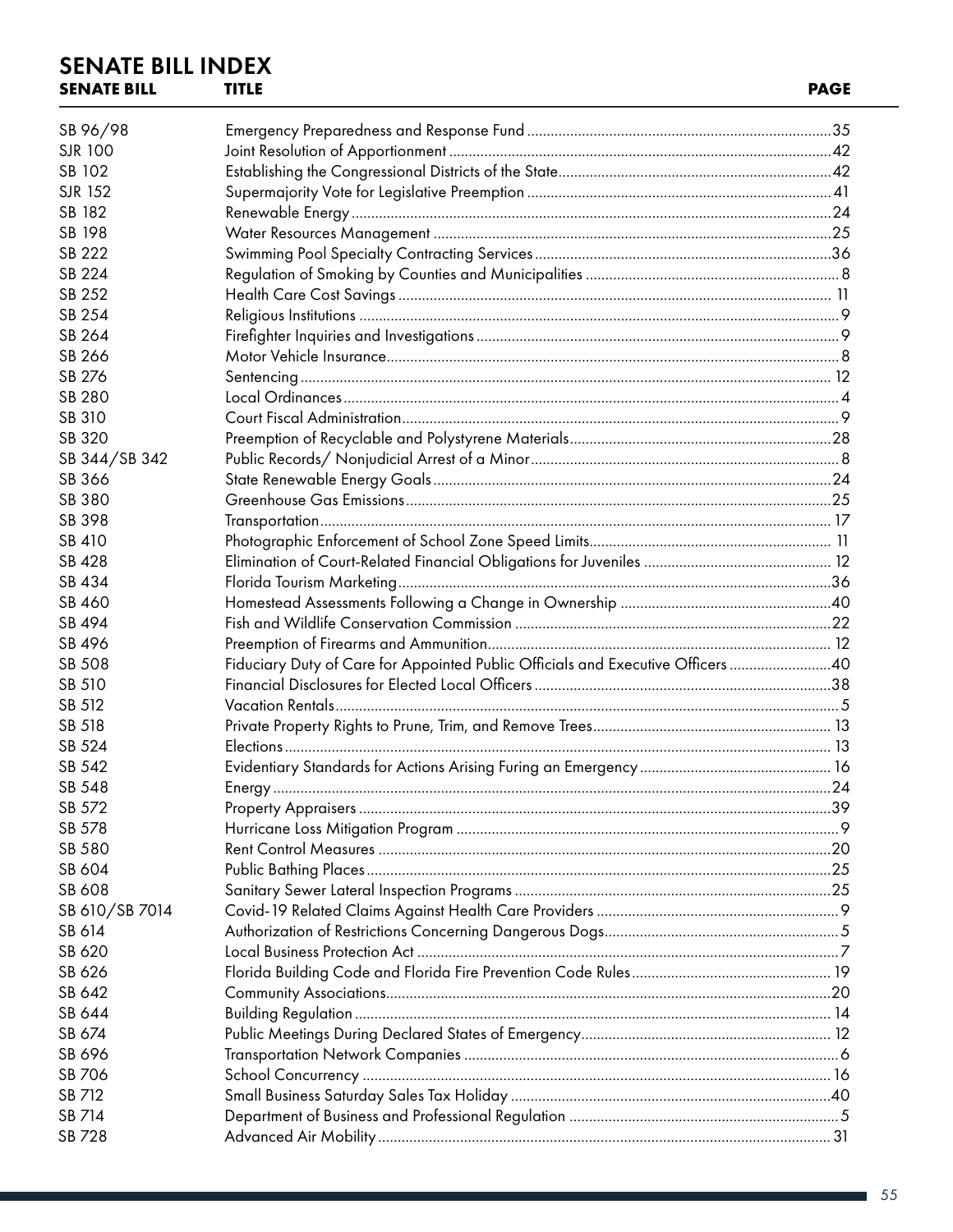# SENATE BILL INDEX

| SENATE BILL | TITLE | PAGE |
|---|---|---|
| SB 96/98 | Emergency Preparedness and Response Fund | 35 |
| SJR 100 | Joint Resolution of Apportionment | 42 |
| SB 102 | Establishing the Congressional Districts of the State | 42 |
| SJR 152 | Supermajority Vote for Legislative Preemption | 41 |
| SB 182 | Renewable Energy | 24 |
| SB 198 | Water Resources Management | 25 |
| SB 222 | Swimming Pool Specialty Contracting Services | 36 |
| SB 224 | Regulation of Smoking by Counties and Municipalities | 8 |
| SB 252 | Health Care Cost Savings | 11 |
| SB 254 | Religious Institutions | 9 |
| SB 264 | Firefighter Inquiries and Investigations | 9 |
| SB 266 | Motor Vehicle Insurance | 8 |
| SB 276 | Sentencing | 12 |
| SB 280 | Local Ordinances | 4 |
| SB 310 | Court Fiscal Administration | 9 |
| SB 320 | Preemption of Recyclable and Polystyrene Materials | 28 |
| SB 344/SB 342 | Public Records/ Nonjudicial Arrest of a Minor | 8 |
| SB 366 | State Renewable Energy Goals | 24 |
| SB 380 | Greenhouse Gas Emissions | 25 |
| SB 398 | Transportation | 17 |
| SB 410 | Photographic Enforcement of School Zone Speed Limits | 11 |
| SB 428 | Elimination of Court-Related Financial Obligations for Juveniles | 12 |
| SB 434 | Florida Tourism Marketing | 36 |
| SB 460 | Homestead Assessments Following a Change in Ownership | 40 |
| SB 494 | Fish and Wildlife Conservation Commission | 22 |
| SB 496 | Preemption of Firearms and Ammunition | 12 |
| SB 508 | Fiduciary Duty of Care for Appointed Public Officials and Executive Officers | 40 |
| SB 510 | Financial Disclosures for Elected Local Officers | 38 |
| SB 512 | Vacation Rentals | 5 |
| SB 518 | Private Property Rights to Prune, Trim, and Remove Trees | 13 |
| SB 524 | Elections | 13 |
| SB 542 | Evidentiary Standards for Actions Arising Furing an Emergency | 16 |
| SB 548 | Energy | 24 |
| SB 572 | Property Appraisers | 39 |
| SB 578 | Hurricane Loss Mitigation Program | 9 |
| SB 580 | Rent Control Measures | 20 |
| SB 604 | Public Bathing Places | 25 |
| SB 608 | Sanitary Sewer Lateral Inspection Programs | 25 |
| SB 610/SB 7014 | Covid-19 Related Claims Against Health Care Providers | 9 |
| SB 614 | Authorization of Restrictions Concerning Dangerous Dogs | 5 |
| SB 620 | Local Business Protection Act | 7 |
| SB 626 | Florida Building Code and Florida Fire Prevention Code Rules | 19 |
| SB 642 | Community Associations | 20 |
| SB 644 | Building Regulation | 14 |
| SB 674 | Public Meetings During Declared States of Emergency | 12 |
| SB 696 | Transportation Network Companies | 6 |
| SB 706 | School Concurrency | 16 |
| SB 712 | Small Business Saturday Sales Tax Holiday | 40 |
| SB 714 | Department of Business and Professional Regulation | 5 |
| SB 728 | Advanced Air Mobility | 31 |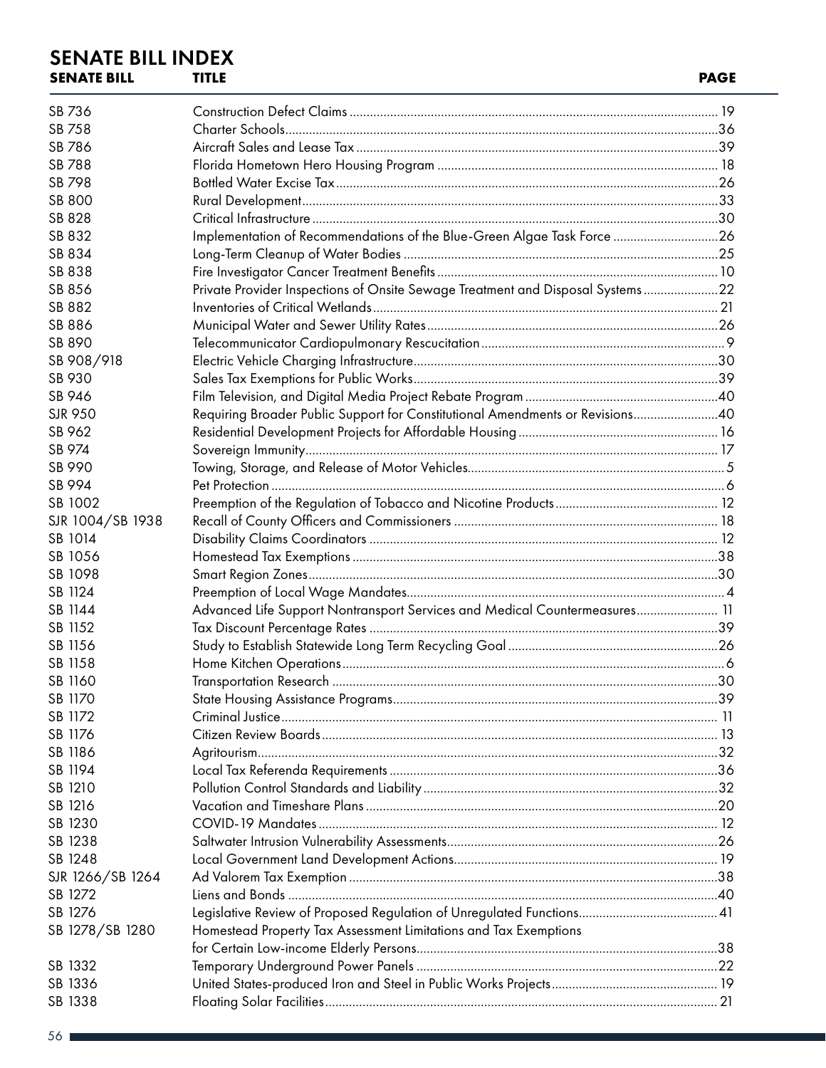# SENATE BILL INDEX

| SENATE BILL | TITLE | PAGE |
|---|---|---|
| SB 736 | Construction Defect Claims | 19 |
| SB 758 | Charter Schools | 36 |
| SB 786 | Aircraft Sales and Lease Tax | 39 |
| SB 788 | Florida Hometown Hero Housing Program | 18 |
| SB 798 | Bottled Water Excise Tax | 26 |
| SB 800 | Rural Development | 33 |
| SB 828 | Critical Infrastructure | 30 |
| SB 832 | Implementation of Recommendations of the Blue-Green Algae Task Force | 26 |
| SB 834 | Long-Term Cleanup of Water Bodies | 25 |
| SB 838 | Fire Investigator Cancer Treatment Benefits | 10 |
| SB 856 | Private Provider Inspections of Onsite Sewage Treatment and Disposal Systems | 22 |
| SB 882 | Inventories of Critical Wetlands | 21 |
| SB 886 | Municipal Water and Sewer Utility Rates | 26 |
| SB 890 | Telecommunicator Cardiopulmonary Rescucitation | 9 |
| SB 908/918 | Electric Vehicle Charging Infrastructure | 30 |
| SB 930 | Sales Tax Exemptions for Public Works | 39 |
| SB 946 | Film Television, and Digital Media Project Rebate Program | 40 |
| SJR 950 | Requiring Broader Public Support for Constitutional Amendments or Revisions | 40 |
| SB 962 | Residential Development Projects for Affordable Housing | 16 |
| SB 974 | Sovereign Immunity | 17 |
| SB 990 | Towing, Storage, and Release of Motor Vehicles | 5 |
| SB 994 | Pet Protection | 6 |
| SB 1002 | Preemption of the Regulation of Tobacco and Nicotine Products | 12 |
| SJR 1004/SB 1938 | Recall of County Officers and Commissioners | 18 |
| SB 1014 | Disability Claims Coordinators | 12 |
| SB 1056 | Homestead Tax Exemptions | 38 |
| SB 1098 | Smart Region Zones | 30 |
| SB 1124 | Preemption of Local Wage Mandates | 4 |
| SB 1144 | Advanced Life Support Nontransport Services and Medical Countermeasures | 11 |
| SB 1152 | Tax Discount Percentage Rates | 39 |
| SB 1156 | Study to Establish Statewide Long Term Recycling Goal | 26 |
| SB 1158 | Home Kitchen Operations | 6 |
| SB 1160 | Transportation Research | 30 |
| SB 1170 | State Housing Assistance Programs | 39 |
| SB 1172 | Criminal Justice | 11 |
| SB 1176 | Citizen Review Boards | 13 |
| SB 1186 | Agritourism | 32 |
| SB 1194 | Local Tax Referenda Requirements | 36 |
| SB 1210 | Pollution Control Standards and Liability | 32 |
| SB 1216 | Vacation and Timeshare Plans | 20 |
| SB 1230 | COVID-19 Mandates | 12 |
| SB 1238 | Saltwater Intrusion Vulnerability Assessments | 26 |
| SB 1248 | Local Government Land Development Actions | 19 |
| SJR 1266/SB 1264 | Ad Valorem Tax Exemption | 38 |
| SB 1272 | Liens and Bonds | 40 |
| SB 1276 | Legislative Review of Proposed Regulation of Unregulated Functions | 41 |
| SB 1278/SB 1280 | Homestead Property Tax Assessment Limitations and Tax Exemptions for Certain Low-income Elderly Persons | 38 |
| SB 1332 | Temporary Underground Power Panels | 22 |
| SB 1336 | United States-produced Iron and Steel in Public Works Projects | 19 |
| SB 1338 | Floating Solar Facilities | 21 |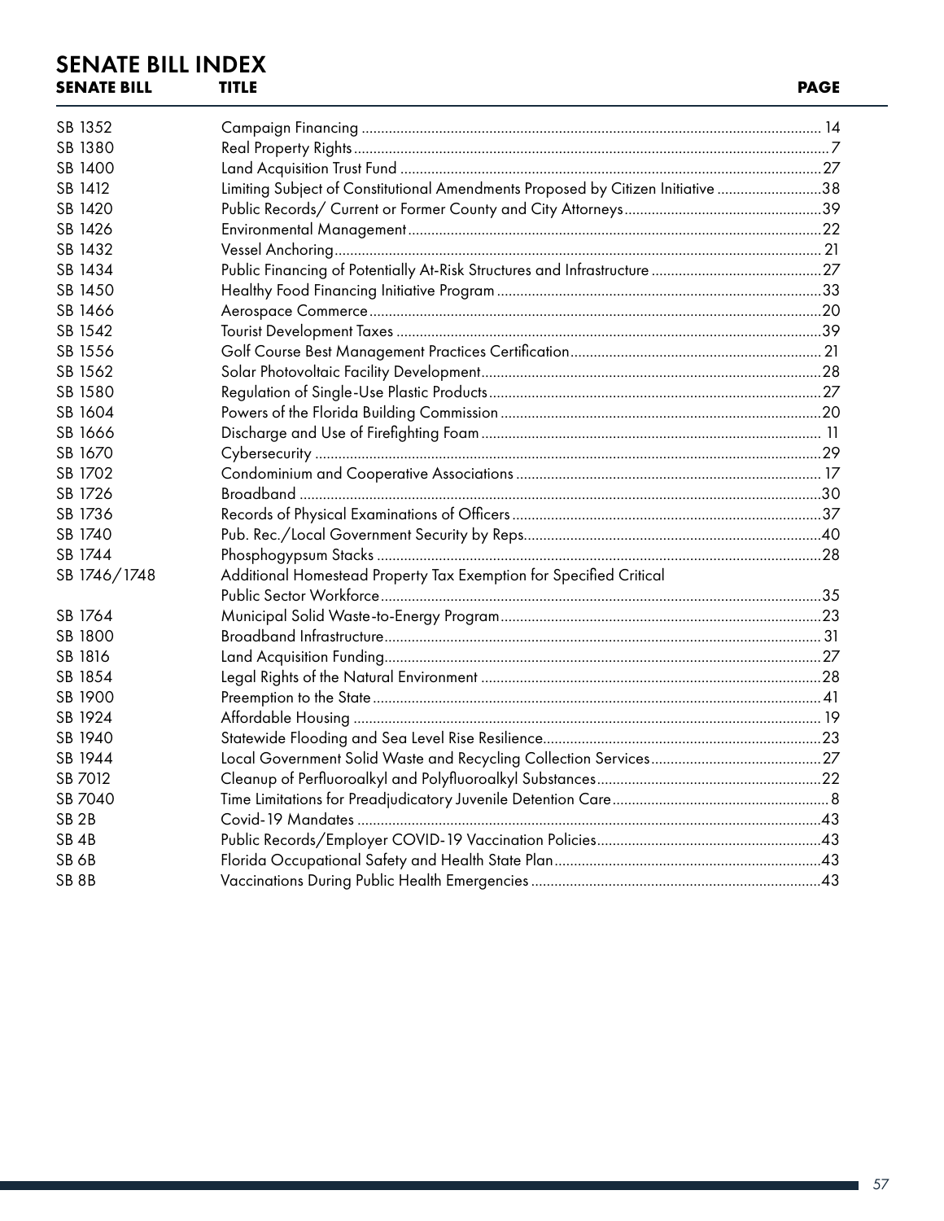## SENATE BILL INDEX

| SENATE BILL | TITLE | PAGE |
|---|---|---|
| SB 1352 | Campaign Financing | 14 |
| SB 1380 | Real Property Rights | 7 |
| SB 1400 | Land Acquisition Trust Fund | 27 |
| SB 1412 | Limiting Subject of Constitutional Amendments Proposed by Citizen Initiative | 38 |
| SB 1420 | Public Records/ Current or Former County and City Attorneys | 39 |
| SB 1426 | Environmental Management | 22 |
| SB 1432 | Vessel Anchoring | 21 |
| SB 1434 | Public Financing of Potentially At-Risk Structures and Infrastructure | 27 |
| SB 1450 | Healthy Food Financing Initiative Program | 33 |
| SB 1466 | Aerospace Commerce | 20 |
| SB 1542 | Tourist Development Taxes | 39 |
| SB 1556 | Golf Course Best Management Practices Certification | 21 |
| SB 1562 | Solar Photovoltaic Facility Development | 28 |
| SB 1580 | Regulation of Single-Use Plastic Products | 27 |
| SB 1604 | Powers of the Florida Building Commission | 20 |
| SB 1666 | Discharge and Use of Firefighting Foam | 11 |
| SB 1670 | Cybersecurity | 29 |
| SB 1702 | Condominium and Cooperative Associations | 17 |
| SB 1726 | Broadband | 30 |
| SB 1736 | Records of Physical Examinations of Officers | 37 |
| SB 1740 | Pub. Rec./Local Government Security by Reps. | 40 |
| SB 1744 | Phosphogypsum Stacks | 28 |
| SB 1746/1748 | Additional Homestead Property Tax Exemption for Specified Critical Public Sector Workforce | 35 |
| SB 1764 | Municipal Solid Waste-to-Energy Program | 23 |
| SB 1800 | Broadband Infrastructure | 31 |
| SB 1816 | Land Acquisition Funding | 27 |
| SB 1854 | Legal Rights of the Natural Environment | 28 |
| SB 1900 | Preemption to the State | 41 |
| SB 1924 | Affordable Housing | 19 |
| SB 1940 | Statewide Flooding and Sea Level Rise Resilience | 23 |
| SB 1944 | Local Government Solid Waste and Recycling Collection Services | 27 |
| SB 7012 | Cleanup of Perfluoroalkyl and Polyfluoroalkyl Substances | 22 |
| SB 7040 | Time Limitations for Preadjudicatory Juvenile Detention Care | 8 |
| SB 2B | Covid-19 Mandates | 43 |
| SB 4B | Public Records/Employer COVID-19 Vaccination Policies | 43 |
| SB 6B | Florida Occupational Safety and Health State Plan | 43 |
| SB 8B | Vaccinations During Public Health Emergencies | 43 |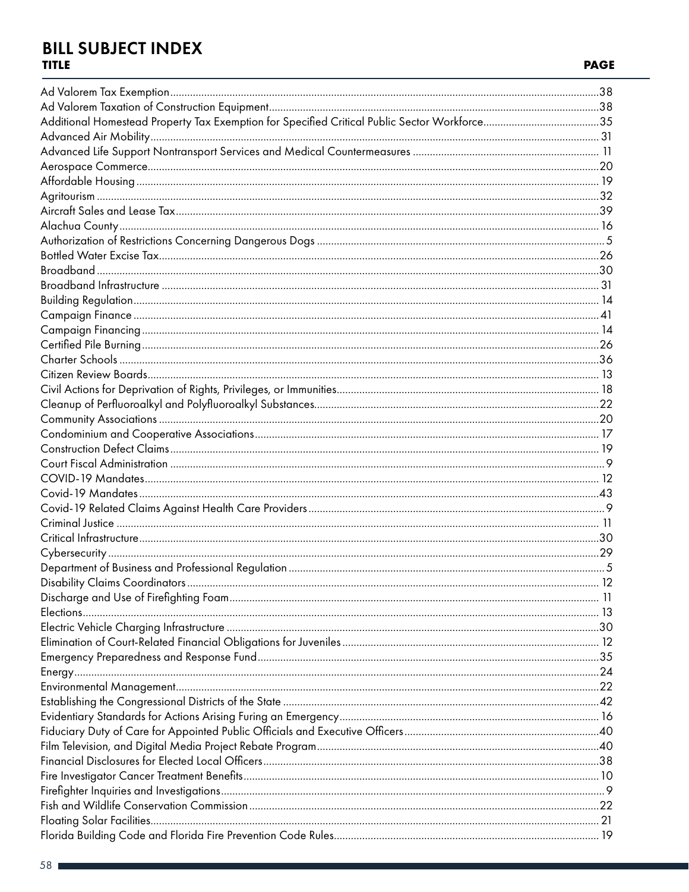# BILL SUBJECT INDEX

| TITLE | PAGE |
|---|---|
| Ad Valorem Tax Exemption | 38 |
| Ad Valorem Taxation of Construction Equipment | 38 |
| Additional Homestead Property Tax Exemption for Specified Critical Public Sector Workforce | 35 |
| Advanced Air Mobility | 31 |
| Advanced Life Support Nontransport Services and Medical Countermeasures | 11 |
| Aerospace Commerce | 20 |
| Affordable Housing | 19 |
| Agritourism | 32 |
| Aircraft Sales and Lease Tax | 39 |
| Alachua County | 16 |
| Authorization of Restrictions Concerning Dangerous Dogs | 5 |
| Bottled Water Excise Tax | 26 |
| Broadband | 30 |
| Broadband Infrastructure | 31 |
| Building Regulation | 14 |
| Campaign Finance | 41 |
| Campaign Financing | 14 |
| Certified Pile Burning | 26 |
| Charter Schools | 36 |
| Citizen Review Boards | 13 |
| Civil Actions for Deprivation of Rights, Privileges, or Immunities | 18 |
| Cleanup of Perfluoroalkyl and Polyfluoroalkyl Substances | 22 |
| Community Associations | 20 |
| Condominium and Cooperative Associations | 17 |
| Construction Defect Claims | 19 |
| Court Fiscal Administration | 9 |
| COVID-19 Mandates | 12 |
| Covid-19 Mandates | 43 |
| Covid-19 Related Claims Against Health Care Providers | 9 |
| Criminal Justice | 11 |
| Critical Infrastructure | 30 |
| Cybersecurity | 29 |
| Department of Business and Professional Regulation | 5 |
| Disability Claims Coordinators | 12 |
| Discharge and Use of Firefighting Foam | 11 |
| Elections | 13 |
| Electric Vehicle Charging Infrastructure | 30 |
| Elimination of Court-Related Financial Obligations for Juveniles | 12 |
| Emergency Preparedness and Response Fund | 35 |
| Energy | 24 |
| Environmental Management | 22 |
| Establishing the Congressional Districts of the State | 42 |
| Evidentiary Standards for Actions Arising Furing an Emergency | 16 |
| Fiduciary Duty of Care for Appointed Public Officials and Executive Officers | 40 |
| Film Television, and Digital Media Project Rebate Program | 40 |
| Financial Disclosures for Elected Local Officers | 38 |
| Fire Investigator Cancer Treatment Benefits | 10 |
| Firefighter Inquiries and Investigations | 9 |
| Fish and Wildlife Conservation Commission | 22 |
| Floating Solar Facilities | 21 |
| Florida Building Code and Florida Fire Prevention Code Rules | 19 |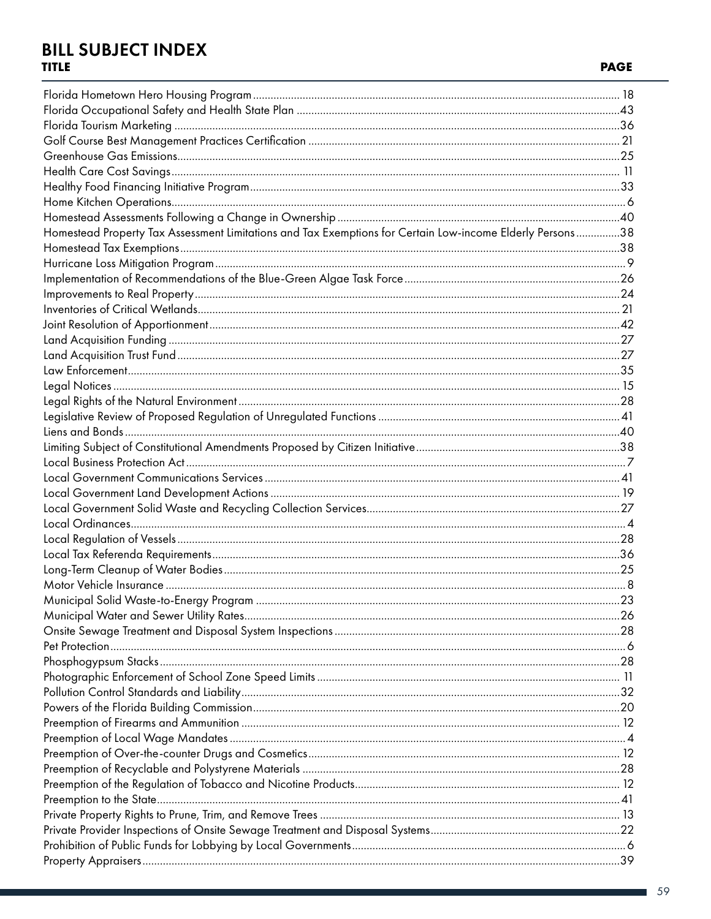# BILL SUBJECT INDEX

| TITLE | PAGE |
| --- | --- |
| Florida Hometown Hero Housing Program | 18 |
| Florida Occupational Safety and Health State Plan | 43 |
| Florida Tourism Marketing | 36 |
| Golf Course Best Management Practices Certification | 21 |
| Greenhouse Gas Emissions | 25 |
| Health Care Cost Savings | 11 |
| Healthy Food Financing Initiative Program | 33 |
| Home Kitchen Operations | 6 |
| Homestead Assessments Following a Change in Ownership | 40 |
| Homestead Property Tax Assessment Limitations and Tax Exemptions for Certain Low-income Elderly Persons | 38 |
| Homestead Tax Exemptions | 38 |
| Hurricane Loss Mitigation Program | 9 |
| Implementation of Recommendations of the Blue-Green Algae Task Force | 26 |
| Improvements to Real Property | 24 |
| Inventories of Critical Wetlands | 21 |
| Joint Resolution of Apportionment | 42 |
| Land Acquisition Funding | 27 |
| Land Acquisition Trust Fund | 27 |
| Law Enforcement | 35 |
| Legal Notices | 15 |
| Legal Rights of the Natural Environment | 28 |
| Legislative Review of Proposed Regulation of Unregulated Functions | 41 |
| Liens and Bonds | 40 |
| Limiting Subject of Constitutional Amendments Proposed by Citizen Initiative | 38 |
| Local Business Protection Act | 7 |
| Local Government Communications Services | 41 |
| Local Government Land Development Actions | 19 |
| Local Government Solid Waste and Recycling Collection Services | 27 |
| Local Ordinances | 4 |
| Local Regulation of Vessels | 28 |
| Local Tax Referenda Requirements | 36 |
| Long-Term Cleanup of Water Bodies | 25 |
| Motor Vehicle Insurance | 8 |
| Municipal Solid Waste-to-Energy Program | 23 |
| Municipal Water and Sewer Utility Rates | 26 |
| Onsite Sewage Treatment and Disposal System Inspections | 28 |
| Pet Protection | 6 |
| Phosphogypsum Stacks | 28 |
| Photographic Enforcement of School Zone Speed Limits | 11 |
| Pollution Control Standards and Liability | 32 |
| Powers of the Florida Building Commission | 20 |
| Preemption of Firearms and Ammunition | 12 |
| Preemption of Local Wage Mandates | 4 |
| Preemption of Over-the-counter Drugs and Cosmetics | 12 |
| Preemption of Recyclable and Polystyrene Materials | 28 |
| Preemption of the Regulation of Tobacco and Nicotine Products | 12 |
| Preemption to the State | 41 |
| Private Property Rights to Prune, Trim, and Remove Trees | 13 |
| Private Provider Inspections of Onsite Sewage Treatment and Disposal Systems | 22 |
| Prohibition of Public Funds for Lobbying by Local Governments | 6 |
| Property Appraisers | 39 |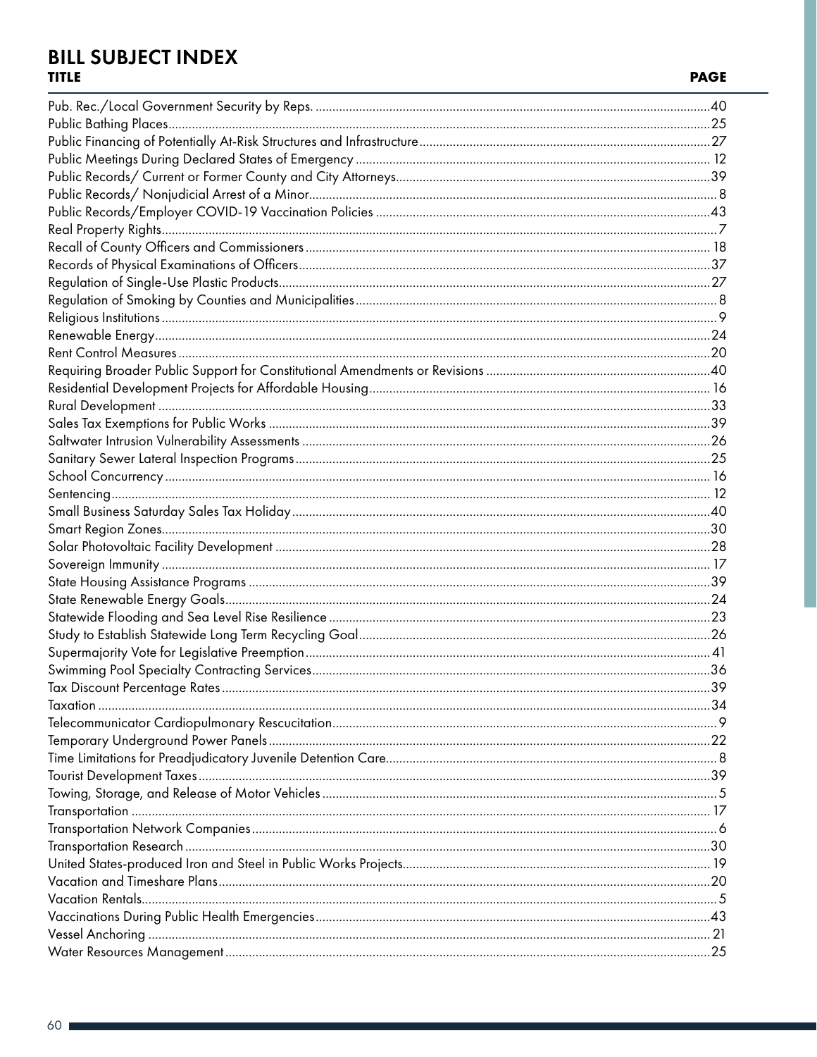# BILL SUBJECT INDEX

| TITLE | PAGE |
|---|---|
| Pub. Rec./Local Government Security by Reps. | 40 |
| Public Bathing Places | 25 |
| Public Financing of Potentially At-Risk Structures and Infrastructure | 27 |
| Public Meetings During Declared States of Emergency | 12 |
| Public Records/ Current or Former County and City Attorneys | 39 |
| Public Records/ Nonjudicial Arrest of a Minor | 8 |
| Public Records/Employer COVID-19 Vaccination Policies | 43 |
| Real Property Rights | 7 |
| Recall of County Officers and Commissioners | 18 |
| Records of Physical Examinations of Officers | 37 |
| Regulation of Single-Use Plastic Products | 27 |
| Regulation of Smoking by Counties and Municipalities | 8 |
| Religious Institutions | 9 |
| Renewable Energy | 24 |
| Rent Control Measures | 20 |
| Requiring Broader Public Support for Constitutional Amendments or Revisions | 40 |
| Residential Development Projects for Affordable Housing | 16 |
| Rural Development | 33 |
| Sales Tax Exemptions for Public Works | 39 |
| Saltwater Intrusion Vulnerability Assessments | 26 |
| Sanitary Sewer Lateral Inspection Programs | 25 |
| School Concurrency | 16 |
| Sentencing | 12 |
| Small Business Saturday Sales Tax Holiday | 40 |
| Smart Region Zones | 30 |
| Solar Photovoltaic Facility Development | 28 |
| Sovereign Immunity | 17 |
| State Housing Assistance Programs | 39 |
| State Renewable Energy Goals | 24 |
| Statewide Flooding and Sea Level Rise Resilience | 23 |
| Study to Establish Statewide Long Term Recycling Goal | 26 |
| Supermajority Vote for Legislative Preemption | 41 |
| Swimming Pool Specialty Contracting Services | 36 |
| Tax Discount Percentage Rates | 39 |
| Taxation | 34 |
| Telecommunicator Cardiopulmonary Rescucitation | 9 |
| Temporary Underground Power Panels | 22 |
| Time Limitations for Preadjudicatory Juvenile Detention Care | 8 |
| Tourist Development Taxes | 39 |
| Towing, Storage, and Release of Motor Vehicles | 5 |
| Transportation | 17 |
| Transportation Network Companies | 6 |
| Transportation Research | 30 |
| United States-produced Iron and Steel in Public Works Projects | 19 |
| Vacation and Timeshare Plans | 20 |
| Vacation Rentals | 5 |
| Vaccinations During Public Health Emergencies | 43 |
| Vessel Anchoring | 21 |
| Water Resources Management | 25 |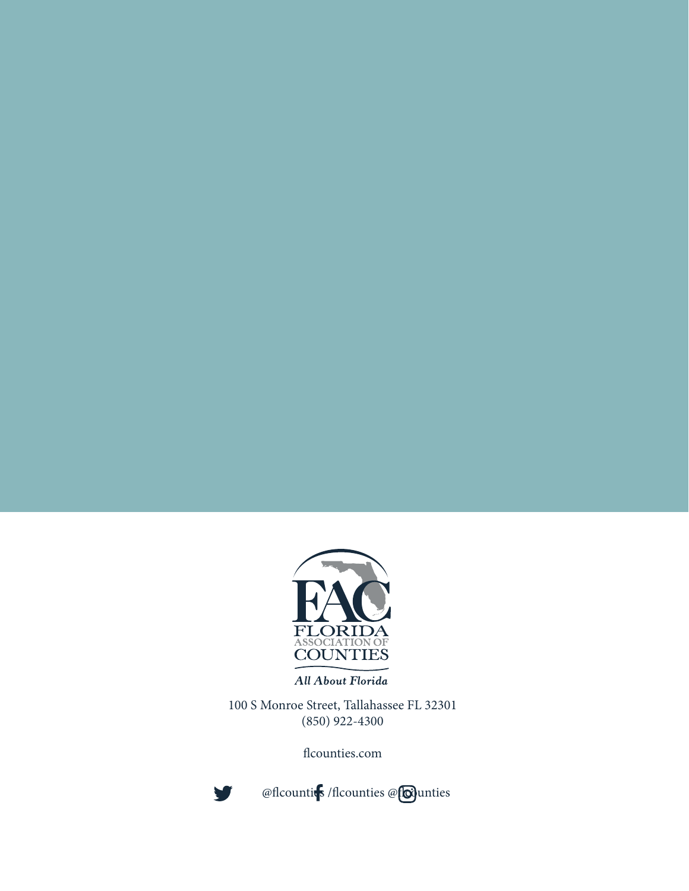FAC
FLORIDA
ASSOCIATION OF
COUNTIES

*All About Florida*

100 S Monroe Street, Tallahassee FL 32301
(850) 922-4300

flcounties.com

@flcounties /flcounties @flcounties